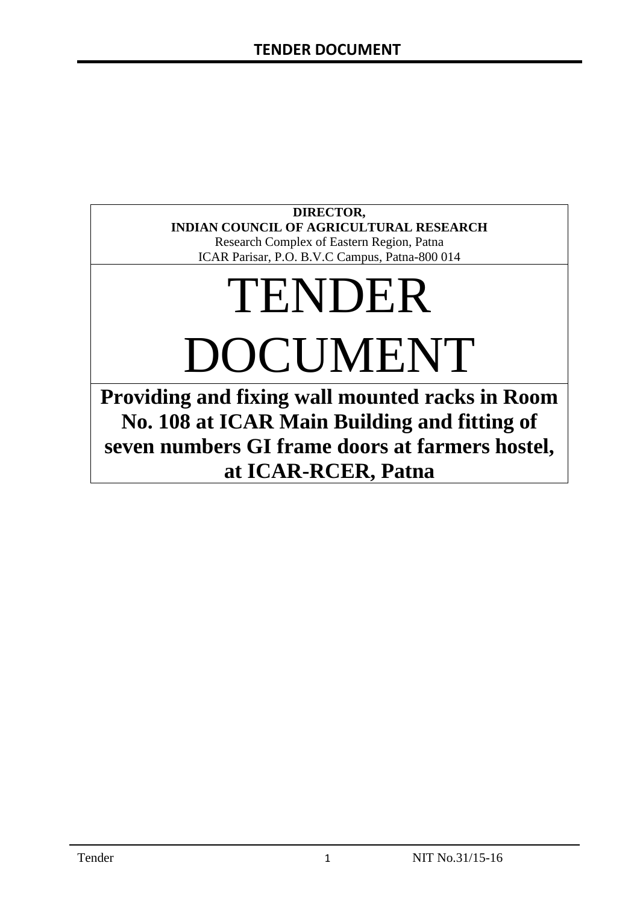**DIRECTOR,**
**INDIAN COUNCIL OF AGRICULTURAL RESEARCH**
Research Complex of Eastern Region, Patna
ICAR Parisar, P.O. B.V.C Campus, Patna-800 014

# TENDER DOCUMENT

## Providing and fixing wall mounted racks in Room No. 108 at ICAR Main Building and fitting of seven numbers GI frame doors at farmers hostel, at ICAR-RCER, Patna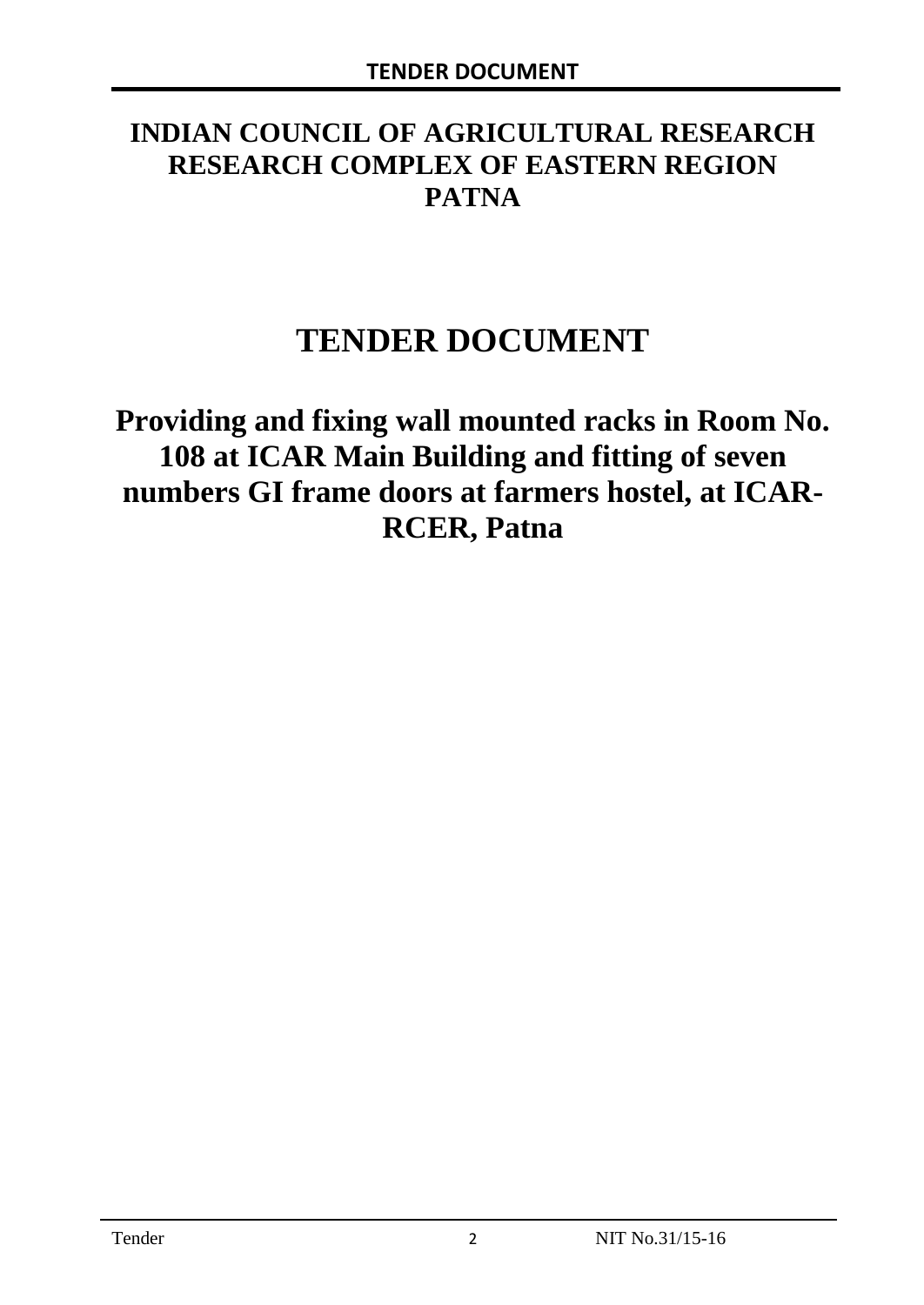# INDIAN COUNCIL OF AGRICULTURAL RESEARCH RESEARCH COMPLEX OF EASTERN REGION PATNA

# TENDER DOCUMENT

## Providing and fixing wall mounted racks in Room No. 108 at ICAR Main Building and fitting of seven numbers GI frame doors at farmers hostel, at ICAR-RCER, Patna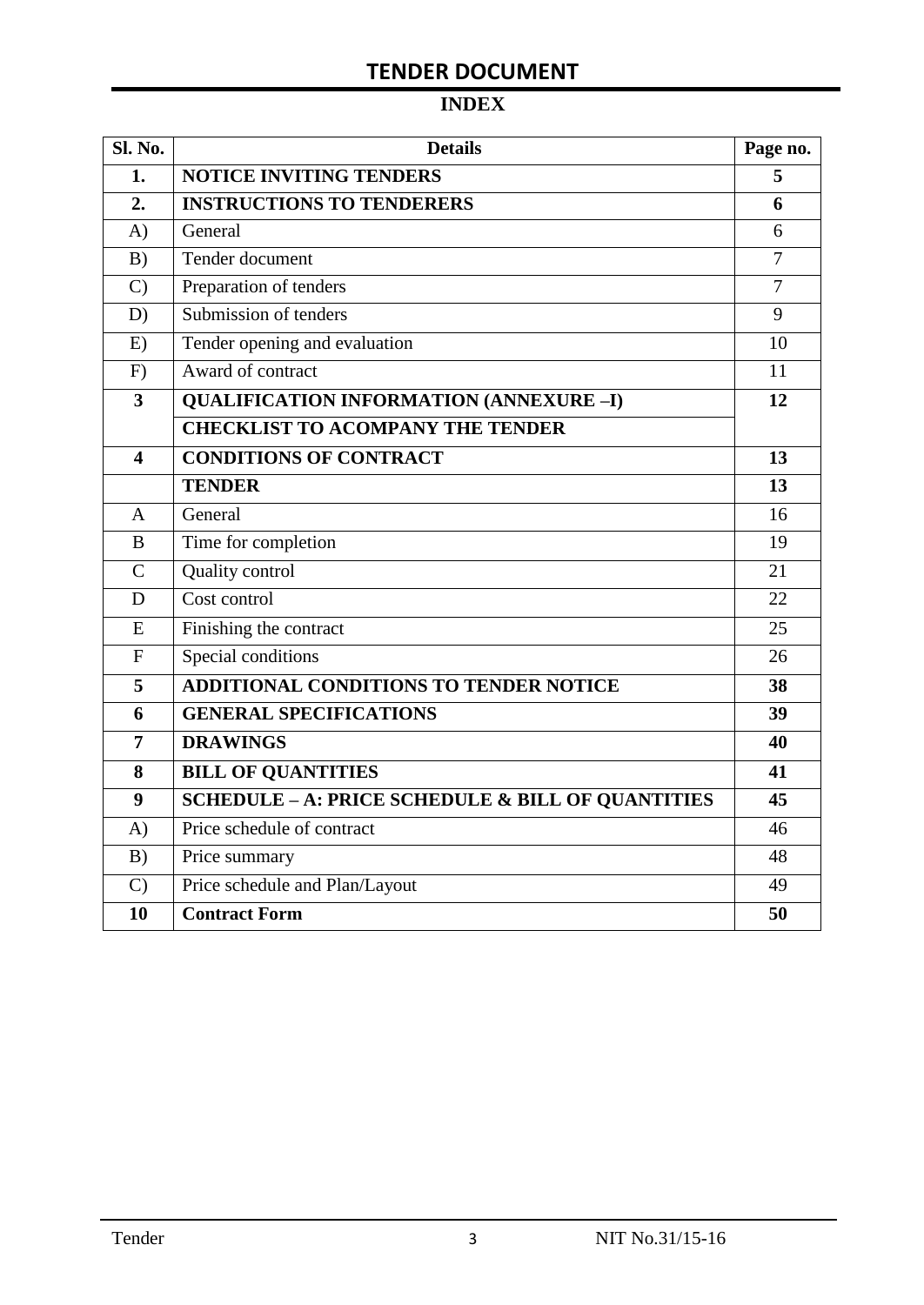## TENDER DOCUMENT

### INDEX

| Sl. No. | Details | Page no. |
|---|---|---|
| **1.** | **NOTICE INVITING TENDERS** | **5** |
| **2.** | **INSTRUCTIONS TO TENDERERS** | **6** |
| A) | General | 6 |
| B) | Tender document | 7 |
| C) | Preparation of tenders | 7 |
| D) | Submission of tenders | 9 |
| E) | Tender opening and evaluation | 10 |
| F) | Award of contract | 11 |
| **3** | **QUALIFICATION INFORMATION (ANNEXURE –I)** | **12** |
| | **CHECKLIST TO ACOMPANY THE TENDER** | |
| **4** | **CONDITIONS OF CONTRACT** | **13** |
| | **TENDER** | **13** |
| A | General | 16 |
| B | Time for completion | 19 |
| C | Quality control | 21 |
| D | Cost control | 22 |
| E | Finishing the contract | 25 |
| F | Special conditions | 26 |
| **5** | **ADDITIONAL CONDITIONS TO TENDER NOTICE** | **38** |
| **6** | **GENERAL SPECIFICATIONS** | **39** |
| **7** | **DRAWINGS** | **40** |
| **8** | **BILL OF QUANTITIES** | **41** |
| **9** | **SCHEDULE – A: PRICE SCHEDULE & BILL OF QUANTITIES** | **45** |
| A) | Price schedule of contract | 46 |
| B) | Price summary | 48 |
| C) | Price schedule and Plan/Layout | 49 |
| **10** | **Contract Form** | **50** |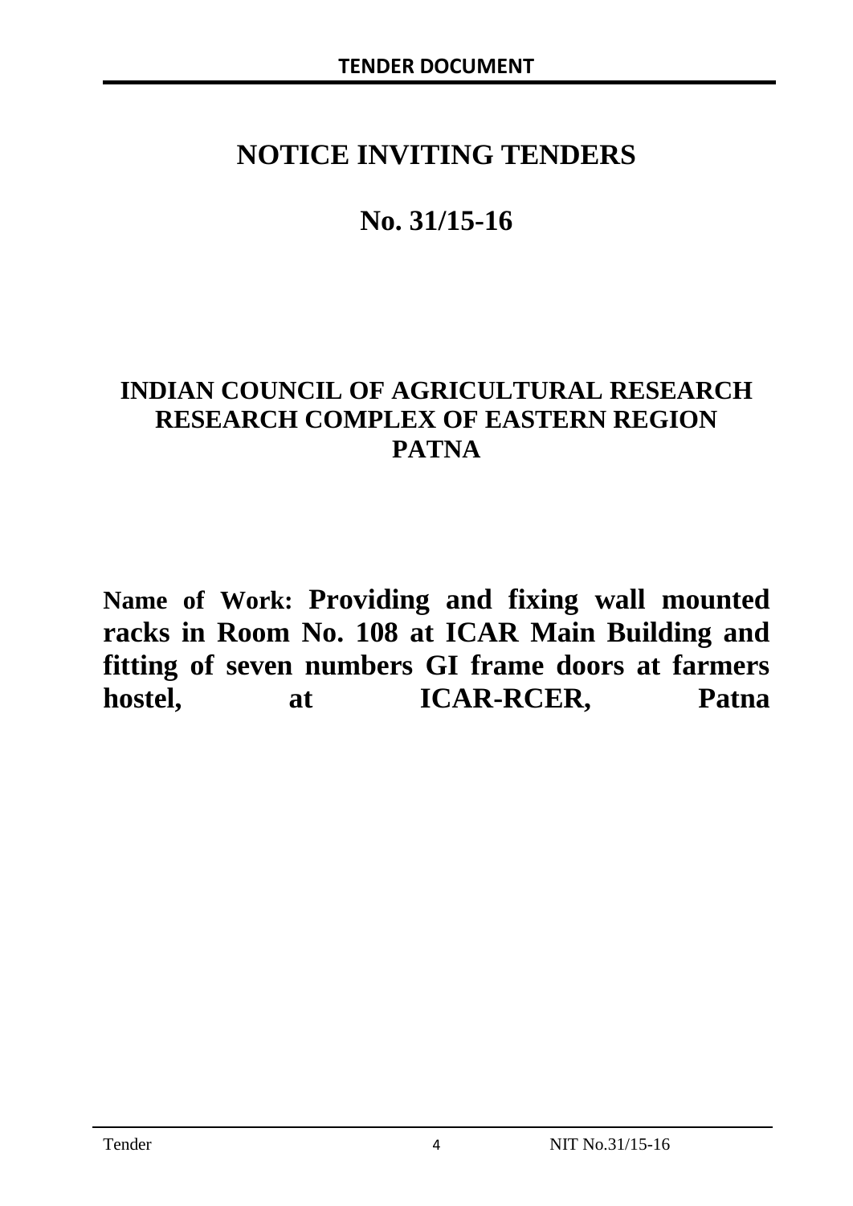# NOTICE INVITING TENDERS

# No. 31/15-16

## INDIAN COUNCIL OF AGRICULTURAL RESEARCH
## RESEARCH COMPLEX OF EASTERN REGION
## PATNA

**Name of Work: Providing and fixing wall mounted racks in Room No. 108 at ICAR Main Building and fitting of seven numbers GI frame doors at farmers hostel, at ICAR-RCER, Patna**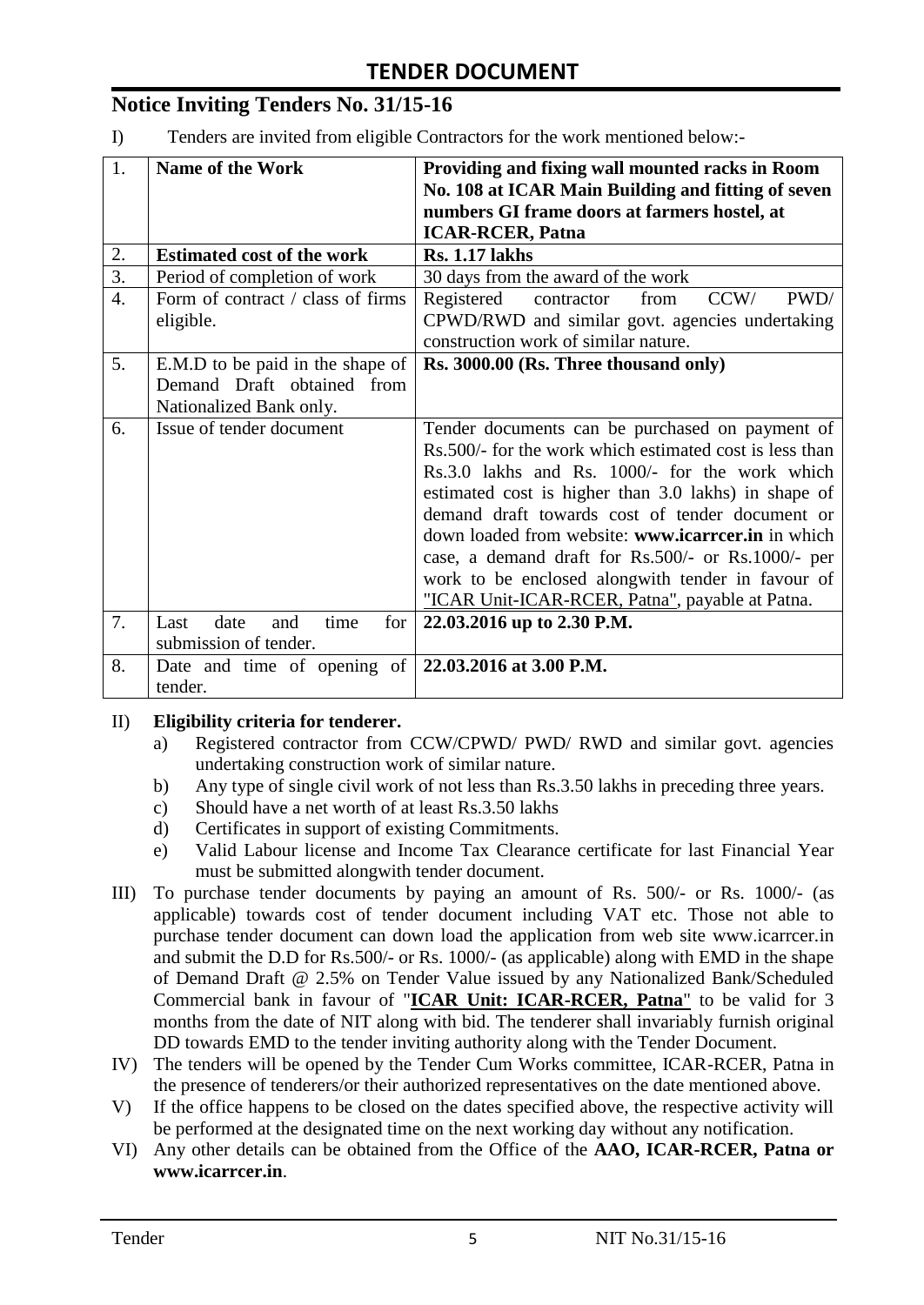# TENDER DOCUMENT

## Notice Inviting Tenders No. 31/15-16

I) Tenders are invited from eligible Contractors for the work mentioned below:-

| 1. | **Name of the Work** | **Providing and fixing wall mounted racks in Room No. 108 at ICAR Main Building and fitting of seven numbers GI frame doors at farmers hostel, at ICAR-RCER, Patna** |
|---|---|---|
| 2. | **Estimated cost of the work** | **Rs. 1.17 lakhs** |
| 3. | Period of completion of work | 30 days from the award of the work |
| 4. | Form of contract / class of firms eligible. | Registered contractor from CCW/ PWD/ CPWD/RWD and similar govt. agencies undertaking construction work of similar nature. |
| 5. | E.M.D to be paid in the shape of Demand Draft obtained from Nationalized Bank only. | **Rs. 3000.00 (Rs. Three thousand only)** |
| 6. | Issue of tender document | Tender documents can be purchased on payment of Rs.500/- for the work which estimated cost is less than Rs.3.0 lakhs and Rs. 1000/- for the work which estimated cost is higher than 3.0 lakhs) in shape of demand draft towards cost of tender document or down loaded from website: **www.icarrcer.in** in which case, a demand draft for Rs.500/- or Rs.1000/- per work to be enclosed alongwith tender in favour of "ICAR Unit-ICAR-RCER, Patna", payable at Patna. |
| 7. | Last date and time for submission of tender. | **22.03.2016 up to 2.30 P.M.** |
| 8. | Date and time of opening of tender. | **22.03.2016 at 3.00 P.M.** |

II) **Eligibility criteria for tenderer.**

a) Registered contractor from CCW/CPWD/ PWD/ RWD and similar govt. agencies undertaking construction work of similar nature.

b) Any type of single civil work of not less than Rs.3.50 lakhs in preceding three years.

c) Should have a net worth of at least Rs.3.50 lakhs

d) Certificates in support of existing Commitments.

e) Valid Labour license and Income Tax Clearance certificate for last Financial Year must be submitted alongwith tender document.

III) To purchase tender documents by paying an amount of Rs. 500/- or Rs. 1000/- (as applicable) towards cost of tender document including VAT etc. Those not able to purchase tender document can down load the application from web site www.icarrcer.in and submit the D.D for Rs.500/- or Rs. 1000/- (as applicable) along with EMD in the shape of Demand Draft @ 2.5% on Tender Value issued by any Nationalized Bank/Scheduled Commercial bank in favour of "**ICAR Unit: ICAR-RCER, Patna**" to be valid for 3 months from the date of NIT along with bid. The tenderer shall invariably furnish original DD towards EMD to the tender inviting authority along with the Tender Document.

IV) The tenders will be opened by the Tender Cum Works committee, ICAR-RCER, Patna in the presence of tenderers/or their authorized representatives on the date mentioned above.

V) If the office happens to be closed on the dates specified above, the respective activity will be performed at the designated time on the next working day without any notification.

VI) Any other details can be obtained from the Office of the **AAO, ICAR-RCER, Patna or www.icarrcer.in**.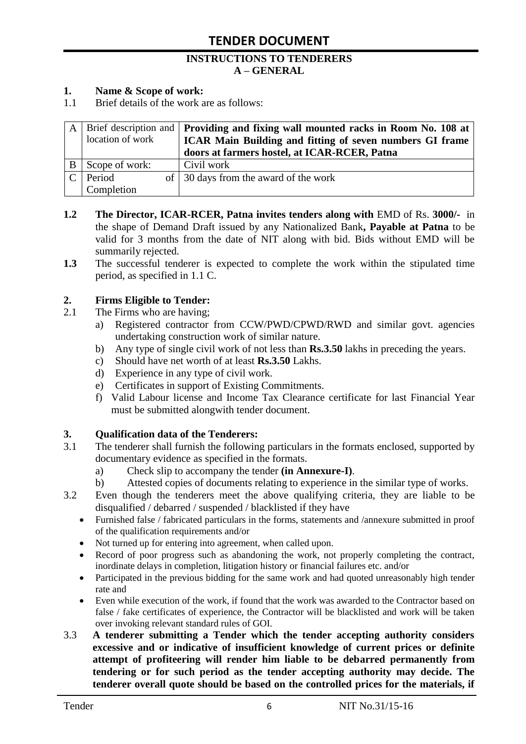# TENDER DOCUMENT

## INSTRUCTIONS TO TENDERERS
## A – GENERAL

**1. Name & Scope of work:**

1.1 Brief details of the work are as follows:

| | | |
|---|---|---|
| A | Brief description and location of work | **Providing and fixing wall mounted racks in Room No. 108 at ICAR Main Building and fitting of seven numbers GI frame doors at farmers hostel, at ICAR-RCER, Patna** |
| B | Scope of work: | Civil work |
| C | Period of Completion | 30 days from the award of the work |

**1.2** **The Director, ICAR-RCER, Patna invites tenders along with** EMD of Rs. **3000/-** in the shape of Demand Draft issued by any Nationalized Bank**, Payable at Patna** to be valid for 3 months from the date of NIT along with bid. Bids without EMD will be summarily rejected.

**1.3** The successful tenderer is expected to complete the work within the stipulated time period, as specified in 1.1 C.

**2. Firms Eligible to Tender:**

2.1 The Firms who are having;

a) Registered contractor from CCW/PWD/CPWD/RWD and similar govt. agencies undertaking construction work of similar nature.
b) Any type of single civil work of not less than **Rs.3.50** lakhs in preceding the years.
c) Should have net worth of at least **Rs.3.50** Lakhs.
d) Experience in any type of civil work.
e) Certificates in support of Existing Commitments.
f) Valid Labour license and Income Tax Clearance certificate for last Financial Year must be submitted alongwith tender document.

**3. Qualification data of the Tenderers:**

3.1 The tenderer shall furnish the following particulars in the formats enclosed, supported by documentary evidence as specified in the formats.

a) Check slip to accompany the tender **(in Annexure-I)**.
b) Attested copies of documents relating to experience in the similar type of works.

3.2 Even though the tenderers meet the above qualifying criteria, they are liable to be disqualified / debarred / suspended / blacklisted if they have

- Furnished false / fabricated particulars in the forms, statements and /annexure submitted in proof of the qualification requirements and/or
- Not turned up for entering into agreement, when called upon.
- Record of poor progress such as abandoning the work, not properly completing the contract, inordinate delays in completion, litigation history or financial failures etc. and/or
- Participated in the previous bidding for the same work and had quoted unreasonably high tender rate and
- Even while execution of the work, if found that the work was awarded to the Contractor based on false / fake certificates of experience, the Contractor will be blacklisted and work will be taken over invoking relevant standard rules of GOI.

3.3 **A tenderer submitting a Tender which the tender accepting authority considers excessive and or indicative of insufficient knowledge of current prices or definite attempt of profiteering will render him liable to be debarred permanently from tendering or for such period as the tender accepting authority may decide. The tenderer overall quote should be based on the controlled prices for the materials, if**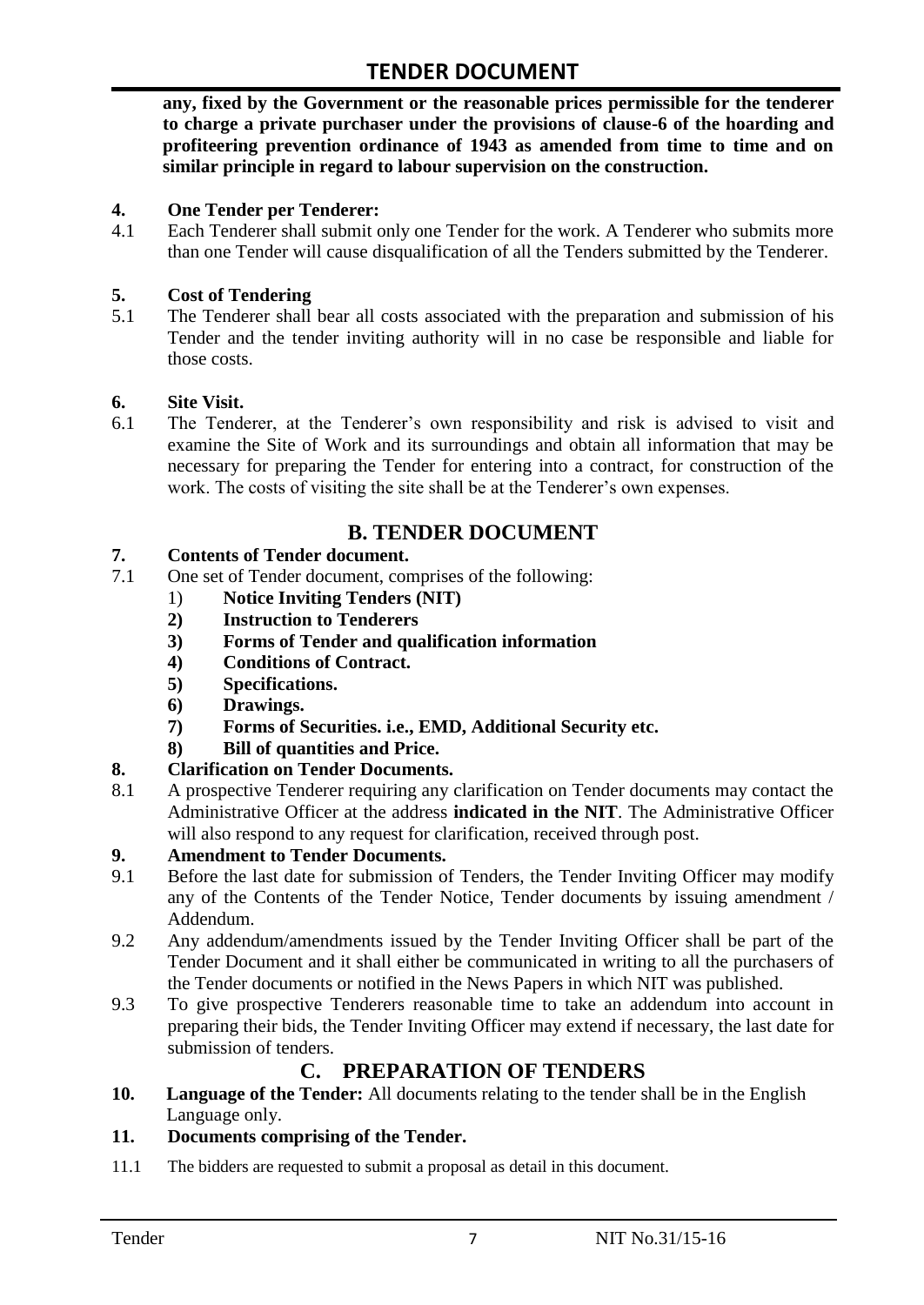**any, fixed by the Government or the reasonable prices permissible for the tenderer to charge a private purchaser under the provisions of clause-6 of the hoarding and profiteering prevention ordinance of 1943 as amended from time to time and on similar principle in regard to labour supervision on the construction.**

**4. One Tender per Tenderer:**

4.1 Each Tenderer shall submit only one Tender for the work. A Tenderer who submits more than one Tender will cause disqualification of all the Tenders submitted by the Tenderer.

**5. Cost of Tendering**

5.1 The Tenderer shall bear all costs associated with the preparation and submission of his Tender and the tender inviting authority will in no case be responsible and liable for those costs.

**6. Site Visit.**

6.1 The Tenderer, at the Tenderer's own responsibility and risk is advised to visit and examine the Site of Work and its surroundings and obtain all information that may be necessary for preparing the Tender for entering into a contract, for construction of the work. The costs of visiting the site shall be at the Tenderer's own expenses.

## B. TENDER DOCUMENT

**7. Contents of Tender document.**

7.1 One set of Tender document, comprises of the following:

1) **Notice Inviting Tenders (NIT)**
2) **Instruction to Tenderers**
3) **Forms of Tender and qualification information**
4) **Conditions of Contract.**
5) **Specifications.**
6) **Drawings.**
7) **Forms of Securities. i.e., EMD, Additional Security etc.**
8) **Bill of quantities and Price.**

**8. Clarification on Tender Documents.**

8.1 A prospective Tenderer requiring any clarification on Tender documents may contact the Administrative Officer at the address **indicated in the NIT**. The Administrative Officer will also respond to any request for clarification, received through post.

**9. Amendment to Tender Documents.**

9.1 Before the last date for submission of Tenders, the Tender Inviting Officer may modify any of the Contents of the Tender Notice, Tender documents by issuing amendment / Addendum.

9.2 Any addendum/amendments issued by the Tender Inviting Officer shall be part of the Tender Document and it shall either be communicated in writing to all the purchasers of the Tender documents or notified in the News Papers in which NIT was published.

9.3 To give prospective Tenderers reasonable time to take an addendum into account in preparing their bids, the Tender Inviting Officer may extend if necessary, the last date for submission of tenders.

## C. PREPARATION OF TENDERS

**10. Language of the Tender:** All documents relating to the tender shall be in the English Language only.

**11. Documents comprising of the Tender.**

11.1 The bidders are requested to submit a proposal as detail in this document.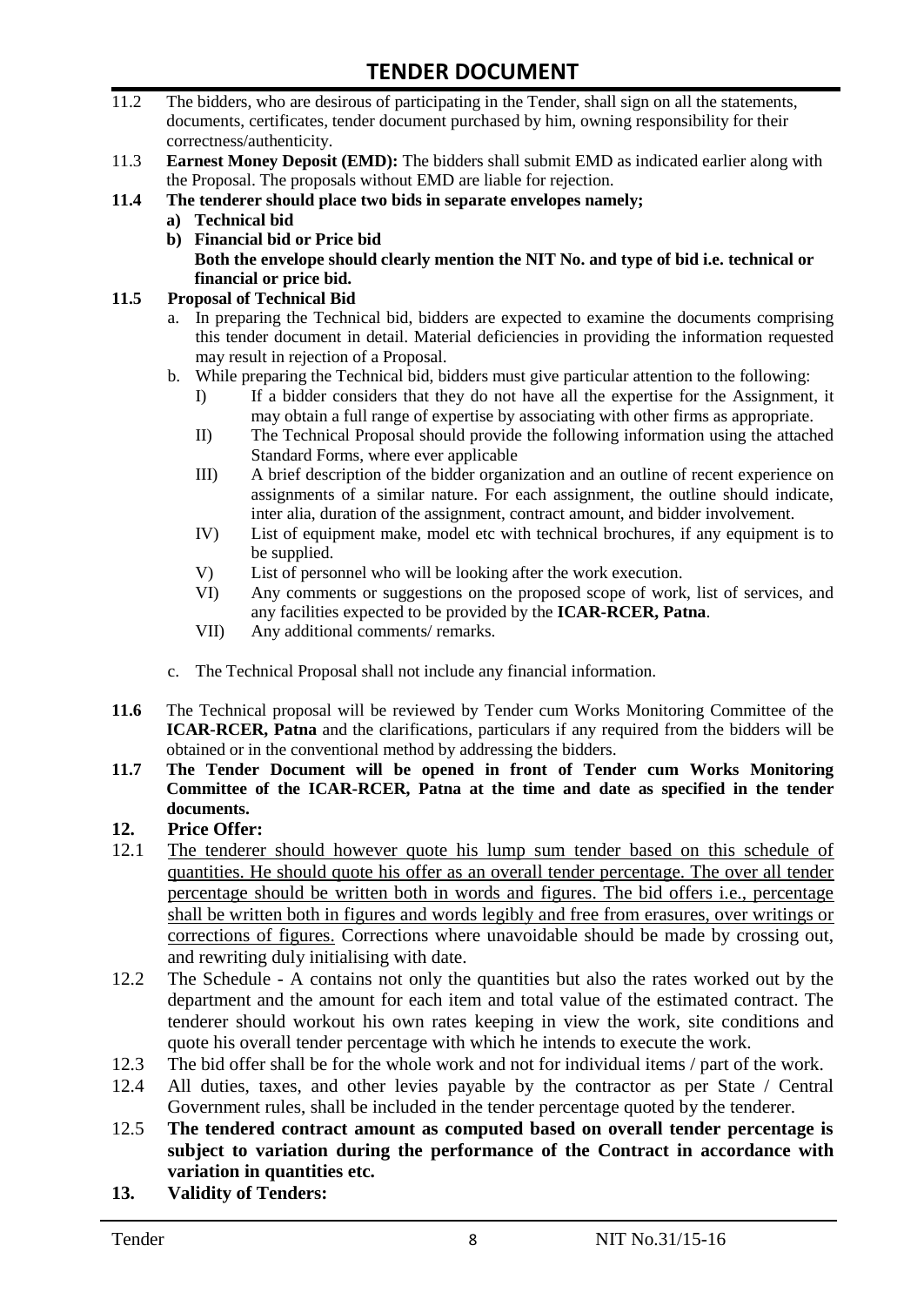11.2 The bidders, who are desirous of participating in the Tender, shall sign on all the statements, documents, certificates, tender document purchased by him, owning responsibility for their correctness/authenticity.

11.3 **Earnest Money Deposit (EMD):** The bidders shall submit EMD as indicated earlier along with the Proposal. The proposals without EMD are liable for rejection.

**11.4 The tenderer should place two bids in separate envelopes namely;**

**a) Technical bid**

**b) Financial bid or Price bid**

**Both the envelope should clearly mention the NIT No. and type of bid i.e. technical or financial or price bid.**

**11.5 Proposal of Technical Bid**

a. In preparing the Technical bid, bidders are expected to examine the documents comprising this tender document in detail. Material deficiencies in providing the information requested may result in rejection of a Proposal.

b. While preparing the Technical bid, bidders must give particular attention to the following:

I) If a bidder considers that they do not have all the expertise for the Assignment, it may obtain a full range of expertise by associating with other firms as appropriate.

II) The Technical Proposal should provide the following information using the attached Standard Forms, where ever applicable

III) A brief description of the bidder organization and an outline of recent experience on assignments of a similar nature. For each assignment, the outline should indicate, inter alia, duration of the assignment, contract amount, and bidder involvement.

IV) List of equipment make, model etc with technical brochures, if any equipment is to be supplied.

V) List of personnel who will be looking after the work execution.

VI) Any comments or suggestions on the proposed scope of work, list of services, and any facilities expected to be provided by the **ICAR-RCER, Patna**.

VII) Any additional comments/ remarks.

c. The Technical Proposal shall not include any financial information.

**11.6** The Technical proposal will be reviewed by Tender cum Works Monitoring Committee of the **ICAR-RCER, Patna** and the clarifications, particulars if any required from the bidders will be obtained or in the conventional method by addressing the bidders.

**11.7 The Tender Document will be opened in front of Tender cum Works Monitoring Committee of the ICAR-RCER, Patna at the time and date as specified in the tender documents.**

## 12. Price Offer:

12.1 The tenderer should however quote his lump sum tender based on this schedule of quantities. He should quote his offer as an overall tender percentage. The over all tender percentage should be written both in words and figures. The bid offers i.e., percentage shall be written both in figures and words legibly and free from erasures, over writings or corrections of figures. Corrections where unavoidable should be made by crossing out, and rewriting duly initialising with date.

12.2 The Schedule - A contains not only the quantities but also the rates worked out by the department and the amount for each item and total value of the estimated contract. The tenderer should workout his own rates keeping in view the work, site conditions and quote his overall tender percentage with which he intends to execute the work.

12.3 The bid offer shall be for the whole work and not for individual items / part of the work.

12.4 All duties, taxes, and other levies payable by the contractor as per State / Central Government rules, shall be included in the tender percentage quoted by the tenderer.

12.5 **The tendered contract amount as computed based on overall tender percentage is subject to variation during the performance of the Contract in accordance with variation in quantities etc.**

## 13. Validity of Tenders: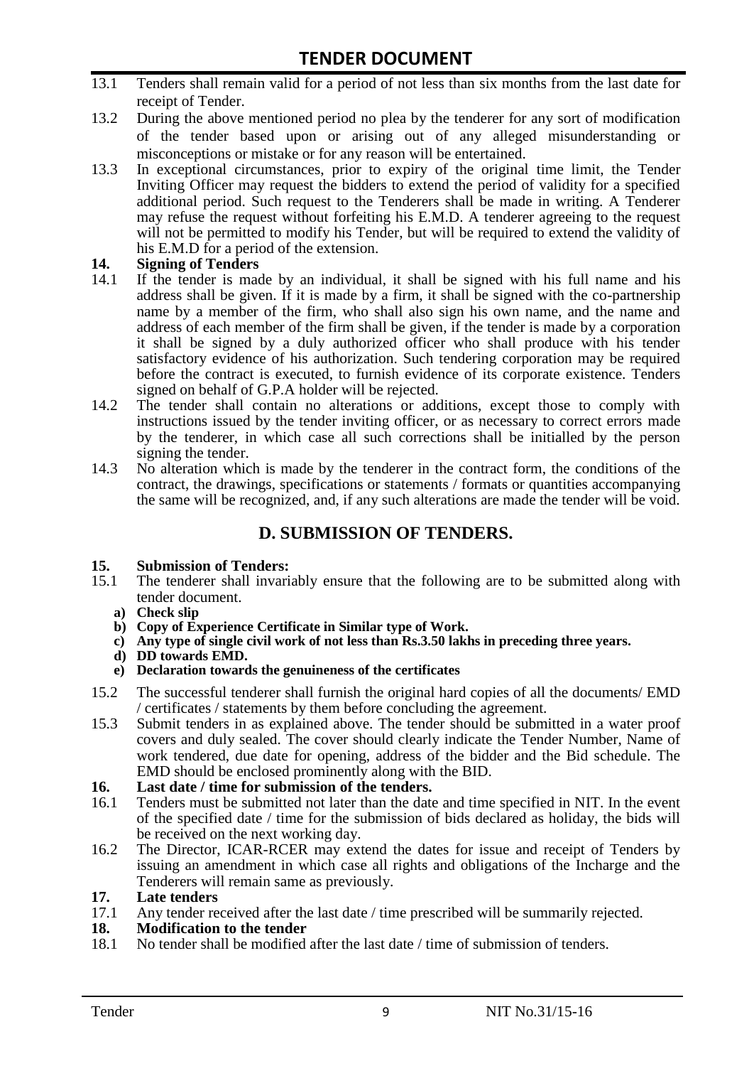13.1 Tenders shall remain valid for a period of not less than six months from the last date for receipt of Tender.

13.2 During the above mentioned period no plea by the tenderer for any sort of modification of the tender based upon or arising out of any alleged misunderstanding or misconceptions or mistake or for any reason will be entertained.

13.3 In exceptional circumstances, prior to expiry of the original time limit, the Tender Inviting Officer may request the bidders to extend the period of validity for a specified additional period. Such request to the Tenderers shall be made in writing. A Tenderer may refuse the request without forfeiting his E.M.D. A tenderer agreeing to the request will not be permitted to modify his Tender, but will be required to extend the validity of his E.M.D for a period of the extension.

**14. Signing of Tenders**

14.1 If the tender is made by an individual, it shall be signed with his full name and his address shall be given. If it is made by a firm, it shall be signed with the co-partnership name by a member of the firm, who shall also sign his own name, and the name and address of each member of the firm shall be given, if the tender is made by a corporation it shall be signed by a duly authorized officer who shall produce with his tender satisfactory evidence of his authorization. Such tendering corporation may be required before the contract is executed, to furnish evidence of its corporate existence. Tenders signed on behalf of G.P.A holder will be rejected.

14.2 The tender shall contain no alterations or additions, except those to comply with instructions issued by the tender inviting officer, or as necessary to correct errors made by the tenderer, in which case all such corrections shall be initialled by the person signing the tender.

14.3 No alteration which is made by the tenderer in the contract form, the conditions of the contract, the drawings, specifications or statements / formats or quantities accompanying the same will be recognized, and, if any such alterations are made the tender will be void.

## D. SUBMISSION OF TENDERS.

**15. Submission of Tenders:**

15.1 The tenderer shall invariably ensure that the following are to be submitted along with tender document.

- **a) Check slip**
- **b) Copy of Experience Certificate in Similar type of Work.**
- **c) Any type of single civil work of not less than Rs.3.50 lakhs in preceding three years.**
- **d) DD towards EMD.**
- **e) Declaration towards the genuineness of the certificates**

15.2 The successful tenderer shall furnish the original hard copies of all the documents/ EMD / certificates / statements by them before concluding the agreement.

15.3 Submit tenders in as explained above. The tender should be submitted in a water proof covers and duly sealed. The cover should clearly indicate the Tender Number, Name of work tendered, due date for opening, address of the bidder and the Bid schedule. The EMD should be enclosed prominently along with the BID.

**16. Last date / time for submission of the tenders.**

16.1 Tenders must be submitted not later than the date and time specified in NIT. In the event of the specified date / time for the submission of bids declared as holiday, the bids will be received on the next working day.

16.2 The Director, ICAR-RCER may extend the dates for issue and receipt of Tenders by issuing an amendment in which case all rights and obligations of the Incharge and the Tenderers will remain same as previously.

**17. Late tenders**

17.1 Any tender received after the last date / time prescribed will be summarily rejected.

**18. Modification to the tender**

18.1 No tender shall be modified after the last date / time of submission of tenders.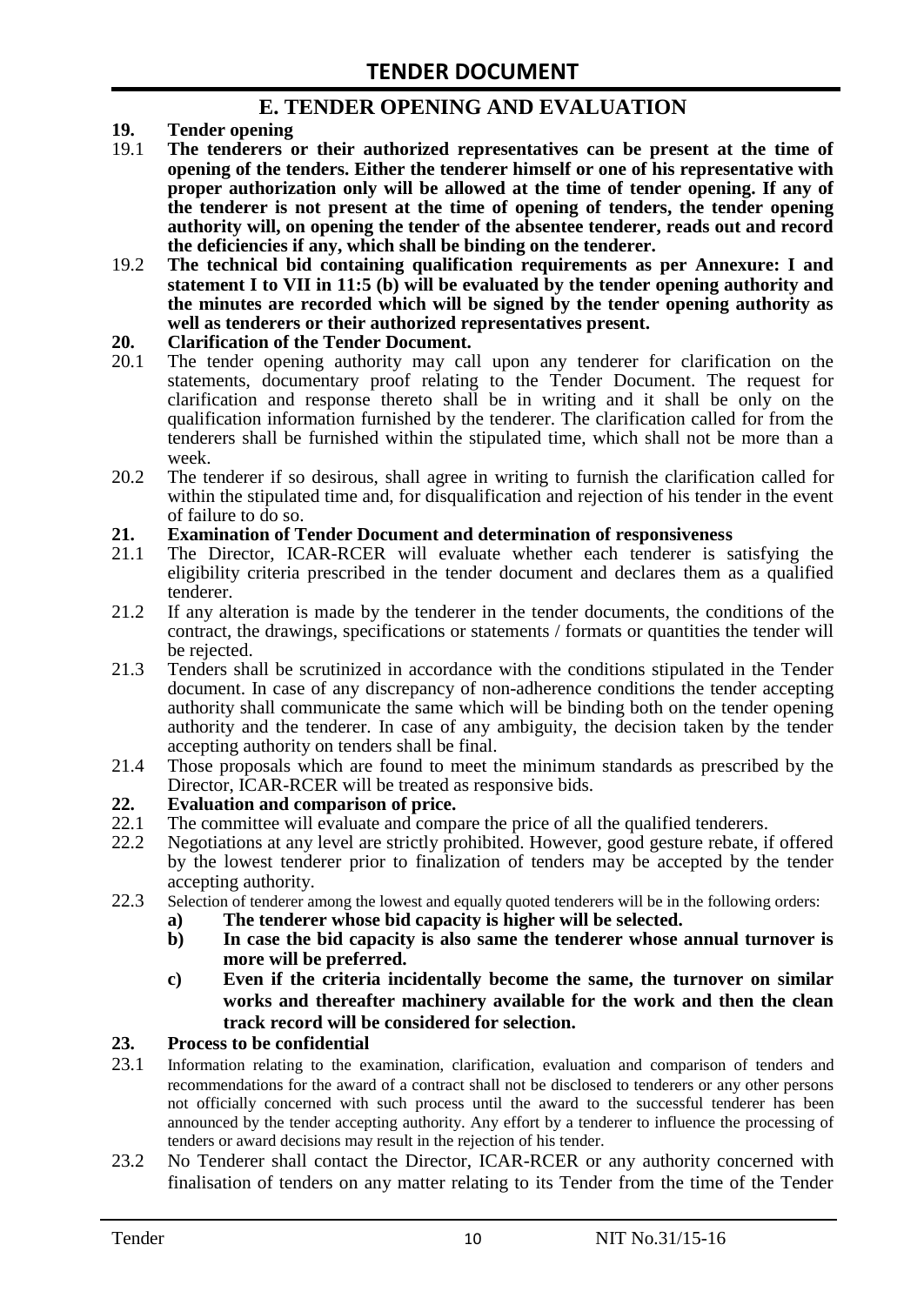## E. TENDER OPENING AND EVALUATION

**19. Tender opening**

19.1 **The tenderers or their authorized representatives can be present at the time of opening of the tenders. Either the tenderer himself or one of his representative with proper authorization only will be allowed at the time of tender opening. If any of the tenderer is not present at the time of opening of tenders, the tender opening authority will, on opening the tender of the absentee tenderer, reads out and record the deficiencies if any, which shall be binding on the tenderer.**

19.2 **The technical bid containing qualification requirements as per Annexure: I and statement I to VII in 11:5 (b) will be evaluated by the tender opening authority and the minutes are recorded which will be signed by the tender opening authority as well as tenderers or their authorized representatives present.**

**20. Clarification of the Tender Document.**

20.1 The tender opening authority may call upon any tenderer for clarification on the statements, documentary proof relating to the Tender Document. The request for clarification and response thereto shall be in writing and it shall be only on the qualification information furnished by the tenderer. The clarification called for from the tenderers shall be furnished within the stipulated time, which shall not be more than a week.

20.2 The tenderer if so desirous, shall agree in writing to furnish the clarification called for within the stipulated time and, for disqualification and rejection of his tender in the event of failure to do so.

**21. Examination of Tender Document and determination of responsiveness**

21.1 The Director, ICAR-RCER will evaluate whether each tenderer is satisfying the eligibility criteria prescribed in the tender document and declares them as a qualified tenderer.

21.2 If any alteration is made by the tenderer in the tender documents, the conditions of the contract, the drawings, specifications or statements / formats or quantities the tender will be rejected.

21.3 Tenders shall be scrutinized in accordance with the conditions stipulated in the Tender document. In case of any discrepancy of non-adherence conditions the tender accepting authority shall communicate the same which will be binding both on the tender opening authority and the tenderer. In case of any ambiguity, the decision taken by the tender accepting authority on tenders shall be final.

21.4 Those proposals which are found to meet the minimum standards as prescribed by the Director, ICAR-RCER will be treated as responsive bids.

**22. Evaluation and comparison of price.**

22.1 The committee will evaluate and compare the price of all the qualified tenderers.

22.2 Negotiations at any level are strictly prohibited. However, good gesture rebate, if offered by the lowest tenderer prior to finalization of tenders may be accepted by the tender accepting authority.

22.3 Selection of tenderer among the lowest and equally quoted tenderers will be in the following orders:

- **a) The tenderer whose bid capacity is higher will be selected.**
- **b) In case the bid capacity is also same the tenderer whose annual turnover is more will be preferred.**
- **c) Even if the criteria incidentally become the same, the turnover on similar works and thereafter machinery available for the work and then the clean track record will be considered for selection.**

**23. Process to be confidential**

23.1 Information relating to the examination, clarification, evaluation and comparison of tenders and recommendations for the award of a contract shall not be disclosed to tenderers or any other persons not officially concerned with such process until the award to the successful tenderer has been announced by the tender accepting authority. Any effort by a tenderer to influence the processing of tenders or award decisions may result in the rejection of his tender.

23.2 No Tenderer shall contact the Director, ICAR-RCER or any authority concerned with finalisation of tenders on any matter relating to its Tender from the time of the Tender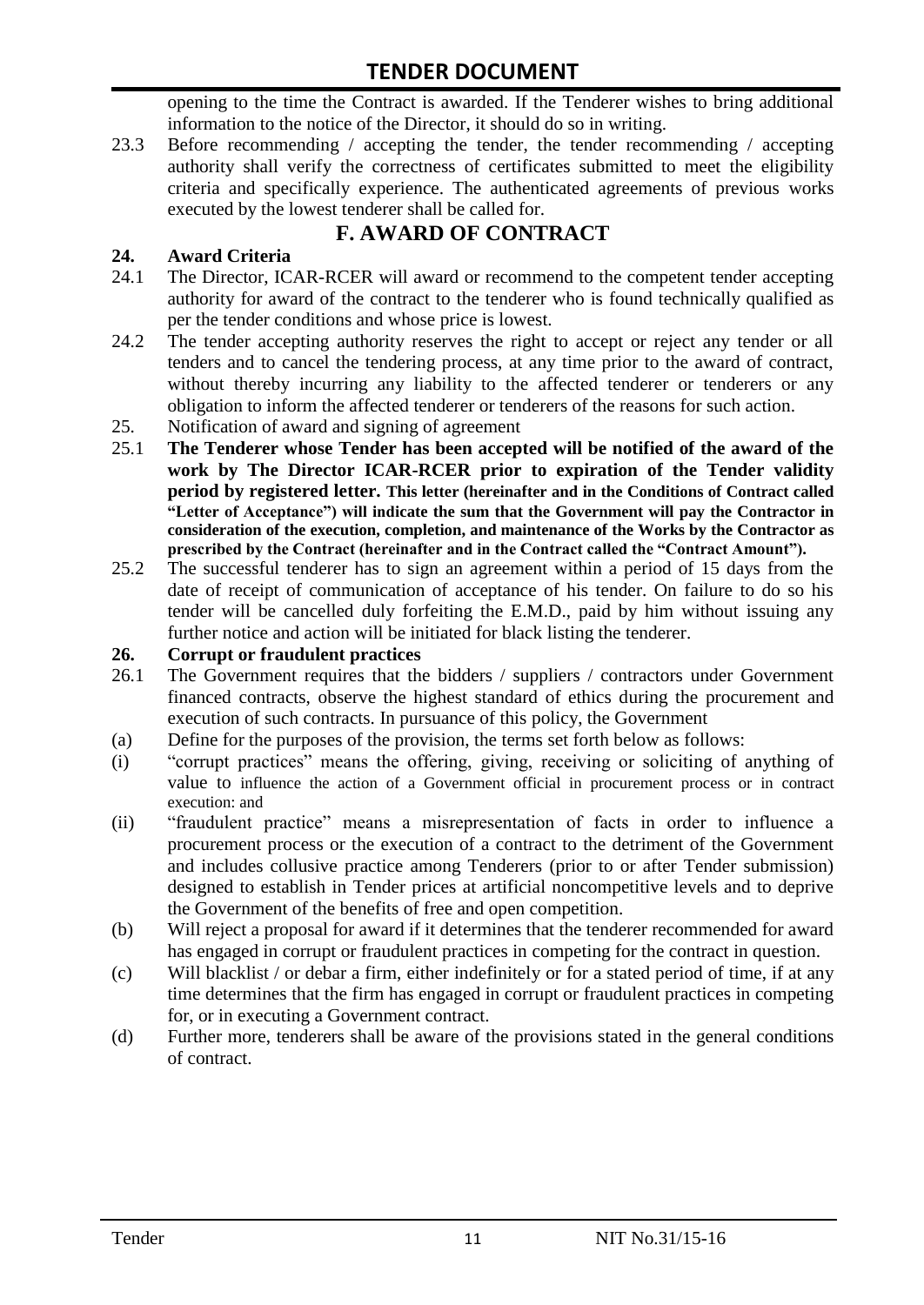opening to the time the Contract is awarded. If the Tenderer wishes to bring additional information to the notice of the Director, it should do so in writing.

23.3 Before recommending / accepting the tender, the tender recommending / accepting authority shall verify the correctness of certificates submitted to meet the eligibility criteria and specifically experience. The authenticated agreements of previous works executed by the lowest tenderer shall be called for.

## F. AWARD OF CONTRACT

**24. Award Criteria**

24.1 The Director, ICAR-RCER will award or recommend to the competent tender accepting authority for award of the contract to the tenderer who is found technically qualified as per the tender conditions and whose price is lowest.

24.2 The tender accepting authority reserves the right to accept or reject any tender or all tenders and to cancel the tendering process, at any time prior to the award of contract, without thereby incurring any liability to the affected tenderer or tenderers or any obligation to inform the affected tenderer or tenderers of the reasons for such action.

25. Notification of award and signing of agreement

25.1 **The Tenderer whose Tender has been accepted will be notified of the award of the work by The Director ICAR-RCER prior to expiration of the Tender validity period by registered letter. This letter (hereinafter and in the Conditions of Contract called "Letter of Acceptance") will indicate the sum that the Government will pay the Contractor in consideration of the execution, completion, and maintenance of the Works by the Contractor as prescribed by the Contract (hereinafter and in the Contract called the "Contract Amount").**

25.2 The successful tenderer has to sign an agreement within a period of 15 days from the date of receipt of communication of acceptance of his tender. On failure to do so his tender will be cancelled duly forfeiting the E.M.D., paid by him without issuing any further notice and action will be initiated for black listing the tenderer.

**26. Corrupt or fraudulent practices**

26.1 The Government requires that the bidders / suppliers / contractors under Government financed contracts, observe the highest standard of ethics during the procurement and execution of such contracts. In pursuance of this policy, the Government

(a) Define for the purposes of the provision, the terms set forth below as follows:

(i) "corrupt practices" means the offering, giving, receiving or soliciting of anything of value to influence the action of a Government official in procurement process or in contract execution: and

(ii) "fraudulent practice" means a misrepresentation of facts in order to influence a procurement process or the execution of a contract to the detriment of the Government and includes collusive practice among Tenderers (prior to or after Tender submission) designed to establish in Tender prices at artificial noncompetitive levels and to deprive the Government of the benefits of free and open competition.

(b) Will reject a proposal for award if it determines that the tenderer recommended for award has engaged in corrupt or fraudulent practices in competing for the contract in question.

(c) Will blacklist / or debar a firm, either indefinitely or for a stated period of time, if at any time determines that the firm has engaged in corrupt or fraudulent practices in competing for, or in executing a Government contract.

(d) Further more, tenderers shall be aware of the provisions stated in the general conditions of contract.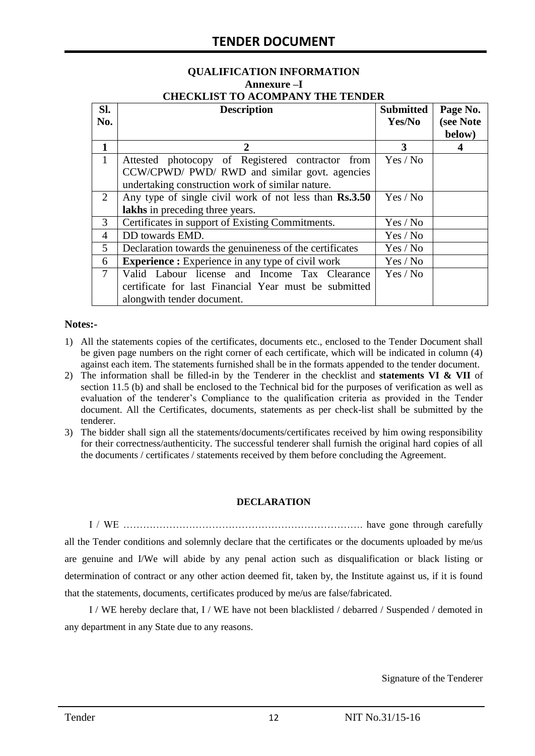# TENDER DOCUMENT

**QUALIFICATION INFORMATION**

**Annexure –I**

**CHECKLIST TO ACOMPANY THE TENDER**

| Sl. No. | Description | Submitted Yes/No | Page No. (see Note below) |
|---|---|---|---|
| **1** | **2** | **3** | **4** |
| 1 | Attested photocopy of Registered contractor from CCW/CPWD/ PWD/ RWD and similar govt. agencies undertaking construction work of similar nature. | Yes / No | |
| 2 | Any type of single civil work of not less than **Rs.3.50 lakhs** in preceding three years. | Yes / No | |
| 3 | Certificates in support of Existing Commitments. | Yes / No | |
| 4 | DD towards EMD. | Yes / No | |
| 5 | Declaration towards the genuineness of the certificates | Yes / No | |
| 6 | **Experience :** Experience in any type of civil work | Yes / No | |
| 7 | Valid Labour license and Income Tax Clearance certificate for last Financial Year must be submitted alongwith tender document. | Yes / No | |

**Notes:-**

1) All the statements copies of the certificates, documents etc., enclosed to the Tender Document shall be given page numbers on the right corner of each certificate, which will be indicated in column (4) against each item. The statements furnished shall be in the formats appended to the tender document.
2) The information shall be filled-in by the Tenderer in the checklist and **statements VI & VII** of section 11.5 (b) and shall be enclosed to the Technical bid for the purposes of verification as well as evaluation of the tenderer's Compliance to the qualification criteria as provided in the Tender document. All the Certificates, documents, statements as per check-list shall be submitted by the tenderer.
3) The bidder shall sign all the statements/documents/certificates received by him owing responsibility for their correctness/authenticity. The successful tenderer shall furnish the original hard copies of all the documents / certificates / statements received by them before concluding the Agreement.

**DECLARATION**

I / WE ………………………………………………………………. have gone through carefully all the Tender conditions and solemnly declare that the certificates or the documents uploaded by me/us are genuine and I/We will abide by any penal action such as disqualification or black listing or determination of contract or any other action deemed fit, taken by, the Institute against us, if it is found that the statements, documents, certificates produced by me/us are false/fabricated.

I / WE hereby declare that, I / WE have not been blacklisted / debarred / Suspended / demoted in any department in any State due to any reasons.

Signature of the Tenderer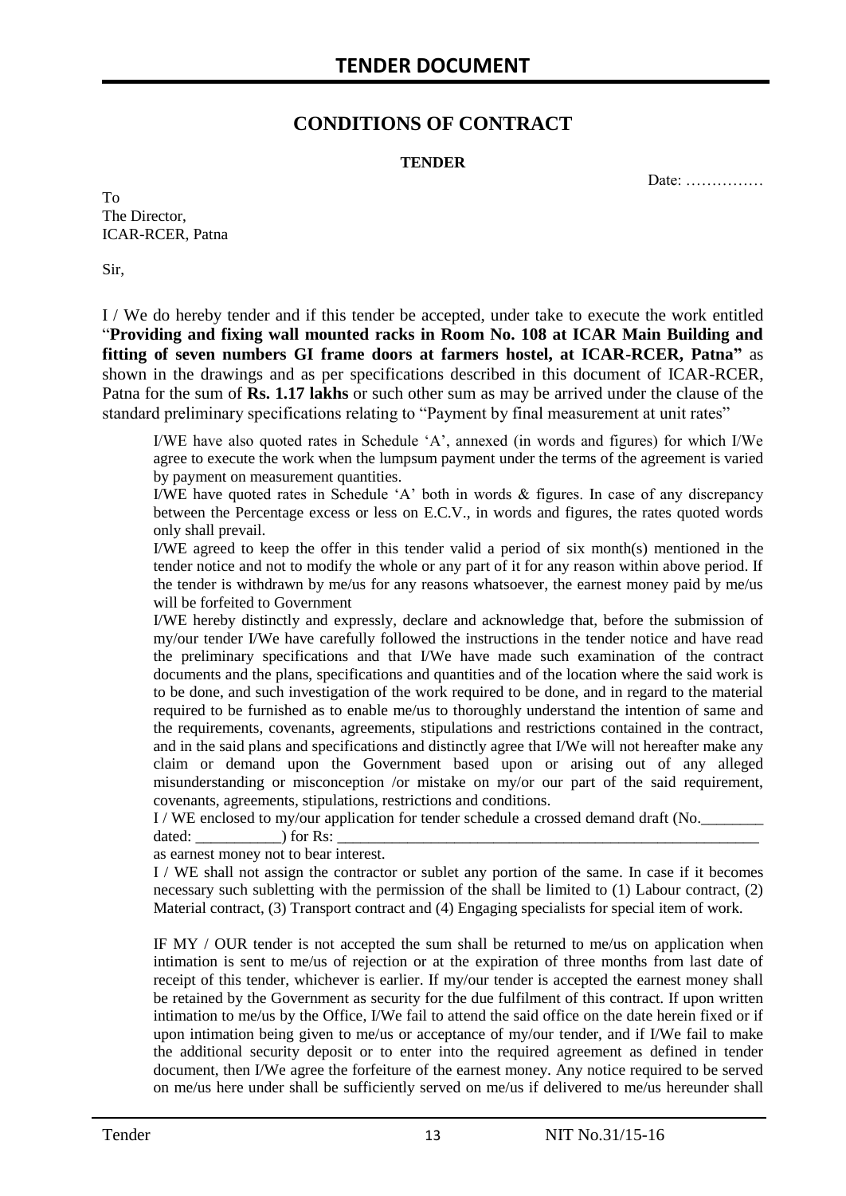# TENDER DOCUMENT

## CONDITIONS OF CONTRACT

**TENDER**

Date: ……………

To
The Director,
ICAR-RCER, Patna

Sir,

I / We do hereby tender and if this tender be accepted, under take to execute the work entitled "**Providing and fixing wall mounted racks in Room No. 108 at ICAR Main Building and fitting of seven numbers GI frame doors at farmers hostel, at ICAR-RCER, Patna"** as shown in the drawings and as per specifications described in this document of ICAR-RCER, Patna for the sum of **Rs. 1.17 lakhs** or such other sum as may be arrived under the clause of the standard preliminary specifications relating to "Payment by final measurement at unit rates"

I/WE have also quoted rates in Schedule 'A', annexed (in words and figures) for which I/We agree to execute the work when the lumpsum payment under the terms of the agreement is varied by payment on measurement quantities.

I/WE have quoted rates in Schedule 'A' both in words & figures. In case of any discrepancy between the Percentage excess or less on E.C.V., in words and figures, the rates quoted words only shall prevail.

I/WE agreed to keep the offer in this tender valid a period of six month(s) mentioned in the tender notice and not to modify the whole or any part of it for any reason within above period. If the tender is withdrawn by me/us for any reasons whatsoever, the earnest money paid by me/us will be forfeited to Government

I/WE hereby distinctly and expressly, declare and acknowledge that, before the submission of my/our tender I/We have carefully followed the instructions in the tender notice and have read the preliminary specifications and that I/We have made such examination of the contract documents and the plans, specifications and quantities and of the location where the said work is to be done, and such investigation of the work required to be done, and in regard to the material required to be furnished as to enable me/us to thoroughly understand the intention of same and the requirements, covenants, agreements, stipulations and restrictions contained in the contract, and in the said plans and specifications and distinctly agree that I/We will not hereafter make any claim or demand upon the Government based upon or arising out of any alleged misunderstanding or misconception /or mistake on my/or our part of the said requirement, covenants, agreements, stipulations, restrictions and conditions.

I / WE enclosed to my/our application for tender schedule a crossed demand draft (No.________ dated: ___________) for Rs: ___________________________________________________________ as earnest money not to bear interest.

I / WE shall not assign the contractor or sublet any portion of the same. In case if it becomes necessary such subletting with the permission of the shall be limited to (1) Labour contract, (2) Material contract, (3) Transport contract and (4) Engaging specialists for special item of work.

IF MY / OUR tender is not accepted the sum shall be returned to me/us on application when intimation is sent to me/us of rejection or at the expiration of three months from last date of receipt of this tender, whichever is earlier. If my/our tender is accepted the earnest money shall be retained by the Government as security for the due fulfilment of this contract. If upon written intimation to me/us by the Office, I/We fail to attend the said office on the date herein fixed or if upon intimation being given to me/us or acceptance of my/our tender, and if I/We fail to make the additional security deposit or to enter into the required agreement as defined in tender document, then I/We agree the forfeiture of the earnest money. Any notice required to be served on me/us here under shall be sufficiently served on me/us if delivered to me/us hereunder shall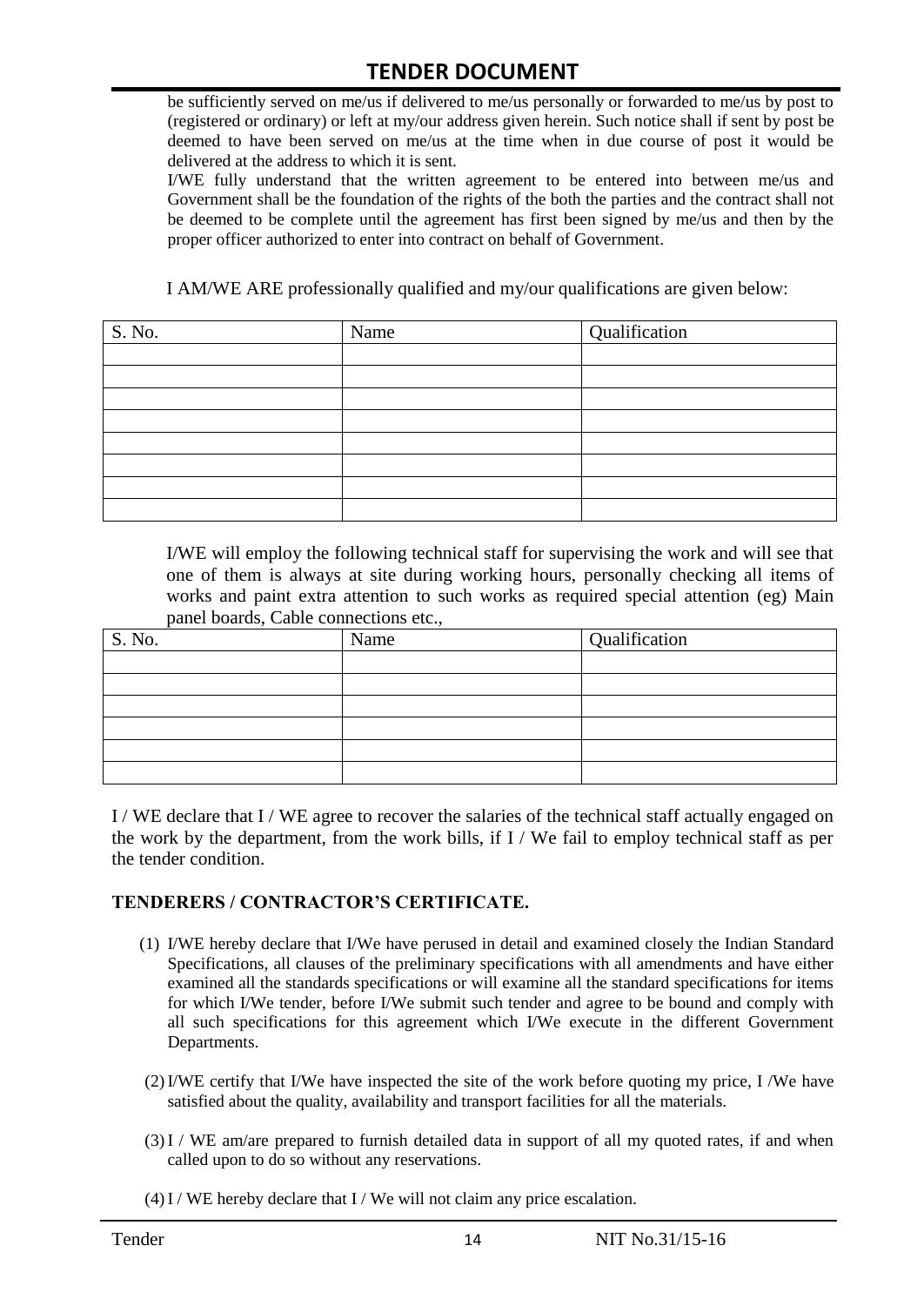be sufficiently served on me/us if delivered to me/us personally or forwarded to me/us by post to (registered or ordinary) or left at my/our address given herein. Such notice shall if sent by post be deemed to have been served on me/us at the time when in due course of post it would be delivered at the address to which it is sent.

I/WE fully understand that the written agreement to be entered into between me/us and Government shall be the foundation of the rights of the both the parties and the contract shall not be deemed to be complete until the agreement has first been signed by me/us and then by the proper officer authorized to enter into contract on behalf of Government.

I AM/WE ARE professionally qualified and my/our qualifications are given below:

| S. No. | Name | Qualification |
|---|---|---|
| | | |
| | | |
| | | |
| | | |
| | | |
| | | |
| | | |
| | | |

I/WE will employ the following technical staff for supervising the work and will see that one of them is always at site during working hours, personally checking all items of works and paint extra attention to such works as required special attention (eg) Main panel boards, Cable connections etc.,

| S. No. | Name | Qualification |
|---|---|---|
| | | |
| | | |
| | | |
| | | |
| | | |
| | | |

I / WE declare that I / WE agree to recover the salaries of the technical staff actually engaged on the work by the department, from the work bills, if I / We fail to employ technical staff as per the tender condition.

**TENDERERS / CONTRACTOR'S CERTIFICATE.**

(1) I/WE hereby declare that I/We have perused in detail and examined closely the Indian Standard Specifications, all clauses of the preliminary specifications with all amendments and have either examined all the standards specifications or will examine all the standard specifications for items for which I/We tender, before I/We submit such tender and agree to be bound and comply with all such specifications for this agreement which I/We execute in the different Government Departments.

(2) I/WE certify that I/We have inspected the site of the work before quoting my price, I /We have satisfied about the quality, availability and transport facilities for all the materials.

(3) I / WE am/are prepared to furnish detailed data in support of all my quoted rates, if and when called upon to do so without any reservations.

(4) I / WE hereby declare that I / We will not claim any price escalation.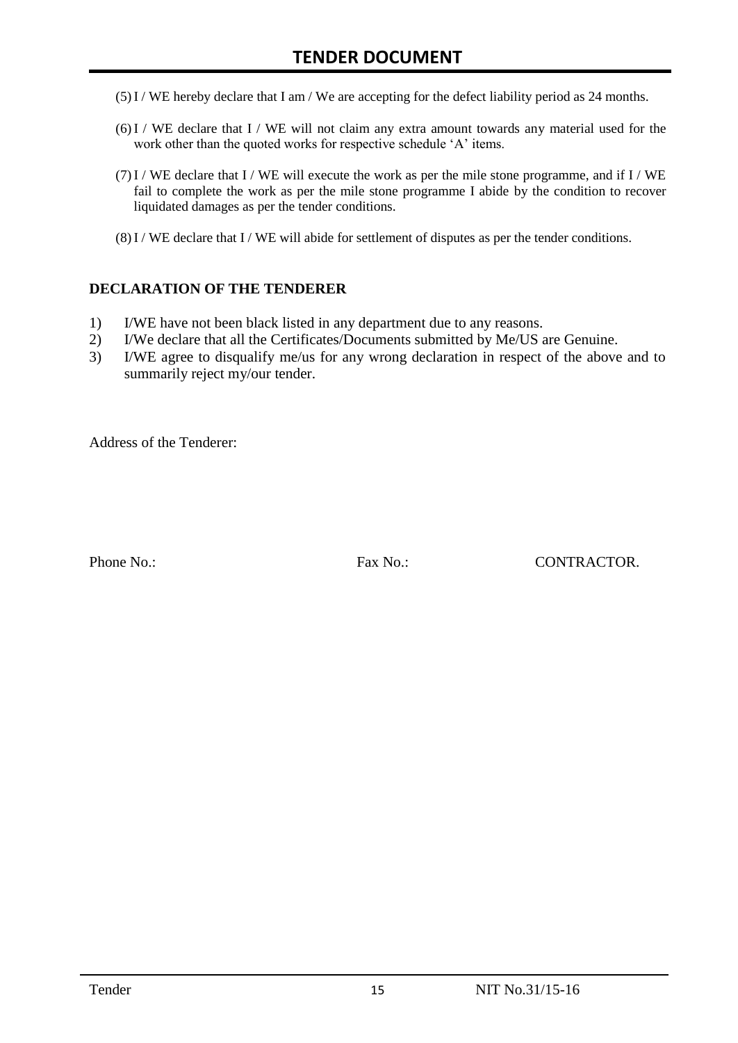(5) I / WE hereby declare that I am / We are accepting for the defect liability period as 24 months.

(6) I / WE declare that I / WE will not claim any extra amount towards any material used for the work other than the quoted works for respective schedule 'A' items.

(7) I / WE declare that I / WE will execute the work as per the mile stone programme, and if I / WE fail to complete the work as per the mile stone programme I abide by the condition to recover liquidated damages as per the tender conditions.

(8) I / WE declare that I / WE will abide for settlement of disputes as per the tender conditions.

**DECLARATION OF THE TENDERER**

1) I/WE have not been black listed in any department due to any reasons.
2) I/We declare that all the Certificates/Documents submitted by Me/US are Genuine.
3) I/WE agree to disqualify me/us for any wrong declaration in respect of the above and to summarily reject my/our tender.

Address of the Tenderer:

Phone No.: Fax No.: CONTRACTOR.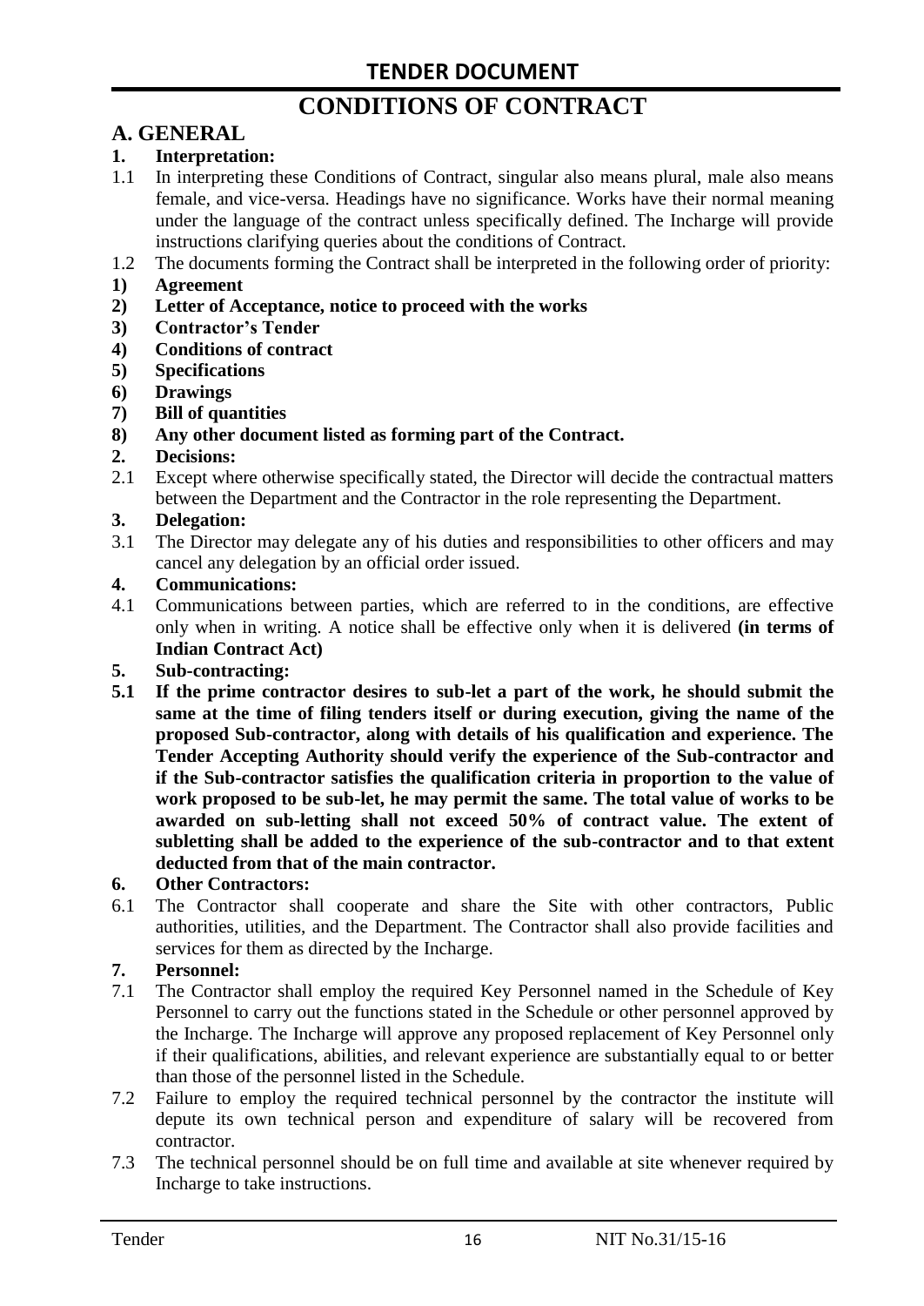# CONDITIONS OF CONTRACT

## A. GENERAL

**1. Interpretation:**

1.1 In interpreting these Conditions of Contract, singular also means plural, male also means female, and vice-versa. Headings have no significance. Works have their normal meaning under the language of the contract unless specifically defined. The Incharge will provide instructions clarifying queries about the conditions of Contract.

1.2 The documents forming the Contract shall be interpreted in the following order of priority:

1) **Agreement**
2) **Letter of Acceptance, notice to proceed with the works**
3) **Contractor's Tender**
4) **Conditions of contract**
5) **Specifications**
6) **Drawings**
7) **Bill of quantities**
8) **Any other document listed as forming part of the Contract.**

**2. Decisions:**

2.1 Except where otherwise specifically stated, the Director will decide the contractual matters between the Department and the Contractor in the role representing the Department.

**3. Delegation:**

3.1 The Director may delegate any of his duties and responsibilities to other officers and may cancel any delegation by an official order issued.

**4. Communications:**

4.1 Communications between parties, which are referred to in the conditions, are effective only when in writing. A notice shall be effective only when it is delivered **(in terms of Indian Contract Act)**

**5. Sub-contracting:**

**5.1 If the prime contractor desires to sub-let a part of the work, he should submit the same at the time of filing tenders itself or during execution, giving the name of the proposed Sub-contractor, along with details of his qualification and experience. The Tender Accepting Authority should verify the experience of the Sub-contractor and if the Sub-contractor satisfies the qualification criteria in proportion to the value of work proposed to be sub-let, he may permit the same. The total value of works to be awarded on sub-letting shall not exceed 50% of contract value. The extent of subletting shall be added to the experience of the sub-contractor and to that extent deducted from that of the main contractor.**

**6. Other Contractors:**

6.1 The Contractor shall cooperate and share the Site with other contractors, Public authorities, utilities, and the Department. The Contractor shall also provide facilities and services for them as directed by the Incharge.

**7. Personnel:**

7.1 The Contractor shall employ the required Key Personnel named in the Schedule of Key Personnel to carry out the functions stated in the Schedule or other personnel approved by the Incharge. The Incharge will approve any proposed replacement of Key Personnel only if their qualifications, abilities, and relevant experience are substantially equal to or better than those of the personnel listed in the Schedule.

7.2 Failure to employ the required technical personnel by the contractor the institute will depute its own technical person and expenditure of salary will be recovered from contractor.

7.3 The technical personnel should be on full time and available at site whenever required by Incharge to take instructions.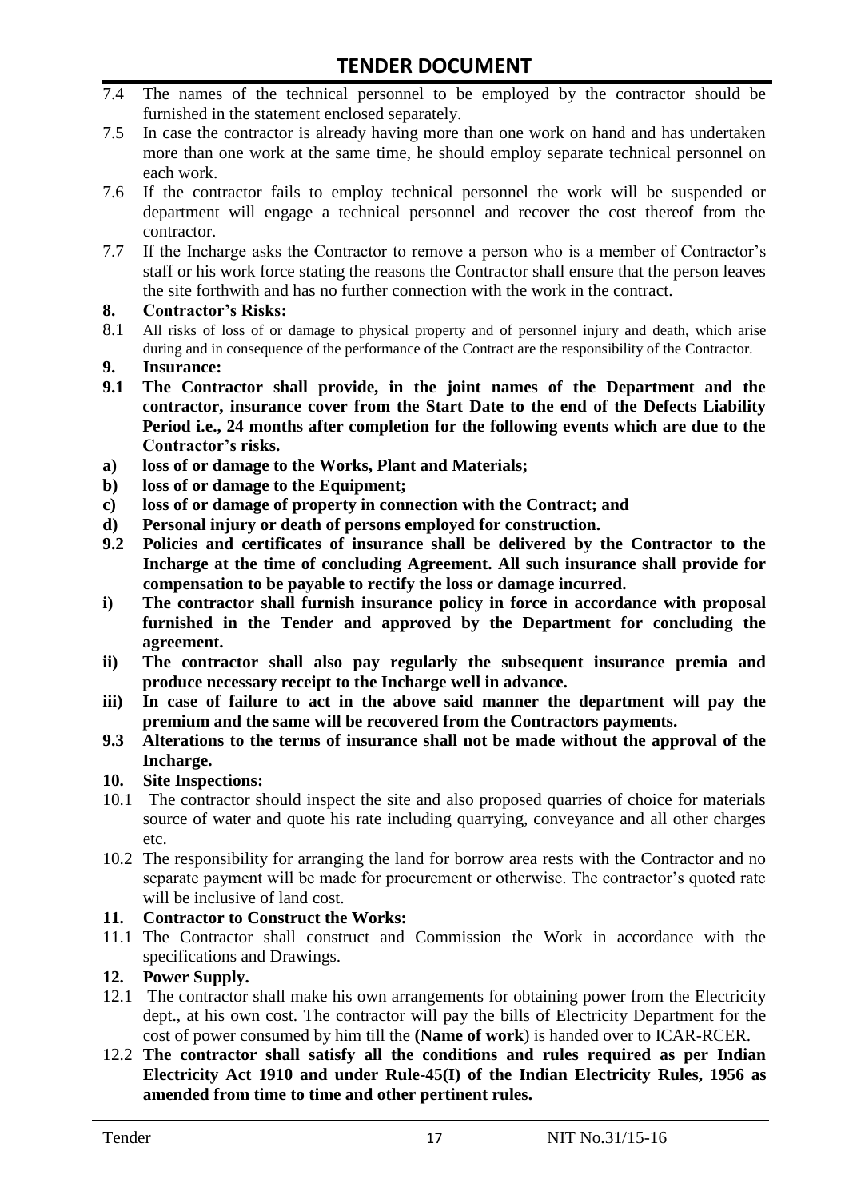7.4 The names of the technical personnel to be employed by the contractor should be furnished in the statement enclosed separately.

7.5 In case the contractor is already having more than one work on hand and has undertaken more than one work at the same time, he should employ separate technical personnel on each work.

7.6 If the contractor fails to employ technical personnel the work will be suspended or department will engage a technical personnel and recover the cost thereof from the contractor.

7.7 If the Incharge asks the Contractor to remove a person who is a member of Contractor's staff or his work force stating the reasons the Contractor shall ensure that the person leaves the site forthwith and has no further connection with the work in the contract.

**8. Contractor's Risks:**

8.1 All risks of loss of or damage to physical property and of personnel injury and death, which arise during and in consequence of the performance of the Contract are the responsibility of the Contractor.

**9. Insurance:**

**9.1 The Contractor shall provide, in the joint names of the Department and the contractor, insurance cover from the Start Date to the end of the Defects Liability Period i.e., 24 months after completion for the following events which are due to the Contractor's risks.**

**a) loss of or damage to the Works, Plant and Materials;**

**b) loss of or damage to the Equipment;**

**c) loss of or damage of property in connection with the Contract; and**

**d) Personal injury or death of persons employed for construction.**

**9.2 Policies and certificates of insurance shall be delivered by the Contractor to the Incharge at the time of concluding Agreement. All such insurance shall provide for compensation to be payable to rectify the loss or damage incurred.**

**i) The contractor shall furnish insurance policy in force in accordance with proposal furnished in the Tender and approved by the Department for concluding the agreement.**

**ii) The contractor shall also pay regularly the subsequent insurance premia and produce necessary receipt to the Incharge well in advance.**

**iii) In case of failure to act in the above said manner the department will pay the premium and the same will be recovered from the Contractors payments.**

**9.3 Alterations to the terms of insurance shall not be made without the approval of the Incharge.**

**10. Site Inspections:**

10.1 The contractor should inspect the site and also proposed quarries of choice for materials source of water and quote his rate including quarrying, conveyance and all other charges etc.

10.2 The responsibility for arranging the land for borrow area rests with the Contractor and no separate payment will be made for procurement or otherwise. The contractor's quoted rate will be inclusive of land cost.

**11. Contractor to Construct the Works:**

11.1 The Contractor shall construct and Commission the Work in accordance with the specifications and Drawings.

**12. Power Supply.**

12.1 The contractor shall make his own arrangements for obtaining power from the Electricity dept., at his own cost. The contractor will pay the bills of Electricity Department for the cost of power consumed by him till the **(Name of work**) is handed over to ICAR-RCER.

12.2 **The contractor shall satisfy all the conditions and rules required as per Indian Electricity Act 1910 and under Rule-45(I) of the Indian Electricity Rules, 1956 as amended from time to time and other pertinent rules.**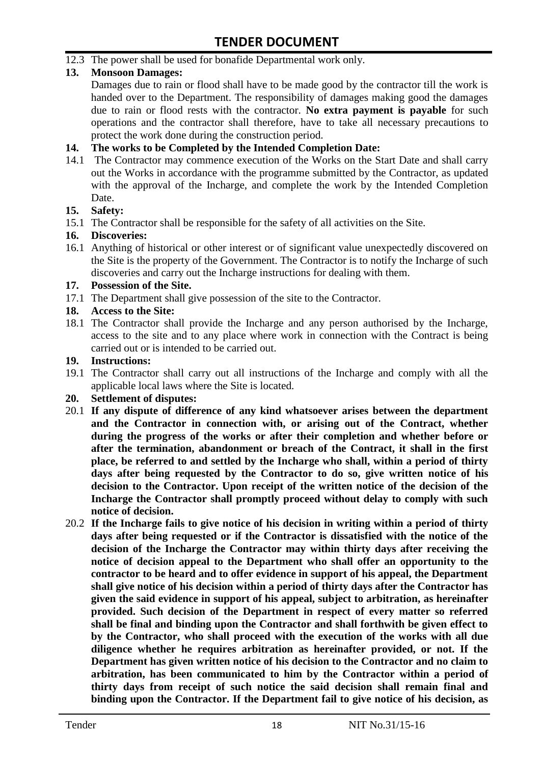12.3 The power shall be used for bonafide Departmental work only.

**13. Monsoon Damages:**

Damages due to rain or flood shall have to be made good by the contractor till the work is handed over to the Department. The responsibility of damages making good the damages due to rain or flood rests with the contractor. **No extra payment is payable** for such operations and the contractor shall therefore, have to take all necessary precautions to protect the work done during the construction period.

**14. The works to be Completed by the Intended Completion Date:**

14.1 The Contractor may commence execution of the Works on the Start Date and shall carry out the Works in accordance with the programme submitted by the Contractor, as updated with the approval of the Incharge, and complete the work by the Intended Completion Date.

**15. Safety:**

15.1 The Contractor shall be responsible for the safety of all activities on the Site.

**16. Discoveries:**

16.1 Anything of historical or other interest or of significant value unexpectedly discovered on the Site is the property of the Government. The Contractor is to notify the Incharge of such discoveries and carry out the Incharge instructions for dealing with them.

**17. Possession of the Site.**

17.1 The Department shall give possession of the site to the Contractor.

**18. Access to the Site:**

18.1 The Contractor shall provide the Incharge and any person authorised by the Incharge, access to the site and to any place where work in connection with the Contract is being carried out or is intended to be carried out.

**19. Instructions:**

19.1 The Contractor shall carry out all instructions of the Incharge and comply with all the applicable local laws where the Site is located.

**20. Settlement of disputes:**

20.1 **If any dispute of difference of any kind whatsoever arises between the department and the Contractor in connection with, or arising out of the Contract, whether during the progress of the works or after their completion and whether before or after the termination, abandonment or breach of the Contract, it shall in the first place, be referred to and settled by the Incharge who shall, within a period of thirty days after being requested by the Contractor to do so, give written notice of his decision to the Contractor. Upon receipt of the written notice of the decision of the Incharge the Contractor shall promptly proceed without delay to comply with such notice of decision.**

20.2 **If the Incharge fails to give notice of his decision in writing within a period of thirty days after being requested or if the Contractor is dissatisfied with the notice of the decision of the Incharge the Contractor may within thirty days after receiving the notice of decision appeal to the Department who shall offer an opportunity to the contractor to be heard and to offer evidence in support of his appeal, the Department shall give notice of his decision within a period of thirty days after the Contractor has given the said evidence in support of his appeal, subject to arbitration, as hereinafter provided. Such decision of the Department in respect of every matter so referred shall be final and binding upon the Contractor and shall forthwith be given effect to by the Contractor, who shall proceed with the execution of the works with all due diligence whether he requires arbitration as hereinafter provided, or not. If the Department has given written notice of his decision to the Contractor and no claim to arbitration, has been communicated to him by the Contractor within a period of thirty days from receipt of such notice the said decision shall remain final and binding upon the Contractor. If the Department fail to give notice of his decision, as**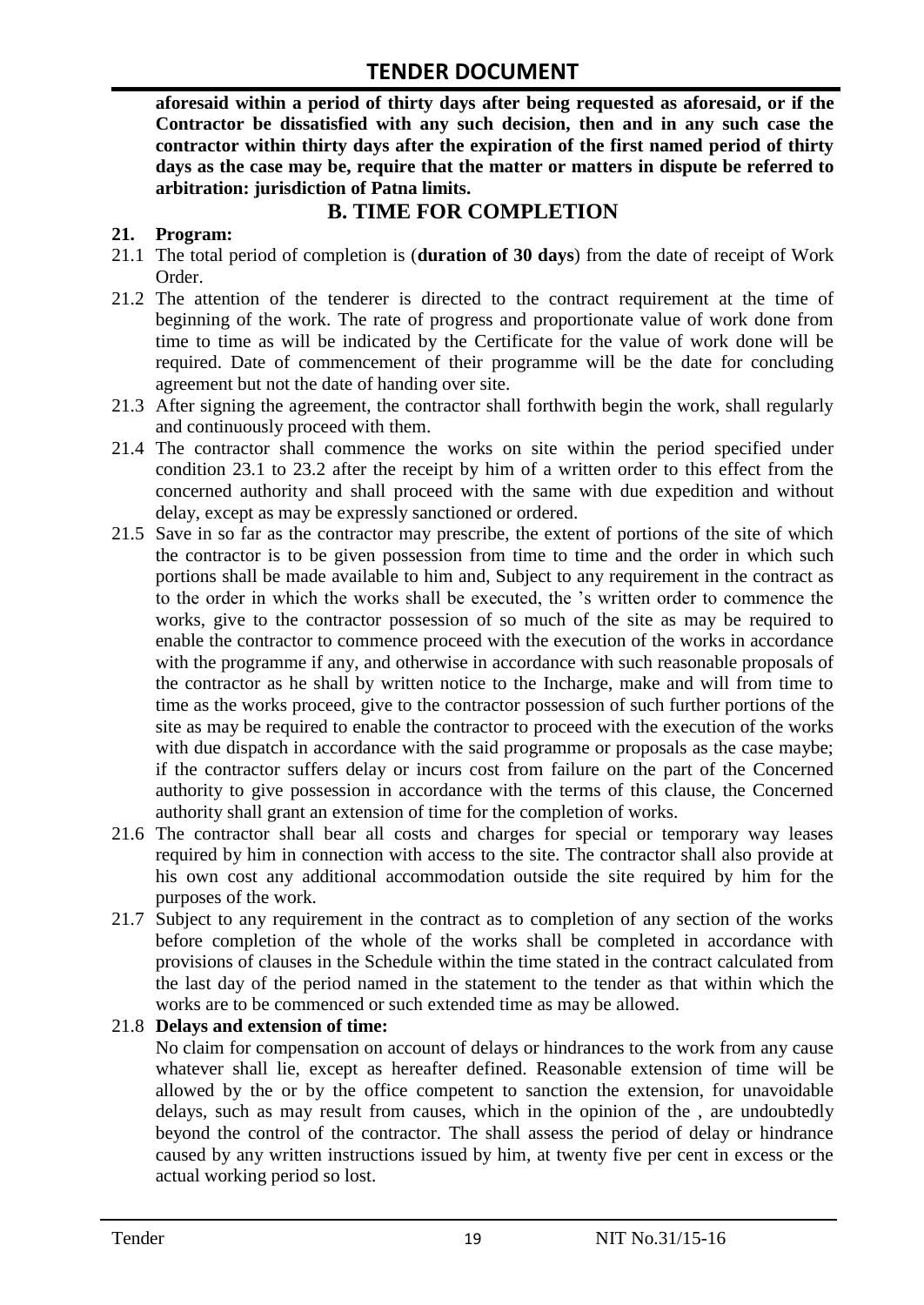**aforesaid within a period of thirty days after being requested as aforesaid, or if the Contractor be dissatisfied with any such decision, then and in any such case the contractor within thirty days after the expiration of the first named period of thirty days as the case may be, require that the matter or matters in dispute be referred to arbitration: jurisdiction of Patna limits.**

## B. TIME FOR COMPLETION

**21. Program:**

21.1 The total period of completion is (**duration of 30 days**) from the date of receipt of Work Order.

21.2 The attention of the tenderer is directed to the contract requirement at the time of beginning of the work. The rate of progress and proportionate value of work done from time to time as will be indicated by the Certificate for the value of work done will be required. Date of commencement of their programme will be the date for concluding agreement but not the date of handing over site.

21.3 After signing the agreement, the contractor shall forthwith begin the work, shall regularly and continuously proceed with them.

21.4 The contractor shall commence the works on site within the period specified under condition 23.1 to 23.2 after the receipt by him of a written order to this effect from the concerned authority and shall proceed with the same with due expedition and without delay, except as may be expressly sanctioned or ordered.

21.5 Save in so far as the contractor may prescribe, the extent of portions of the site of which the contractor is to be given possession from time to time and the order in which such portions shall be made available to him and, Subject to any requirement in the contract as to the order in which the works shall be executed, the 's written order to commence the works, give to the contractor possession of so much of the site as may be required to enable the contractor to commence proceed with the execution of the works in accordance with the programme if any, and otherwise in accordance with such reasonable proposals of the contractor as he shall by written notice to the Incharge, make and will from time to time as the works proceed, give to the contractor possession of such further portions of the site as may be required to enable the contractor to proceed with the execution of the works with due dispatch in accordance with the said programme or proposals as the case maybe; if the contractor suffers delay or incurs cost from failure on the part of the Concerned authority to give possession in accordance with the terms of this clause, the Concerned authority shall grant an extension of time for the completion of works.

21.6 The contractor shall bear all costs and charges for special or temporary way leases required by him in connection with access to the site. The contractor shall also provide at his own cost any additional accommodation outside the site required by him for the purposes of the work.

21.7 Subject to any requirement in the contract as to completion of any section of the works before completion of the whole of the works shall be completed in accordance with provisions of clauses in the Schedule within the time stated in the contract calculated from the last day of the period named in the statement to the tender as that within which the works are to be commenced or such extended time as may be allowed.

21.8 **Delays and extension of time:**

No claim for compensation on account of delays or hindrances to the work from any cause whatever shall lie, except as hereafter defined. Reasonable extension of time will be allowed by the or by the office competent to sanction the extension, for unavoidable delays, such as may result from causes, which in the opinion of the , are undoubtedly beyond the control of the contractor. The shall assess the period of delay or hindrance caused by any written instructions issued by him, at twenty five per cent in excess or the actual working period so lost.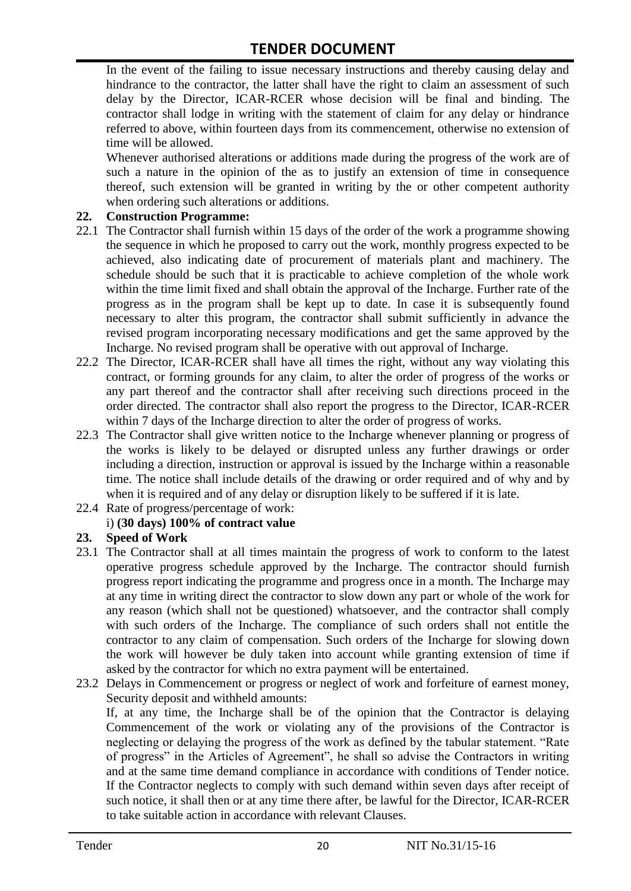In the event of the failing to issue necessary instructions and thereby causing delay and hindrance to the contractor, the latter shall have the right to claim an assessment of such delay by the Director, ICAR-RCER whose decision will be final and binding. The contractor shall lodge in writing with the statement of claim for any delay or hindrance referred to above, within fourteen days from its commencement, otherwise no extension of time will be allowed.

Whenever authorised alterations or additions made during the progress of the work are of such a nature in the opinion of the as to justify an extension of time in consequence thereof, such extension will be granted in writing by the or other competent authority when ordering such alterations or additions.

**22. Construction Programme:**

22.1 The Contractor shall furnish within 15 days of the order of the work a programme showing the sequence in which he proposed to carry out the work, monthly progress expected to be achieved, also indicating date of procurement of materials plant and machinery. The schedule should be such that it is practicable to achieve completion of the whole work within the time limit fixed and shall obtain the approval of the Incharge. Further rate of the progress as in the program shall be kept up to date. In case it is subsequently found necessary to alter this program, the contractor shall submit sufficiently in advance the revised program incorporating necessary modifications and get the same approved by the Incharge. No revised program shall be operative with out approval of Incharge.

22.2 The Director, ICAR-RCER shall have all times the right, without any way violating this contract, or forming grounds for any claim, to alter the order of progress of the works or any part thereof and the contractor shall after receiving such directions proceed in the order directed. The contractor shall also report the progress to the Director, ICAR-RCER within 7 days of the Incharge direction to alter the order of progress of works.

22.3 The Contractor shall give written notice to the Incharge whenever planning or progress of the works is likely to be delayed or disrupted unless any further drawings or order including a direction, instruction or approval is issued by the Incharge within a reasonable time. The notice shall include details of the drawing or order required and of why and by when it is required and of any delay or disruption likely to be suffered if it is late.

22.4 Rate of progress/percentage of work:

i) **(30 days) 100% of contract value**

**23. Speed of Work**

23.1 The Contractor shall at all times maintain the progress of work to conform to the latest operative progress schedule approved by the Incharge. The contractor should furnish progress report indicating the programme and progress once in a month. The Incharge may at any time in writing direct the contractor to slow down any part or whole of the work for any reason (which shall not be questioned) whatsoever, and the contractor shall comply with such orders of the Incharge. The compliance of such orders shall not entitle the contractor to any claim of compensation. Such orders of the Incharge for slowing down the work will however be duly taken into account while granting extension of time if asked by the contractor for which no extra payment will be entertained.

23.2 Delays in Commencement or progress or neglect of work and forfeiture of earnest money, Security deposit and withheld amounts:

If, at any time, the Incharge shall be of the opinion that the Contractor is delaying Commencement of the work or violating any of the provisions of the Contractor is neglecting or delaying the progress of the work as defined by the tabular statement. "Rate of progress" in the Articles of Agreement", he shall so advise the Contractors in writing and at the same time demand compliance in accordance with conditions of Tender notice. If the Contractor neglects to comply with such demand within seven days after receipt of such notice, it shall then or at any time there after, be lawful for the Director, ICAR-RCER to take suitable action in accordance with relevant Clauses.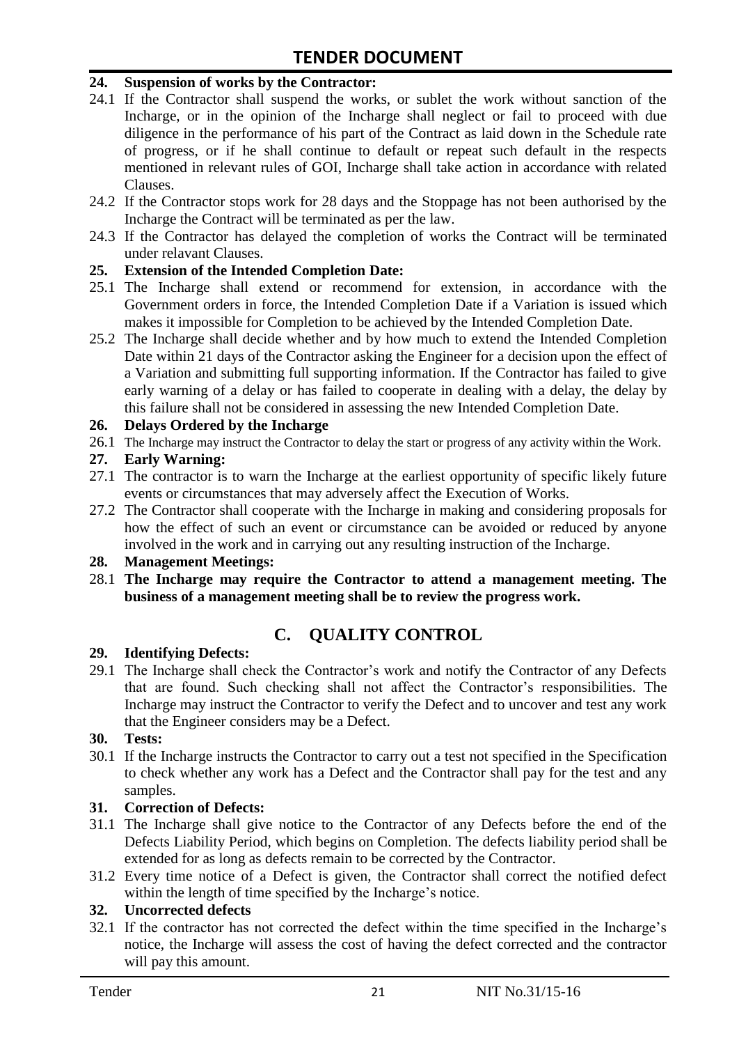**24. Suspension of works by the Contractor:**

24.1 If the Contractor shall suspend the works, or sublet the work without sanction of the Incharge, or in the opinion of the Incharge shall neglect or fail to proceed with due diligence in the performance of his part of the Contract as laid down in the Schedule rate of progress, or if he shall continue to default or repeat such default in the respects mentioned in relevant rules of GOI, Incharge shall take action in accordance with related Clauses.

24.2 If the Contractor stops work for 28 days and the Stoppage has not been authorised by the Incharge the Contract will be terminated as per the law.

24.3 If the Contractor has delayed the completion of works the Contract will be terminated under relavant Clauses.

**25. Extension of the Intended Completion Date:**

25.1 The Incharge shall extend or recommend for extension, in accordance with the Government orders in force, the Intended Completion Date if a Variation is issued which makes it impossible for Completion to be achieved by the Intended Completion Date.

25.2 The Incharge shall decide whether and by how much to extend the Intended Completion Date within 21 days of the Contractor asking the Engineer for a decision upon the effect of a Variation and submitting full supporting information. If the Contractor has failed to give early warning of a delay or has failed to cooperate in dealing with a delay, the delay by this failure shall not be considered in assessing the new Intended Completion Date.

**26. Delays Ordered by the Incharge**

26.1 The Incharge may instruct the Contractor to delay the start or progress of any activity within the Work.

**27. Early Warning:**

27.1 The contractor is to warn the Incharge at the earliest opportunity of specific likely future events or circumstances that may adversely affect the Execution of Works.

27.2 The Contractor shall cooperate with the Incharge in making and considering proposals for how the effect of such an event or circumstance can be avoided or reduced by anyone involved in the work and in carrying out any resulting instruction of the Incharge.

**28. Management Meetings:**

28.1 **The Incharge may require the Contractor to attend a management meeting. The business of a management meeting shall be to review the progress work.**

## C. QUALITY CONTROL

**29. Identifying Defects:**

29.1 The Incharge shall check the Contractor's work and notify the Contractor of any Defects that are found. Such checking shall not affect the Contractor's responsibilities. The Incharge may instruct the Contractor to verify the Defect and to uncover and test any work that the Engineer considers may be a Defect.

**30. Tests:**

30.1 If the Incharge instructs the Contractor to carry out a test not specified in the Specification to check whether any work has a Defect and the Contractor shall pay for the test and any samples.

**31. Correction of Defects:**

31.1 The Incharge shall give notice to the Contractor of any Defects before the end of the Defects Liability Period, which begins on Completion. The defects liability period shall be extended for as long as defects remain to be corrected by the Contractor.

31.2 Every time notice of a Defect is given, the Contractor shall correct the notified defect within the length of time specified by the Incharge's notice.

**32. Uncorrected defects**

32.1 If the contractor has not corrected the defect within the time specified in the Incharge's notice, the Incharge will assess the cost of having the defect corrected and the contractor will pay this amount.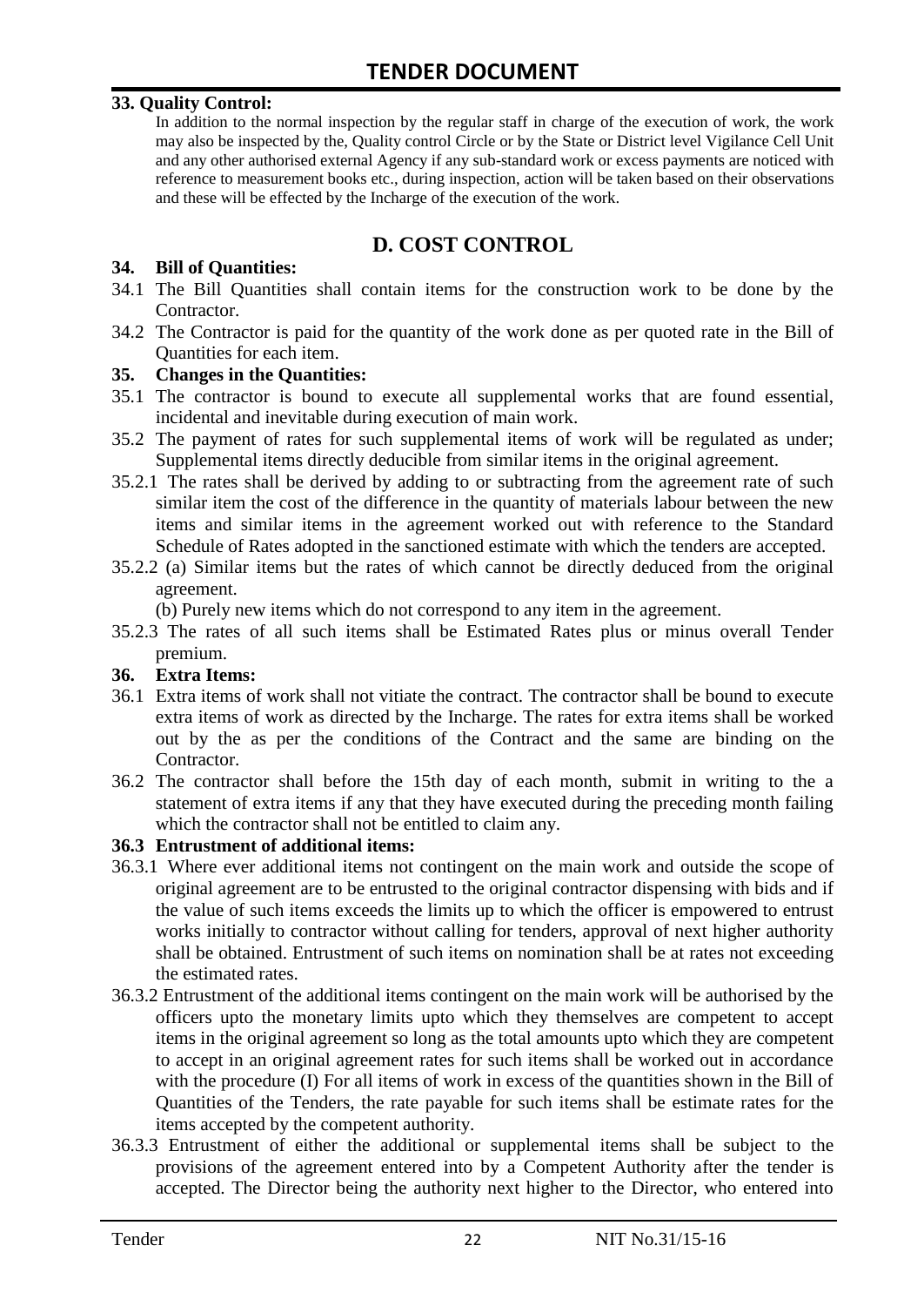**33. Quality Control:**

In addition to the normal inspection by the regular staff in charge of the execution of work, the work may also be inspected by the, Quality control Circle or by the State or District level Vigilance Cell Unit and any other authorised external Agency if any sub-standard work or excess payments are noticed with reference to measurement books etc., during inspection, action will be taken based on their observations and these will be effected by the Incharge of the execution of the work.

## D. COST CONTROL

**34. Bill of Quantities:**

34.1 The Bill Quantities shall contain items for the construction work to be done by the Contractor.

34.2 The Contractor is paid for the quantity of the work done as per quoted rate in the Bill of Quantities for each item.

**35. Changes in the Quantities:**

35.1 The contractor is bound to execute all supplemental works that are found essential, incidental and inevitable during execution of main work.

35.2 The payment of rates for such supplemental items of work will be regulated as under; Supplemental items directly deducible from similar items in the original agreement.

35.2.1 The rates shall be derived by adding to or subtracting from the agreement rate of such similar item the cost of the difference in the quantity of materials labour between the new items and similar items in the agreement worked out with reference to the Standard Schedule of Rates adopted in the sanctioned estimate with which the tenders are accepted.

35.2.2 (a) Similar items but the rates of which cannot be directly deduced from the original agreement.

(b) Purely new items which do not correspond to any item in the agreement.

35.2.3 The rates of all such items shall be Estimated Rates plus or minus overall Tender premium.

**36. Extra Items:**

36.1 Extra items of work shall not vitiate the contract. The contractor shall be bound to execute extra items of work as directed by the Incharge. The rates for extra items shall be worked out by the as per the conditions of the Contract and the same are binding on the Contractor.

36.2 The contractor shall before the 15th day of each month, submit in writing to the a statement of extra items if any that they have executed during the preceding month failing which the contractor shall not be entitled to claim any.

**36.3 Entrustment of additional items:**

36.3.1 Where ever additional items not contingent on the main work and outside the scope of original agreement are to be entrusted to the original contractor dispensing with bids and if the value of such items exceeds the limits up to which the officer is empowered to entrust works initially to contractor without calling for tenders, approval of next higher authority shall be obtained. Entrustment of such items on nomination shall be at rates not exceeding the estimated rates.

36.3.2 Entrustment of the additional items contingent on the main work will be authorised by the officers upto the monetary limits upto which they themselves are competent to accept items in the original agreement so long as the total amounts upto which they are competent to accept in an original agreement rates for such items shall be worked out in accordance with the procedure (I) For all items of work in excess of the quantities shown in the Bill of Quantities of the Tenders, the rate payable for such items shall be estimate rates for the items accepted by the competent authority.

36.3.3 Entrustment of either the additional or supplemental items shall be subject to the provisions of the agreement entered into by a Competent Authority after the tender is accepted. The Director being the authority next higher to the Director, who entered into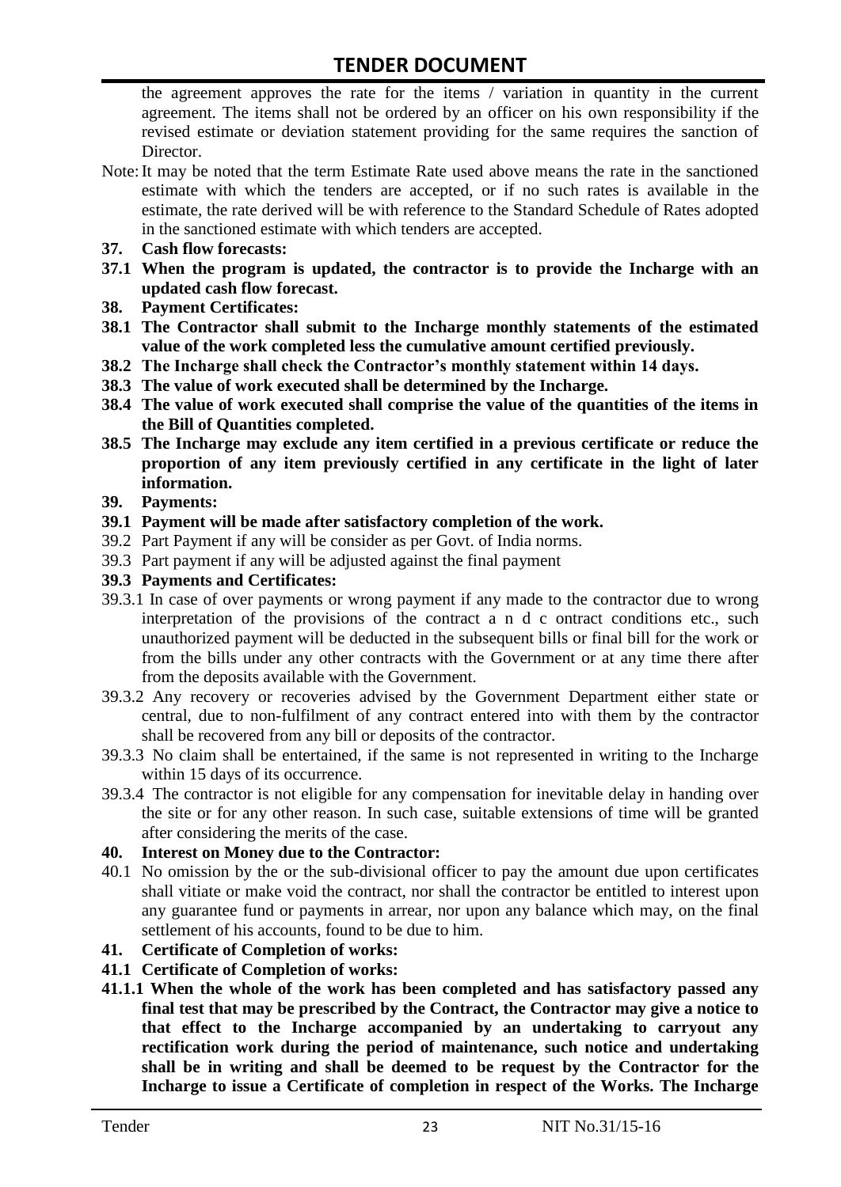the agreement approves the rate for the items / variation in quantity in the current agreement. The items shall not be ordered by an officer on his own responsibility if the revised estimate or deviation statement providing for the same requires the sanction of Director.

Note: It may be noted that the term Estimate Rate used above means the rate in the sanctioned estimate with which the tenders are accepted, or if no such rates is available in the estimate, the rate derived will be with reference to the Standard Schedule of Rates adopted in the sanctioned estimate with which tenders are accepted.

**37. Cash flow forecasts:**

**37.1 When the program is updated, the contractor is to provide the Incharge with an updated cash flow forecast.**

**38. Payment Certificates:**

**38.1 The Contractor shall submit to the Incharge monthly statements of the estimated value of the work completed less the cumulative amount certified previously.**

**38.2 The Incharge shall check the Contractor's monthly statement within 14 days.**

**38.3 The value of work executed shall be determined by the Incharge.**

**38.4 The value of work executed shall comprise the value of the quantities of the items in the Bill of Quantities completed.**

**38.5 The Incharge may exclude any item certified in a previous certificate or reduce the proportion of any item previously certified in any certificate in the light of later information.**

**39. Payments:**

**39.1 Payment will be made after satisfactory completion of the work.**

39.2 Part Payment if any will be consider as per Govt. of India norms.

39.3 Part payment if any will be adjusted against the final payment

**39.3 Payments and Certificates:**

39.3.1 In case of over payments or wrong payment if any made to the contractor due to wrong interpretation of the provisions of the contract a n d c ontract conditions etc., such unauthorized payment will be deducted in the subsequent bills or final bill for the work or from the bills under any other contracts with the Government or at any time there after from the deposits available with the Government.

39.3.2 Any recovery or recoveries advised by the Government Department either state or central, due to non-fulfilment of any contract entered into with them by the contractor shall be recovered from any bill or deposits of the contractor.

39.3.3 No claim shall be entertained, if the same is not represented in writing to the Incharge within 15 days of its occurrence.

39.3.4 The contractor is not eligible for any compensation for inevitable delay in handing over the site or for any other reason. In such case, suitable extensions of time will be granted after considering the merits of the case.

**40. Interest on Money due to the Contractor:**

40.1 No omission by the or the sub-divisional officer to pay the amount due upon certificates shall vitiate or make void the contract, nor shall the contractor be entitled to interest upon any guarantee fund or payments in arrear, nor upon any balance which may, on the final settlement of his accounts, found to be due to him.

**41. Certificate of Completion of works:**

**41.1 Certificate of Completion of works:**

**41.1.1 When the whole of the work has been completed and has satisfactory passed any final test that may be prescribed by the Contract, the Contractor may give a notice to that effect to the Incharge accompanied by an undertaking to carryout any rectification work during the period of maintenance, such notice and undertaking shall be in writing and shall be deemed to be request by the Contractor for the Incharge to issue a Certificate of completion in respect of the Works. The Incharge**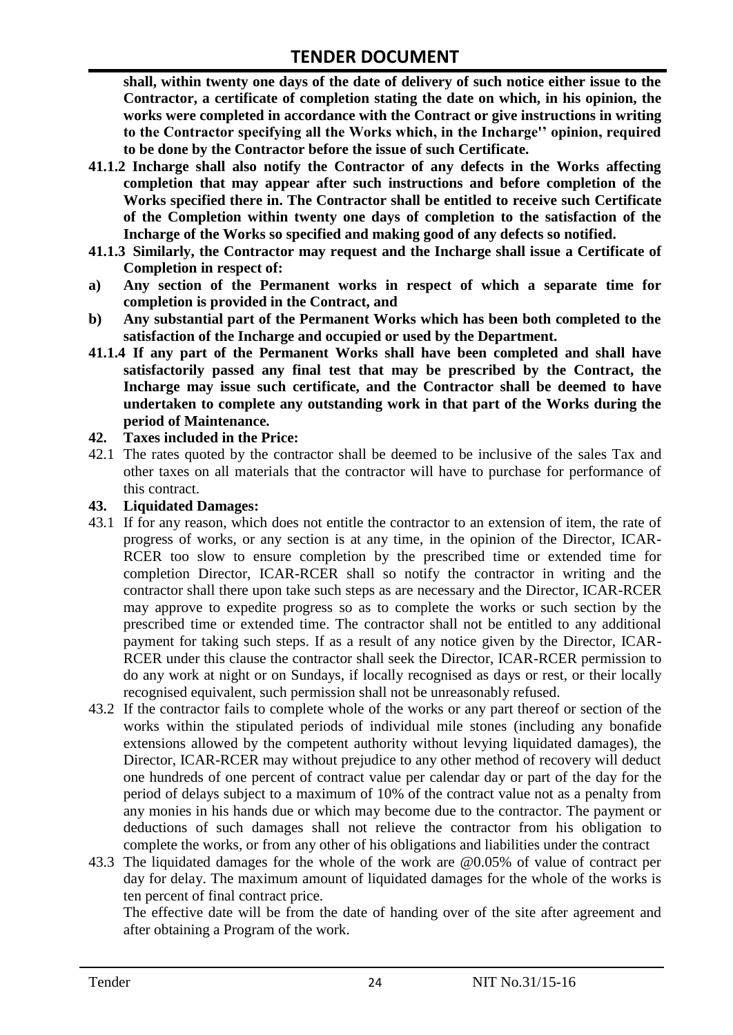**shall, within twenty one days of the date of delivery of such notice either issue to the Contractor, a certificate of completion stating the date on which, in his opinion, the works were completed in accordance with the Contract or give instructions in writing to the Contractor specifying all the Works which, in the Incharge'' opinion, required to be done by the Contractor before the issue of such Certificate.**

**41.1.2 Incharge shall also notify the Contractor of any defects in the Works affecting completion that may appear after such instructions and before completion of the Works specified there in. The Contractor shall be entitled to receive such Certificate of the Completion within twenty one days of completion to the satisfaction of the Incharge of the Works so specified and making good of any defects so notified.**

**41.1.3 Similarly, the Contractor may request and the Incharge shall issue a Certificate of Completion in respect of:**

**a) Any section of the Permanent works in respect of which a separate time for completion is provided in the Contract, and**

**b) Any substantial part of the Permanent Works which has been both completed to the satisfaction of the Incharge and occupied or used by the Department.**

**41.1.4 If any part of the Permanent Works shall have been completed and shall have satisfactorily passed any final test that may be prescribed by the Contract, the Incharge may issue such certificate, and the Contractor shall be deemed to have undertaken to complete any outstanding work in that part of the Works during the period of Maintenance.**

**42. Taxes included in the Price:**

42.1 The rates quoted by the contractor shall be deemed to be inclusive of the sales Tax and other taxes on all materials that the contractor will have to purchase for performance of this contract.

**43. Liquidated Damages:**

43.1 If for any reason, which does not entitle the contractor to an extension of item, the rate of progress of works, or any section is at any time, in the opinion of the Director, ICAR-RCER too slow to ensure completion by the prescribed time or extended time for completion Director, ICAR-RCER shall so notify the contractor in writing and the contractor shall there upon take such steps as are necessary and the Director, ICAR-RCER may approve to expedite progress so as to complete the works or such section by the prescribed time or extended time. The contractor shall not be entitled to any additional payment for taking such steps. If as a result of any notice given by the Director, ICAR-RCER under this clause the contractor shall seek the Director, ICAR-RCER permission to do any work at night or on Sundays, if locally recognised as days or rest, or their locally recognised equivalent, such permission shall not be unreasonably refused.

43.2 If the contractor fails to complete whole of the works or any part thereof or section of the works within the stipulated periods of individual mile stones (including any bonafide extensions allowed by the competent authority without levying liquidated damages), the Director, ICAR-RCER may without prejudice to any other method of recovery will deduct one hundreds of one percent of contract value per calendar day or part of the day for the period of delays subject to a maximum of 10% of the contract value not as a penalty from any monies in his hands due or which may become due to the contractor. The payment or deductions of such damages shall not relieve the contractor from his obligation to complete the works, or from any other of his obligations and liabilities under the contract

43.3 The liquidated damages for the whole of the work are @0.05% of value of contract per day for delay. The maximum amount of liquidated damages for the whole of the works is ten percent of final contract price.

The effective date will be from the date of handing over of the site after agreement and after obtaining a Program of the work.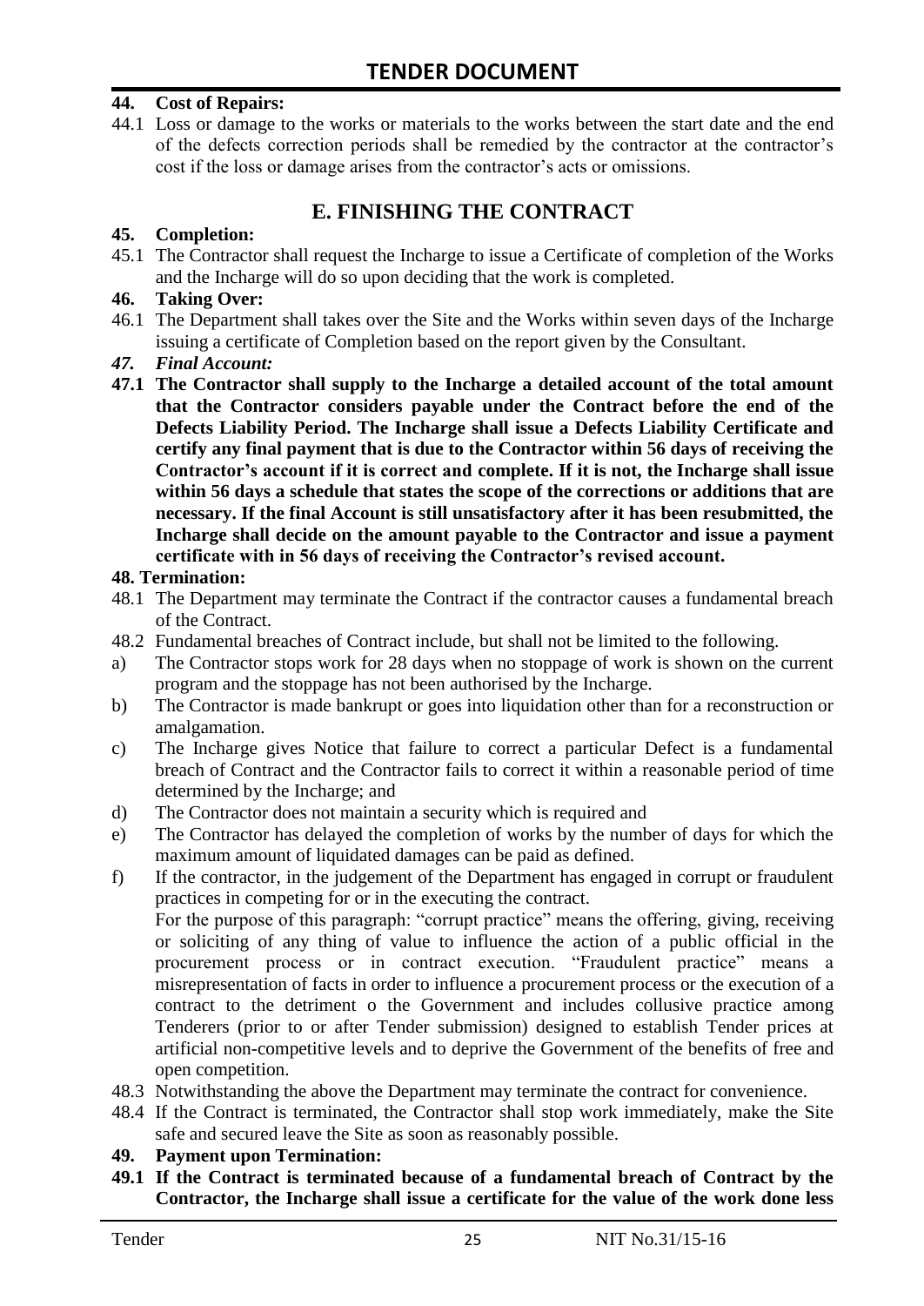**44. Cost of Repairs:**

44.1 Loss or damage to the works or materials to the works between the start date and the end of the defects correction periods shall be remedied by the contractor at the contractor's cost if the loss or damage arises from the contractor's acts or omissions.

## E. FINISHING THE CONTRACT

**45. Completion:**

45.1 The Contractor shall request the Incharge to issue a Certificate of completion of the Works and the Incharge will do so upon deciding that the work is completed.

**46. Taking Over:**

46.1 The Department shall takes over the Site and the Works within seven days of the Incharge issuing a certificate of Completion based on the report given by the Consultant.

***47. Final Account:***

**47.1 The Contractor shall supply to the Incharge a detailed account of the total amount that the Contractor considers payable under the Contract before the end of the Defects Liability Period. The Incharge shall issue a Defects Liability Certificate and certify any final payment that is due to the Contractor within 56 days of receiving the Contractor's account if it is correct and complete. If it is not, the Incharge shall issue within 56 days a schedule that states the scope of the corrections or additions that are necessary. If the final Account is still unsatisfactory after it has been resubmitted, the Incharge shall decide on the amount payable to the Contractor and issue a payment certificate with in 56 days of receiving the Contractor's revised account.**

**48. Termination:**

48.1 The Department may terminate the Contract if the contractor causes a fundamental breach of the Contract.

48.2 Fundamental breaches of Contract include, but shall not be limited to the following.

a) The Contractor stops work for 28 days when no stoppage of work is shown on the current program and the stoppage has not been authorised by the Incharge.

b) The Contractor is made bankrupt or goes into liquidation other than for a reconstruction or amalgamation.

c) The Incharge gives Notice that failure to correct a particular Defect is a fundamental breach of Contract and the Contractor fails to correct it within a reasonable period of time determined by the Incharge; and

d) The Contractor does not maintain a security which is required and

e) The Contractor has delayed the completion of works by the number of days for which the maximum amount of liquidated damages can be paid as defined.

f) If the contractor, in the judgement of the Department has engaged in corrupt or fraudulent practices in competing for or in the executing the contract.

For the purpose of this paragraph: "corrupt practice" means the offering, giving, receiving or soliciting of any thing of value to influence the action of a public official in the procurement process or in contract execution. "Fraudulent practice" means a misrepresentation of facts in order to influence a procurement process or the execution of a contract to the detriment o the Government and includes collusive practice among Tenderers (prior to or after Tender submission) designed to establish Tender prices at artificial non-competitive levels and to deprive the Government of the benefits of free and open competition.

48.3 Notwithstanding the above the Department may terminate the contract for convenience.

48.4 If the Contract is terminated, the Contractor shall stop work immediately, make the Site safe and secured leave the Site as soon as reasonably possible.

**49. Payment upon Termination:**

**49.1 If the Contract is terminated because of a fundamental breach of Contract by the Contractor, the Incharge shall issue a certificate for the value of the work done less**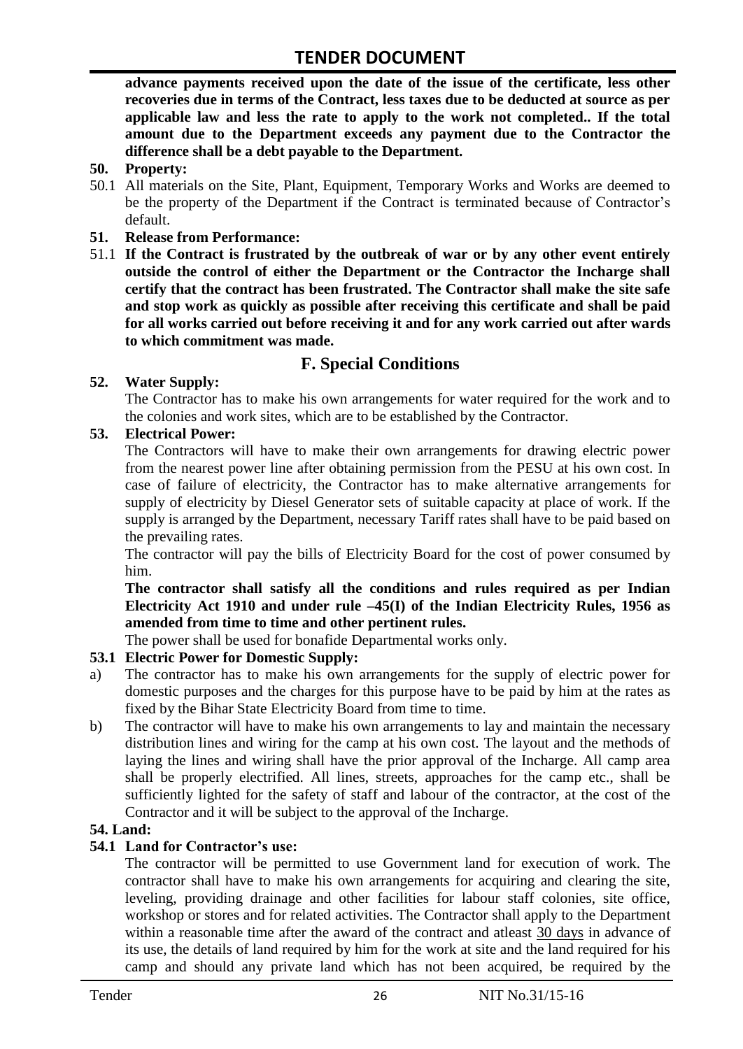**advance payments received upon the date of the issue of the certificate, less other recoveries due in terms of the Contract, less taxes due to be deducted at source as per applicable law and less the rate to apply to the work not completed.. If the total amount due to the Department exceeds any payment due to the Contractor the difference shall be a debt payable to the Department.**

**50. Property:**

50.1 All materials on the Site, Plant, Equipment, Temporary Works and Works are deemed to be the property of the Department if the Contract is terminated because of Contractor's default.

**51. Release from Performance:**

51.1 **If the Contract is frustrated by the outbreak of war or by any other event entirely outside the control of either the Department or the Contractor the Incharge shall certify that the contract has been frustrated. The Contractor shall make the site safe and stop work as quickly as possible after receiving this certificate and shall be paid for all works carried out before receiving it and for any work carried out after wards to which commitment was made.**

## F. Special Conditions

**52. Water Supply:**

The Contractor has to make his own arrangements for water required for the work and to the colonies and work sites, which are to be established by the Contractor.

**53. Electrical Power:**

The Contractors will have to make their own arrangements for drawing electric power from the nearest power line after obtaining permission from the PESU at his own cost. In case of failure of electricity, the Contractor has to make alternative arrangements for supply of electricity by Diesel Generator sets of suitable capacity at place of work. If the supply is arranged by the Department, necessary Tariff rates shall have to be paid based on the prevailing rates.

The contractor will pay the bills of Electricity Board for the cost of power consumed by him.

**The contractor shall satisfy all the conditions and rules required as per Indian Electricity Act 1910 and under rule –45(I) of the Indian Electricity Rules, 1956 as amended from time to time and other pertinent rules.**

The power shall be used for bonafide Departmental works only.

**53.1 Electric Power for Domestic Supply:**

a) The contractor has to make his own arrangements for the supply of electric power for domestic purposes and the charges for this purpose have to be paid by him at the rates as fixed by the Bihar State Electricity Board from time to time.

b) The contractor will have to make his own arrangements to lay and maintain the necessary distribution lines and wiring for the camp at his own cost. The layout and the methods of laying the lines and wiring shall have the prior approval of the Incharge. All camp area shall be properly electrified. All lines, streets, approaches for the camp etc., shall be sufficiently lighted for the safety of staff and labour of the contractor, at the cost of the Contractor and it will be subject to the approval of the Incharge.

**54. Land:**

**54.1 Land for Contractor's use:**

The contractor will be permitted to use Government land for execution of work. The contractor shall have to make his own arrangements for acquiring and clearing the site, leveling, providing drainage and other facilities for labour staff colonies, site office, workshop or stores and for related activities. The Contractor shall apply to the Department within a reasonable time after the award of the contract and atleast 30 days in advance of its use, the details of land required by him for the work at site and the land required for his camp and should any private land which has not been acquired, be required by the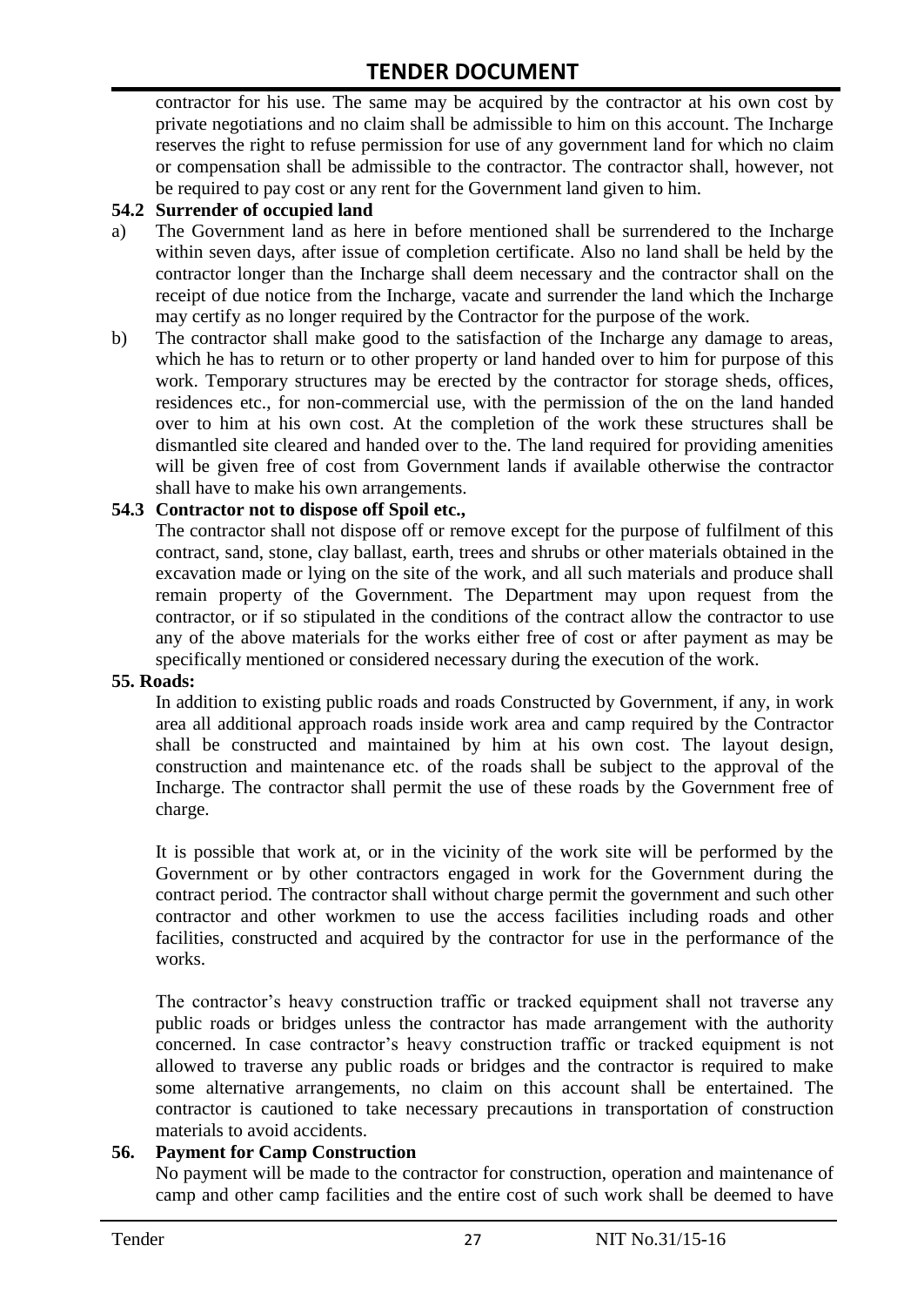contractor for his use. The same may be acquired by the contractor at his own cost by private negotiations and no claim shall be admissible to him on this account. The Incharge reserves the right to refuse permission for use of any government land for which no claim or compensation shall be admissible to the contractor. The contractor shall, however, not be required to pay cost or any rent for the Government land given to him.

**54.2 Surrender of occupied land**

a) The Government land as here in before mentioned shall be surrendered to the Incharge within seven days, after issue of completion certificate. Also no land shall be held by the contractor longer than the Incharge shall deem necessary and the contractor shall on the receipt of due notice from the Incharge, vacate and surrender the land which the Incharge may certify as no longer required by the Contractor for the purpose of the work.

b) The contractor shall make good to the satisfaction of the Incharge any damage to areas, which he has to return or to other property or land handed over to him for purpose of this work. Temporary structures may be erected by the contractor for storage sheds, offices, residences etc., for non-commercial use, with the permission of the on the land handed over to him at his own cost. At the completion of the work these structures shall be dismantled site cleared and handed over to the. The land required for providing amenities will be given free of cost from Government lands if available otherwise the contractor shall have to make his own arrangements.

**54.3 Contractor not to dispose off Spoil etc.,**

The contractor shall not dispose off or remove except for the purpose of fulfilment of this contract, sand, stone, clay ballast, earth, trees and shrubs or other materials obtained in the excavation made or lying on the site of the work, and all such materials and produce shall remain property of the Government. The Department may upon request from the contractor, or if so stipulated in the conditions of the contract allow the contractor to use any of the above materials for the works either free of cost or after payment as may be specifically mentioned or considered necessary during the execution of the work.

**55. Roads:**

In addition to existing public roads and roads Constructed by Government, if any, in work area all additional approach roads inside work area and camp required by the Contractor shall be constructed and maintained by him at his own cost. The layout design, construction and maintenance etc. of the roads shall be subject to the approval of the Incharge. The contractor shall permit the use of these roads by the Government free of charge.

It is possible that work at, or in the vicinity of the work site will be performed by the Government or by other contractors engaged in work for the Government during the contract period. The contractor shall without charge permit the government and such other contractor and other workmen to use the access facilities including roads and other facilities, constructed and acquired by the contractor for use in the performance of the works.

The contractor's heavy construction traffic or tracked equipment shall not traverse any public roads or bridges unless the contractor has made arrangement with the authority concerned. In case contractor's heavy construction traffic or tracked equipment is not allowed to traverse any public roads or bridges and the contractor is required to make some alternative arrangements, no claim on this account shall be entertained. The contractor is cautioned to take necessary precautions in transportation of construction materials to avoid accidents.

**56. Payment for Camp Construction**

No payment will be made to the contractor for construction, operation and maintenance of camp and other camp facilities and the entire cost of such work shall be deemed to have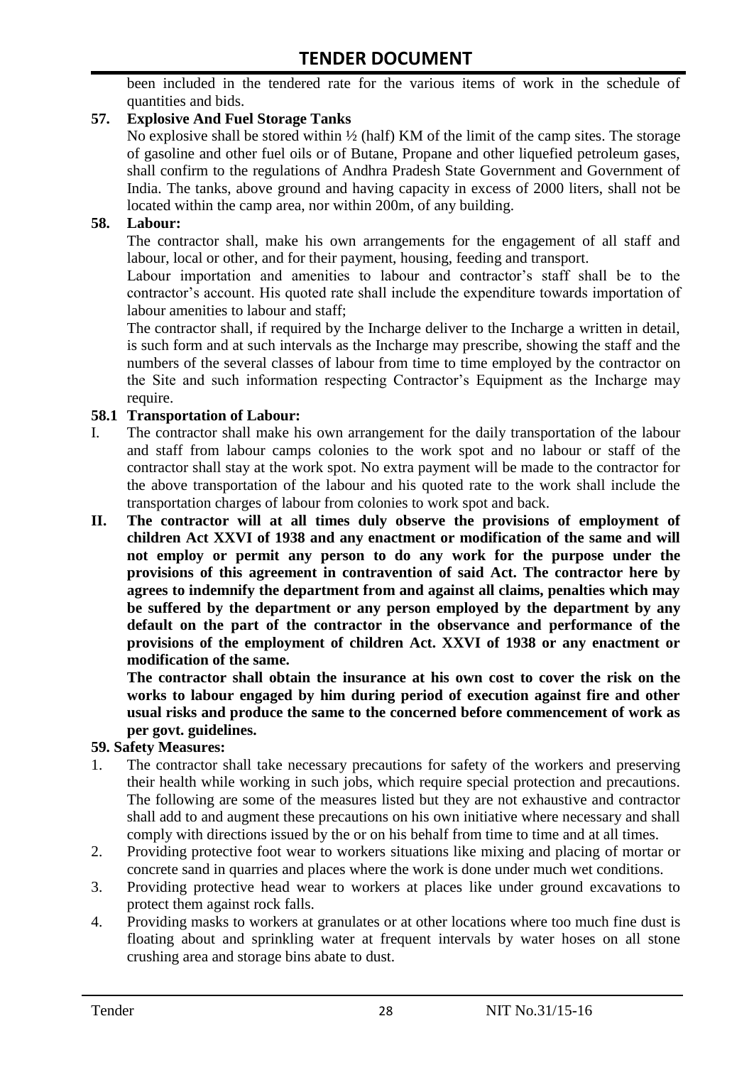been included in the tendered rate for the various items of work in the schedule of quantities and bids.

**57. Explosive And Fuel Storage Tanks**

No explosive shall be stored within ½ (half) KM of the limit of the camp sites. The storage of gasoline and other fuel oils or of Butane, Propane and other liquefied petroleum gases, shall confirm to the regulations of Andhra Pradesh State Government and Government of India. The tanks, above ground and having capacity in excess of 2000 liters, shall not be located within the camp area, nor within 200m, of any building.

**58. Labour:**

The contractor shall, make his own arrangements for the engagement of all staff and labour, local or other, and for their payment, housing, feeding and transport.

Labour importation and amenities to labour and contractor's staff shall be to the contractor's account. His quoted rate shall include the expenditure towards importation of labour amenities to labour and staff;

The contractor shall, if required by the Incharge deliver to the Incharge a written in detail, is such form and at such intervals as the Incharge may prescribe, showing the staff and the numbers of the several classes of labour from time to time employed by the contractor on the Site and such information respecting Contractor's Equipment as the Incharge may require.

**58.1 Transportation of Labour:**

I. The contractor shall make his own arrangement for the daily transportation of the labour and staff from labour camps colonies to the work spot and no labour or staff of the contractor shall stay at the work spot. No extra payment will be made to the contractor for the above transportation of the labour and his quoted rate to the work shall include the transportation charges of labour from colonies to work spot and back.

**II. The contractor will at all times duly observe the provisions of employment of children Act XXVI of 1938 and any enactment or modification of the same and will not employ or permit any person to do any work for the purpose under the provisions of this agreement in contravention of said Act. The contractor here by agrees to indemnify the department from and against all claims, penalties which may be suffered by the department or any person employed by the department by any default on the part of the contractor in the observance and performance of the provisions of the employment of children Act. XXVI of 1938 or any enactment or modification of the same.**

**The contractor shall obtain the insurance at his own cost to cover the risk on the works to labour engaged by him during period of execution against fire and other usual risks and produce the same to the concerned before commencement of work as per govt. guidelines.**

**59. Safety Measures:**

1. The contractor shall take necessary precautions for safety of the workers and preserving their health while working in such jobs, which require special protection and precautions. The following are some of the measures listed but they are not exhaustive and contractor shall add to and augment these precautions on his own initiative where necessary and shall comply with directions issued by the or on his behalf from time to time and at all times.
2. Providing protective foot wear to workers situations like mixing and placing of mortar or concrete sand in quarries and places where the work is done under much wet conditions.
3. Providing protective head wear to workers at places like under ground excavations to protect them against rock falls.
4. Providing masks to workers at granulates or at other locations where too much fine dust is floating about and sprinkling water at frequent intervals by water hoses on all stone crushing area and storage bins abate to dust.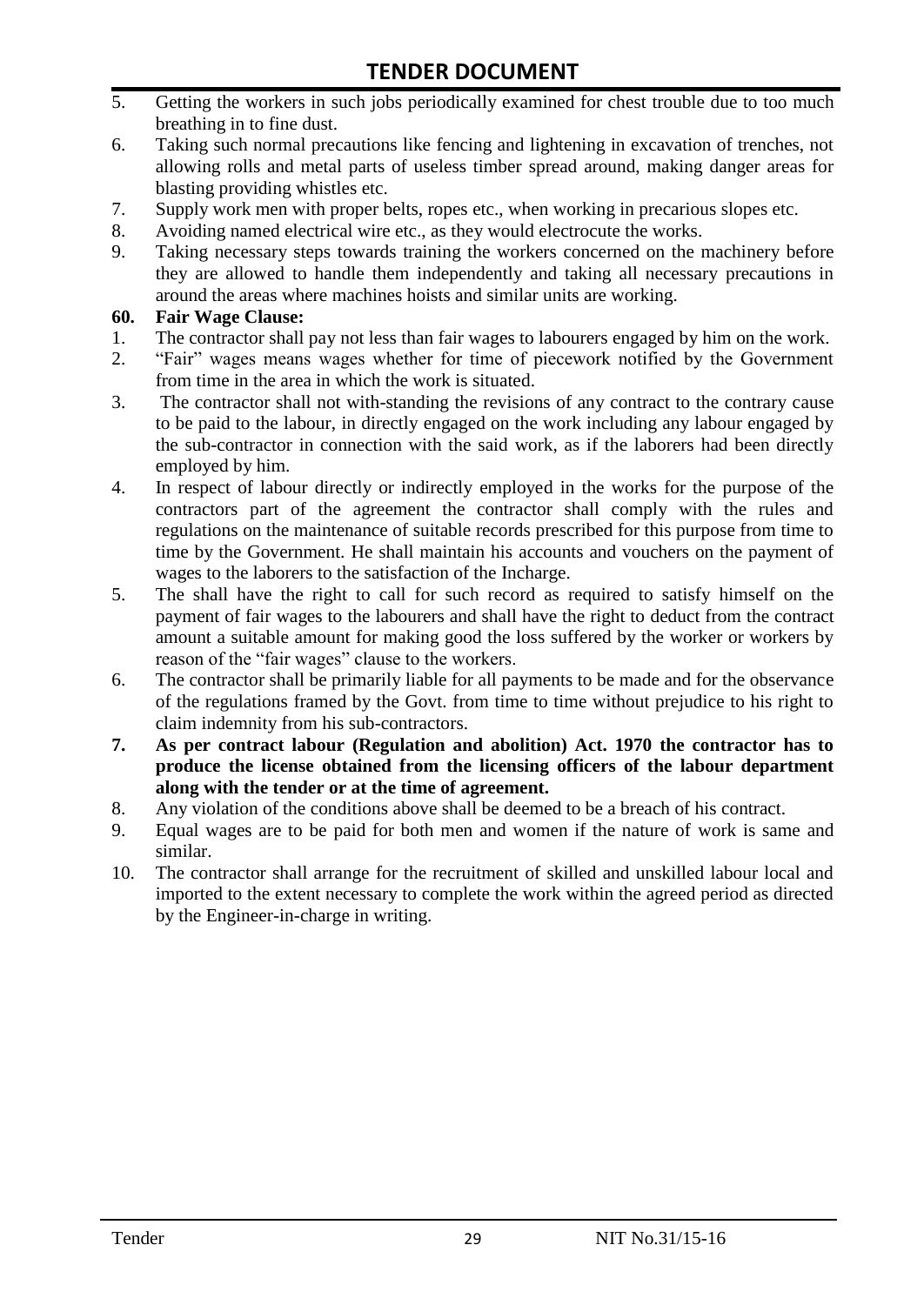5. Getting the workers in such jobs periodically examined for chest trouble due to too much breathing in to fine dust.
6. Taking such normal precautions like fencing and lightening in excavation of trenches, not allowing rolls and metal parts of useless timber spread around, making danger areas for blasting providing whistles etc.
7. Supply work men with proper belts, ropes etc., when working in precarious slopes etc.
8. Avoiding named electrical wire etc., as they would electrocute the works.
9. Taking necessary steps towards training the workers concerned on the machinery before they are allowed to handle them independently and taking all necessary precautions in around the areas where machines hoists and similar units are working.

**60. Fair Wage Clause:**

1. The contractor shall pay not less than fair wages to labourers engaged by him on the work.
2. "Fair" wages means wages whether for time of piecework notified by the Government from time in the area in which the work is situated.
3. The contractor shall not with-standing the revisions of any contract to the contrary cause to be paid to the labour, in directly engaged on the work including any labour engaged by the sub-contractor in connection with the said work, as if the laborers had been directly employed by him.
4. In respect of labour directly or indirectly employed in the works for the purpose of the contractors part of the agreement the contractor shall comply with the rules and regulations on the maintenance of suitable records prescribed for this purpose from time to time by the Government. He shall maintain his accounts and vouchers on the payment of wages to the laborers to the satisfaction of the Incharge.
5. The shall have the right to call for such record as required to satisfy himself on the payment of fair wages to the labourers and shall have the right to deduct from the contract amount a suitable amount for making good the loss suffered by the worker or workers by reason of the "fair wages" clause to the workers.
6. The contractor shall be primarily liable for all payments to be made and for the observance of the regulations framed by the Govt. from time to time without prejudice to his right to claim indemnity from his sub-contractors.
7. **As per contract labour (Regulation and abolition) Act. 1970 the contractor has to produce the license obtained from the licensing officers of the labour department along with the tender or at the time of agreement.**
8. Any violation of the conditions above shall be deemed to be a breach of his contract.
9. Equal wages are to be paid for both men and women if the nature of work is same and similar.
10. The contractor shall arrange for the recruitment of skilled and unskilled labour local and imported to the extent necessary to complete the work within the agreed period as directed by the Engineer-in-charge in writing.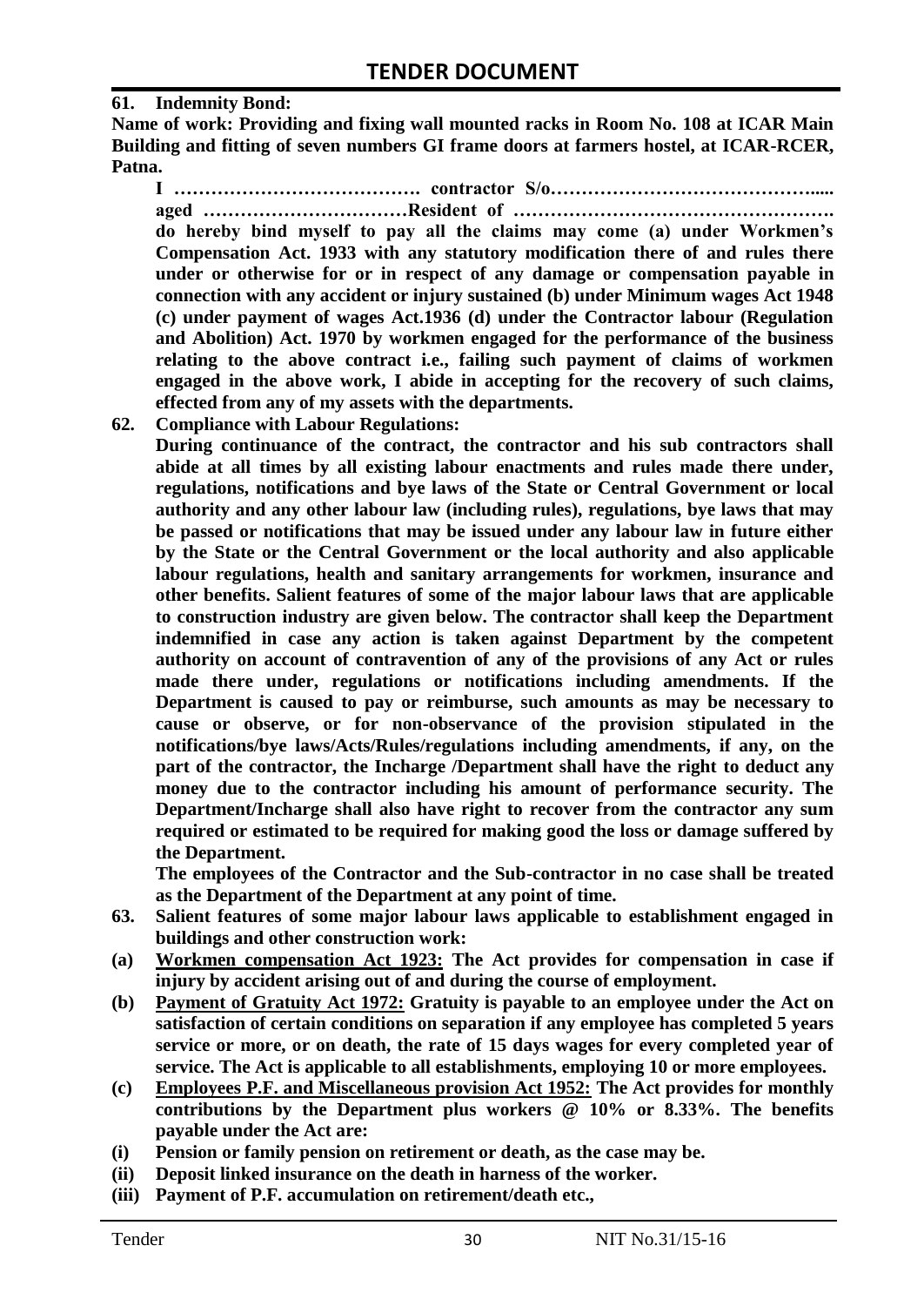**61. Indemnity Bond:**

**Name of work: Providing and fixing wall mounted racks in Room No. 108 at ICAR Main Building and fitting of seven numbers GI frame doors at farmers hostel, at ICAR-RCER, Patna.**

**I …………………………………. contractor S/o…………………………………..... aged ……………………………Resident of ……………………………………………. do hereby bind myself to pay all the claims may come (a) under Workmen's Compensation Act. 1933 with any statutory modification there of and rules there under or otherwise for or in respect of any damage or compensation payable in connection with any accident or injury sustained (b) under Minimum wages Act 1948 (c) under payment of wages Act.1936 (d) under the Contractor labour (Regulation and Abolition) Act. 1970 by workmen engaged for the performance of the business relating to the above contract i.e., failing such payment of claims of workmen engaged in the above work, I abide in accepting for the recovery of such claims, effected from any of my assets with the departments.**

**62. Compliance with Labour Regulations:**

**During continuance of the contract, the contractor and his sub contractors shall abide at all times by all existing labour enactments and rules made there under, regulations, notifications and bye laws of the State or Central Government or local authority and any other labour law (including rules), regulations, bye laws that may be passed or notifications that may be issued under any labour law in future either by the State or the Central Government or the local authority and also applicable labour regulations, health and sanitary arrangements for workmen, insurance and other benefits. Salient features of some of the major labour laws that are applicable to construction industry are given below. The contractor shall keep the Department indemnified in case any action is taken against Department by the competent authority on account of contravention of any of the provisions of any Act or rules made there under, regulations or notifications including amendments. If the Department is caused to pay or reimburse, such amounts as may be necessary to cause or observe, or for non-observance of the provision stipulated in the notifications/bye laws/Acts/Rules/regulations including amendments, if any, on the part of the contractor, the Incharge /Department shall have the right to deduct any money due to the contractor including his amount of performance security. The Department/Incharge shall also have right to recover from the contractor any sum required or estimated to be required for making good the loss or damage suffered by the Department.**

**The employees of the Contractor and the Sub-contractor in no case shall be treated as the Department of the Department at any point of time.**

**63. Salient features of some major labour laws applicable to establishment engaged in buildings and other construction work:**

**(a) <u>Workmen compensation Act 1923:</u> The Act provides for compensation in case if injury by accident arising out of and during the course of employment.**

**(b) <u>Payment of Gratuity Act 1972:</u> Gratuity is payable to an employee under the Act on satisfaction of certain conditions on separation if any employee has completed 5 years service or more, or on death, the rate of 15 days wages for every completed year of service. The Act is applicable to all establishments, employing 10 or more employees.**

**(c) <u>Employees P.F. and Miscellaneous provision Act 1952:</u> The Act provides for monthly contributions by the Department plus workers @ 10% or 8.33%. The benefits payable under the Act are:**

**(i) Pension or family pension on retirement or death, as the case may be.**

**(ii) Deposit linked insurance on the death in harness of the worker.**

**(iii) Payment of P.F. accumulation on retirement/death etc.,**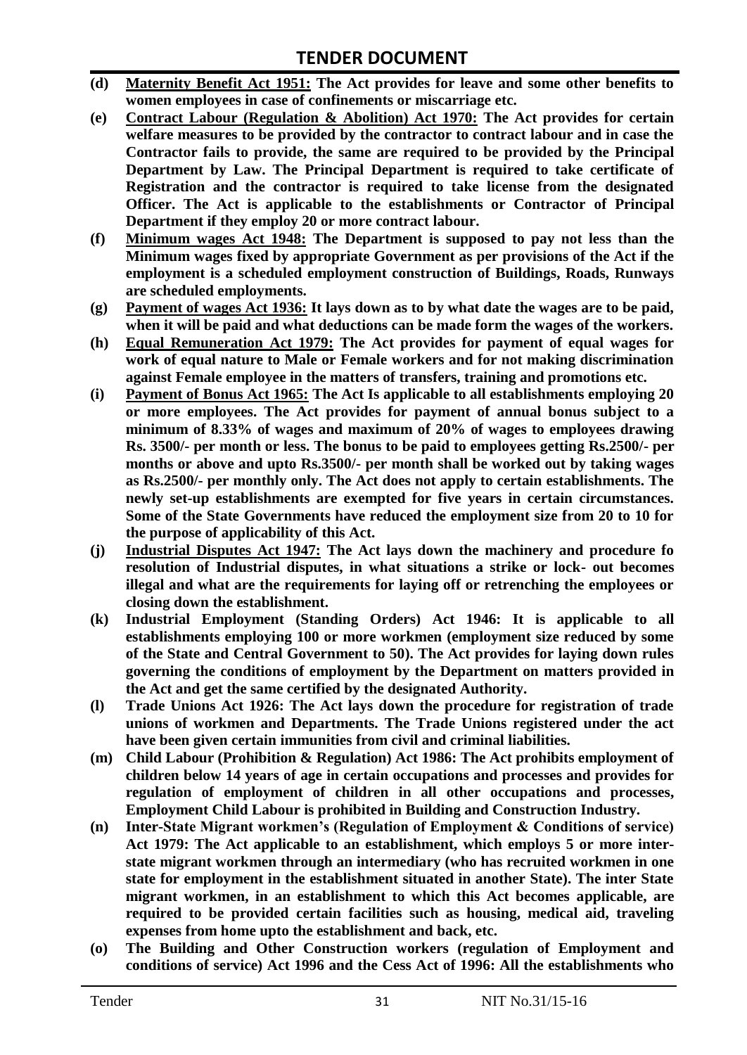- **(d)** **Maternity Benefit Act 1951: The Act provides for leave and some other benefits to women employees in case of confinements or miscarriage etc.**
- **(e)** **Contract Labour (Regulation & Abolition) Act 1970: The Act provides for certain welfare measures to be provided by the contractor to contract labour and in case the Contractor fails to provide, the same are required to be provided by the Principal Department by Law. The Principal Department is required to take certificate of Registration and the contractor is required to take license from the designated Officer. The Act is applicable to the establishments or Contractor of Principal Department if they employ 20 or more contract labour.**
- **(f)** **Minimum wages Act 1948: The Department is supposed to pay not less than the Minimum wages fixed by appropriate Government as per provisions of the Act if the employment is a scheduled employment construction of Buildings, Roads, Runways are scheduled employments.**
- **(g)** **Payment of wages Act 1936: It lays down as to by what date the wages are to be paid, when it will be paid and what deductions can be made form the wages of the workers.**
- **(h)** **Equal Remuneration Act 1979: The Act provides for payment of equal wages for work of equal nature to Male or Female workers and for not making discrimination against Female employee in the matters of transfers, training and promotions etc.**
- **(i)** **Payment of Bonus Act 1965: The Act Is applicable to all establishments employing 20 or more employees. The Act provides for payment of annual bonus subject to a minimum of 8.33% of wages and maximum of 20% of wages to employees drawing Rs. 3500/- per month or less. The bonus to be paid to employees getting Rs.2500/- per months or above and upto Rs.3500/- per month shall be worked out by taking wages as Rs.2500/- per monthly only. The Act does not apply to certain establishments. The newly set-up establishments are exempted for five years in certain circumstances. Some of the State Governments have reduced the employment size from 20 to 10 for the purpose of applicability of this Act.**
- **(j)** **Industrial Disputes Act 1947: The Act lays down the machinery and procedure fo resolution of Industrial disputes, in what situations a strike or lock- out becomes illegal and what are the requirements for laying off or retrenching the employees or closing down the establishment.**
- **(k)** **Industrial Employment (Standing Orders) Act 1946: It is applicable to all establishments employing 100 or more workmen (employment size reduced by some of the State and Central Government to 50). The Act provides for laying down rules governing the conditions of employment by the Department on matters provided in the Act and get the same certified by the designated Authority.**
- **(l)** **Trade Unions Act 1926: The Act lays down the procedure for registration of trade unions of workmen and Departments. The Trade Unions registered under the act have been given certain immunities from civil and criminal liabilities.**
- **(m)** **Child Labour (Prohibition & Regulation) Act 1986: The Act prohibits employment of children below 14 years of age in certain occupations and processes and provides for regulation of employment of children in all other occupations and processes, Employment Child Labour is prohibited in Building and Construction Industry.**
- **(n)** **Inter-State Migrant workmen's (Regulation of Employment & Conditions of service) Act 1979: The Act applicable to an establishment, which employs 5 or more inter-state migrant workmen through an intermediary (who has recruited workmen in one state for employment in the establishment situated in another State). The inter State migrant workmen, in an establishment to which this Act becomes applicable, are required to be provided certain facilities such as housing, medical aid, traveling expenses from home upto the establishment and back, etc.**
- **(o)** **The Building and Other Construction workers (regulation of Employment and conditions of service) Act 1996 and the Cess Act of 1996: All the establishments who**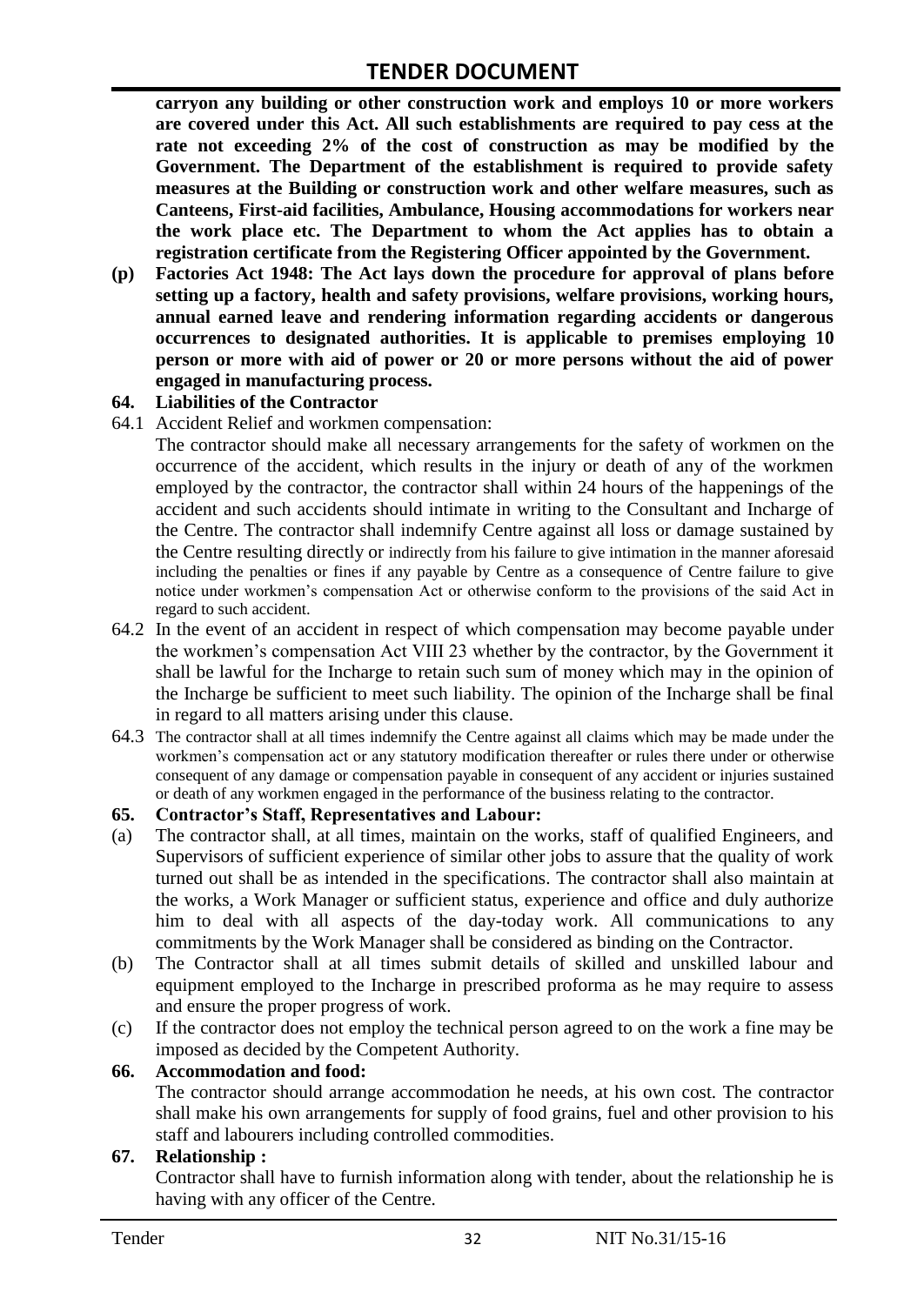**carryon any building or other construction work and employs 10 or more workers are covered under this Act. All such establishments are required to pay cess at the rate not exceeding 2% of the cost of construction as may be modified by the Government. The Department of the establishment is required to provide safety measures at the Building or construction work and other welfare measures, such as Canteens, First-aid facilities, Ambulance, Housing accommodations for workers near the work place etc. The Department to whom the Act applies has to obtain a registration certificate from the Registering Officer appointed by the Government.**

**(p) Factories Act 1948: The Act lays down the procedure for approval of plans before setting up a factory, health and safety provisions, welfare provisions, working hours, annual earned leave and rendering information regarding accidents or dangerous occurrences to designated authorities. It is applicable to premises employing 10 person or more with aid of power or 20 or more persons without the aid of power engaged in manufacturing process.**

**64. Liabilities of the Contractor**

64.1 Accident Relief and workmen compensation:

The contractor should make all necessary arrangements for the safety of workmen on the occurrence of the accident, which results in the injury or death of any of the workmen employed by the contractor, the contractor shall within 24 hours of the happenings of the accident and such accidents should intimate in writing to the Consultant and Incharge of the Centre. The contractor shall indemnify Centre against all loss or damage sustained by the Centre resulting directly or indirectly from his failure to give intimation in the manner aforesaid including the penalties or fines if any payable by Centre as a consequence of Centre failure to give notice under workmen's compensation Act or otherwise conform to the provisions of the said Act in regard to such accident.

64.2 In the event of an accident in respect of which compensation may become payable under the workmen's compensation Act VIII 23 whether by the contractor, by the Government it shall be lawful for the Incharge to retain such sum of money which may in the opinion of the Incharge be sufficient to meet such liability. The opinion of the Incharge shall be final in regard to all matters arising under this clause.

64.3 The contractor shall at all times indemnify the Centre against all claims which may be made under the workmen's compensation act or any statutory modification thereafter or rules there under or otherwise consequent of any damage or compensation payable in consequent of any accident or injuries sustained or death of any workmen engaged in the performance of the business relating to the contractor.

**65. Contractor's Staff, Representatives and Labour:**

(a) The contractor shall, at all times, maintain on the works, staff of qualified Engineers, and Supervisors of sufficient experience of similar other jobs to assure that the quality of work turned out shall be as intended in the specifications. The contractor shall also maintain at the works, a Work Manager or sufficient status, experience and office and duly authorize him to deal with all aspects of the day-today work. All communications to any commitments by the Work Manager shall be considered as binding on the Contractor.

(b) The Contractor shall at all times submit details of skilled and unskilled labour and equipment employed to the Incharge in prescribed proforma as he may require to assess and ensure the proper progress of work.

(c) If the contractor does not employ the technical person agreed to on the work a fine may be imposed as decided by the Competent Authority.

**66. Accommodation and food:**

The contractor should arrange accommodation he needs, at his own cost. The contractor shall make his own arrangements for supply of food grains, fuel and other provision to his staff and labourers including controlled commodities.

**67. Relationship :**

Contractor shall have to furnish information along with tender, about the relationship he is having with any officer of the Centre.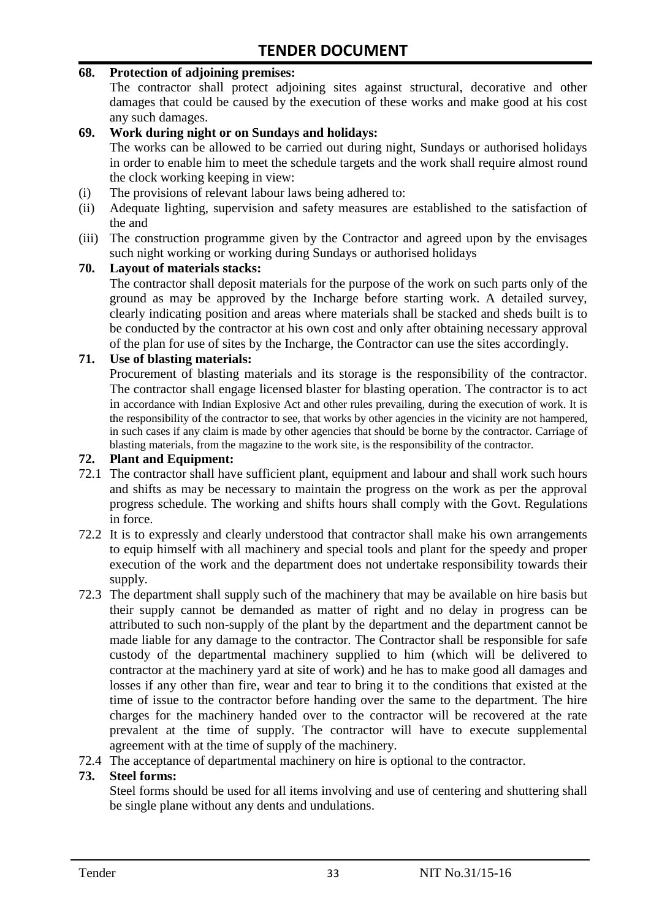**68. Protection of adjoining premises:**

The contractor shall protect adjoining sites against structural, decorative and other damages that could be caused by the execution of these works and make good at his cost any such damages.

**69. Work during night or on Sundays and holidays:**

The works can be allowed to be carried out during night, Sundays or authorised holidays in order to enable him to meet the schedule targets and the work shall require almost round the clock working keeping in view:

(i) The provisions of relevant labour laws being adhered to:

(ii) Adequate lighting, supervision and safety measures are established to the satisfaction of the and

(iii) The construction programme given by the Contractor and agreed upon by the envisages such night working or working during Sundays or authorised holidays

**70. Layout of materials stacks:**

The contractor shall deposit materials for the purpose of the work on such parts only of the ground as may be approved by the Incharge before starting work. A detailed survey, clearly indicating position and areas where materials shall be stacked and sheds built is to be conducted by the contractor at his own cost and only after obtaining necessary approval of the plan for use of sites by the Incharge, the Contractor can use the sites accordingly.

**71. Use of blasting materials:**

Procurement of blasting materials and its storage is the responsibility of the contractor. The contractor shall engage licensed blaster for blasting operation. The contractor is to act in accordance with Indian Explosive Act and other rules prevailing, during the execution of work. It is the responsibility of the contractor to see, that works by other agencies in the vicinity are not hampered, in such cases if any claim is made by other agencies that should be borne by the contractor. Carriage of blasting materials, from the magazine to the work site, is the responsibility of the contractor.

**72. Plant and Equipment:**

72.1 The contractor shall have sufficient plant, equipment and labour and shall work such hours and shifts as may be necessary to maintain the progress on the work as per the approval progress schedule. The working and shifts hours shall comply with the Govt. Regulations in force.

72.2 It is to expressly and clearly understood that contractor shall make his own arrangements to equip himself with all machinery and special tools and plant for the speedy and proper execution of the work and the department does not undertake responsibility towards their supply.

72.3 The department shall supply such of the machinery that may be available on hire basis but their supply cannot be demanded as matter of right and no delay in progress can be attributed to such non-supply of the plant by the department and the department cannot be made liable for any damage to the contractor. The Contractor shall be responsible for safe custody of the departmental machinery supplied to him (which will be delivered to contractor at the machinery yard at site of work) and he has to make good all damages and losses if any other than fire, wear and tear to bring it to the conditions that existed at the time of issue to the contractor before handing over the same to the department. The hire charges for the machinery handed over to the contractor will be recovered at the rate prevalent at the time of supply. The contractor will have to execute supplemental agreement with at the time of supply of the machinery.

72.4 The acceptance of departmental machinery on hire is optional to the contractor.

**73. Steel forms:**

Steel forms should be used for all items involving and use of centering and shuttering shall be single plane without any dents and undulations.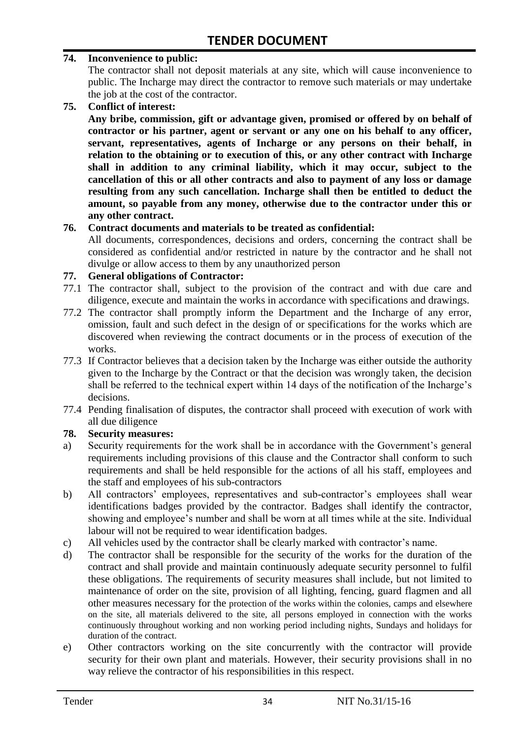**74. Inconvenience to public:**

The contractor shall not deposit materials at any site, which will cause inconvenience to public. The Incharge may direct the contractor to remove such materials or may undertake the job at the cost of the contractor.

**75. Conflict of interest:**

**Any bribe, commission, gift or advantage given, promised or offered by on behalf of contractor or his partner, agent or servant or any one on his behalf to any officer, servant, representatives, agents of Incharge or any persons on their behalf, in relation to the obtaining or to execution of this, or any other contract with Incharge shall in addition to any criminal liability, which it may occur, subject to the cancellation of this or all other contracts and also to payment of any loss or damage resulting from any such cancellation. Incharge shall then be entitled to deduct the amount, so payable from any money, otherwise due to the contractor under this or any other contract.**

**76. Contract documents and materials to be treated as confidential:**

All documents, correspondences, decisions and orders, concerning the contract shall be considered as confidential and/or restricted in nature by the contractor and he shall not divulge or allow access to them by any unauthorized person

**77. General obligations of Contractor:**

77.1 The contractor shall, subject to the provision of the contract and with due care and diligence, execute and maintain the works in accordance with specifications and drawings.

77.2 The contractor shall promptly inform the Department and the Incharge of any error, omission, fault and such defect in the design of or specifications for the works which are discovered when reviewing the contract documents or in the process of execution of the works.

77.3 If Contractor believes that a decision taken by the Incharge was either outside the authority given to the Incharge by the Contract or that the decision was wrongly taken, the decision shall be referred to the technical expert within 14 days of the notification of the Incharge's decisions.

77.4 Pending finalisation of disputes, the contractor shall proceed with execution of work with all due diligence

**78. Security measures:**

a) Security requirements for the work shall be in accordance with the Government's general requirements including provisions of this clause and the Contractor shall conform to such requirements and shall be held responsible for the actions of all his staff, employees and the staff and employees of his sub-contractors

b) All contractors' employees, representatives and sub-contractor's employees shall wear identifications badges provided by the contractor. Badges shall identify the contractor, showing and employee's number and shall be worn at all times while at the site. Individual labour will not be required to wear identification badges.

c) All vehicles used by the contractor shall be clearly marked with contractor's name.

d) The contractor shall be responsible for the security of the works for the duration of the contract and shall provide and maintain continuously adequate security personnel to fulfil these obligations. The requirements of security measures shall include, but not limited to maintenance of order on the site, provision of all lighting, fencing, guard flagmen and all other measures necessary for the protection of the works within the colonies, camps and elsewhere on the site, all materials delivered to the site, all persons employed in connection with the works continuously throughout working and non working period including nights, Sundays and holidays for duration of the contract.

e) Other contractors working on the site concurrently with the contractor will provide security for their own plant and materials. However, their security provisions shall in no way relieve the contractor of his responsibilities in this respect.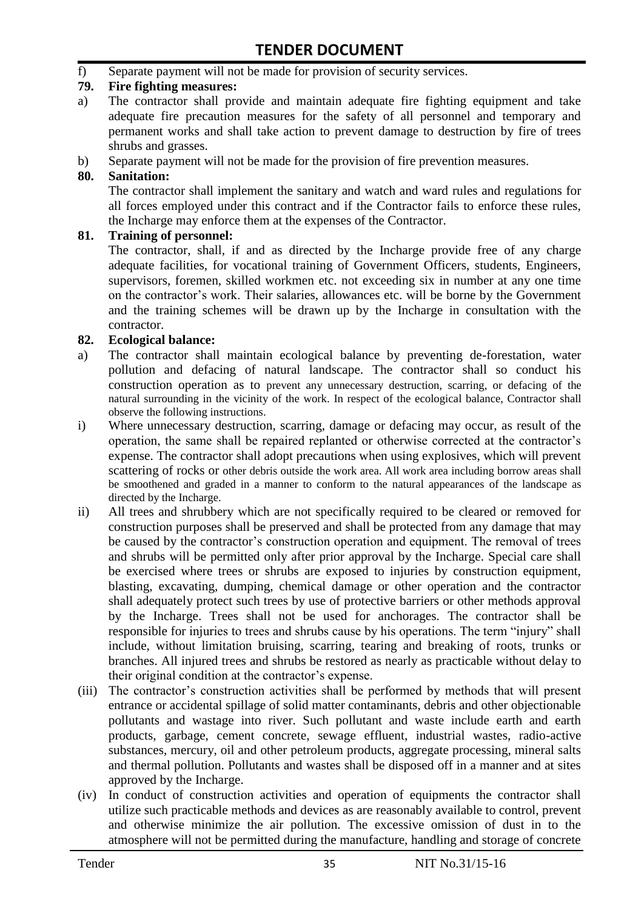f) Separate payment will not be made for provision of security services.

**79. Fire fighting measures:**

a) The contractor shall provide and maintain adequate fire fighting equipment and take adequate fire precaution measures for the safety of all personnel and temporary and permanent works and shall take action to prevent damage to destruction by fire of trees shrubs and grasses.

b) Separate payment will not be made for the provision of fire prevention measures.

**80. Sanitation:**

The contractor shall implement the sanitary and watch and ward rules and regulations for all forces employed under this contract and if the Contractor fails to enforce these rules, the Incharge may enforce them at the expenses of the Contractor.

**81. Training of personnel:**

The contractor, shall, if and as directed by the Incharge provide free of any charge adequate facilities, for vocational training of Government Officers, students, Engineers, supervisors, foremen, skilled workmen etc. not exceeding six in number at any one time on the contractor's work. Their salaries, allowances etc. will be borne by the Government and the training schemes will be drawn up by the Incharge in consultation with the contractor.

**82. Ecological balance:**

a) The contractor shall maintain ecological balance by preventing de-forestation, water pollution and defacing of natural landscape. The contractor shall so conduct his construction operation as to prevent any unnecessary destruction, scarring, or defacing of the natural surrounding in the vicinity of the work. In respect of the ecological balance, Contractor shall observe the following instructions.

i) Where unnecessary destruction, scarring, damage or defacing may occur, as result of the operation, the same shall be repaired replanted or otherwise corrected at the contractor's expense. The contractor shall adopt precautions when using explosives, which will prevent scattering of rocks or other debris outside the work area. All work area including borrow areas shall be smoothened and graded in a manner to conform to the natural appearances of the landscape as directed by the Incharge.

ii) All trees and shrubbery which are not specifically required to be cleared or removed for construction purposes shall be preserved and shall be protected from any damage that may be caused by the contractor's construction operation and equipment. The removal of trees and shrubs will be permitted only after prior approval by the Incharge. Special care shall be exercised where trees or shrubs are exposed to injuries by construction equipment, blasting, excavating, dumping, chemical damage or other operation and the contractor shall adequately protect such trees by use of protective barriers or other methods approval by the Incharge. Trees shall not be used for anchorages. The contractor shall be responsible for injuries to trees and shrubs cause by his operations. The term "injury" shall include, without limitation bruising, scarring, tearing and breaking of roots, trunks or branches. All injured trees and shrubs be restored as nearly as practicable without delay to their original condition at the contractor's expense.

(iii) The contractor's construction activities shall be performed by methods that will present entrance or accidental spillage of solid matter contaminants, debris and other objectionable pollutants and wastage into river. Such pollutant and waste include earth and earth products, garbage, cement concrete, sewage effluent, industrial wastes, radio-active substances, mercury, oil and other petroleum products, aggregate processing, mineral salts and thermal pollution. Pollutants and wastes shall be disposed off in a manner and at sites approved by the Incharge.

(iv) In conduct of construction activities and operation of equipments the contractor shall utilize such practicable methods and devices as are reasonably available to control, prevent and otherwise minimize the air pollution. The excessive omission of dust in to the atmosphere will not be permitted during the manufacture, handling and storage of concrete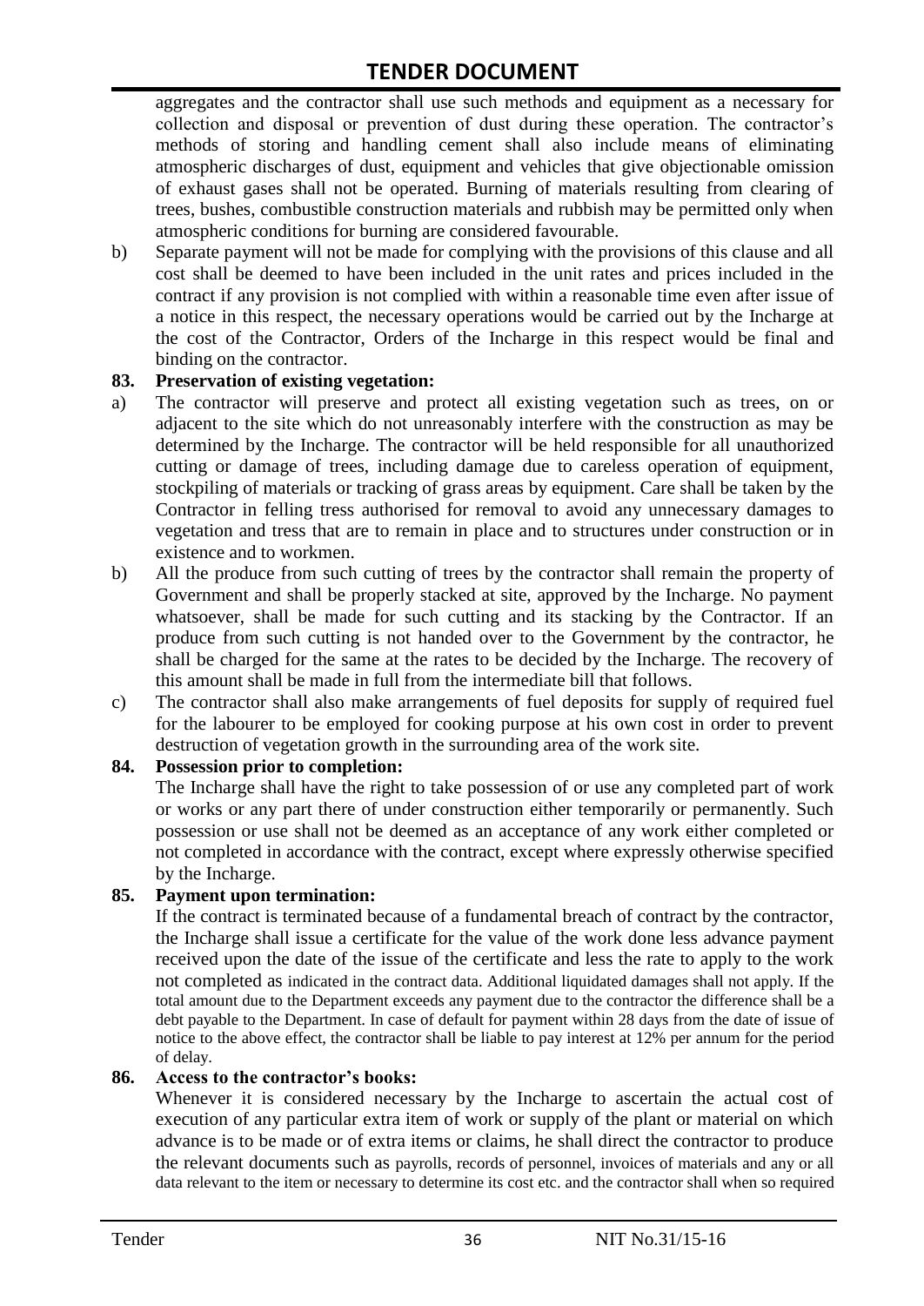aggregates and the contractor shall use such methods and equipment as a necessary for collection and disposal or prevention of dust during these operation. The contractor's methods of storing and handling cement shall also include means of eliminating atmospheric discharges of dust, equipment and vehicles that give objectionable omission of exhaust gases shall not be operated. Burning of materials resulting from clearing of trees, bushes, combustible construction materials and rubbish may be permitted only when atmospheric conditions for burning are considered favourable.

b) Separate payment will not be made for complying with the provisions of this clause and all cost shall be deemed to have been included in the unit rates and prices included in the contract if any provision is not complied with within a reasonable time even after issue of a notice in this respect, the necessary operations would be carried out by the Incharge at the cost of the Contractor, Orders of the Incharge in this respect would be final and binding on the contractor.

**83. Preservation of existing vegetation:**

a) The contractor will preserve and protect all existing vegetation such as trees, on or adjacent to the site which do not unreasonably interfere with the construction as may be determined by the Incharge. The contractor will be held responsible for all unauthorized cutting or damage of trees, including damage due to careless operation of equipment, stockpiling of materials or tracking of grass areas by equipment. Care shall be taken by the Contractor in felling tress authorised for removal to avoid any unnecessary damages to vegetation and tress that are to remain in place and to structures under construction or in existence and to workmen.

b) All the produce from such cutting of trees by the contractor shall remain the property of Government and shall be properly stacked at site, approved by the Incharge. No payment whatsoever, shall be made for such cutting and its stacking by the Contractor. If an produce from such cutting is not handed over to the Government by the contractor, he shall be charged for the same at the rates to be decided by the Incharge. The recovery of this amount shall be made in full from the intermediate bill that follows.

c) The contractor shall also make arrangements of fuel deposits for supply of required fuel for the labourer to be employed for cooking purpose at his own cost in order to prevent destruction of vegetation growth in the surrounding area of the work site.

**84. Possession prior to completion:**

The Incharge shall have the right to take possession of or use any completed part of work or works or any part there of under construction either temporarily or permanently. Such possession or use shall not be deemed as an acceptance of any work either completed or not completed in accordance with the contract, except where expressly otherwise specified by the Incharge.

**85. Payment upon termination:**

If the contract is terminated because of a fundamental breach of contract by the contractor, the Incharge shall issue a certificate for the value of the work done less advance payment received upon the date of the issue of the certificate and less the rate to apply to the work not completed as indicated in the contract data. Additional liquidated damages shall not apply. If the total amount due to the Department exceeds any payment due to the contractor the difference shall be a debt payable to the Department. In case of default for payment within 28 days from the date of issue of notice to the above effect, the contractor shall be liable to pay interest at 12% per annum for the period of delay.

**86. Access to the contractor's books:**

Whenever it is considered necessary by the Incharge to ascertain the actual cost of execution of any particular extra item of work or supply of the plant or material on which advance is to be made or of extra items or claims, he shall direct the contractor to produce the relevant documents such as payrolls, records of personnel, invoices of materials and any or all data relevant to the item or necessary to determine its cost etc. and the contractor shall when so required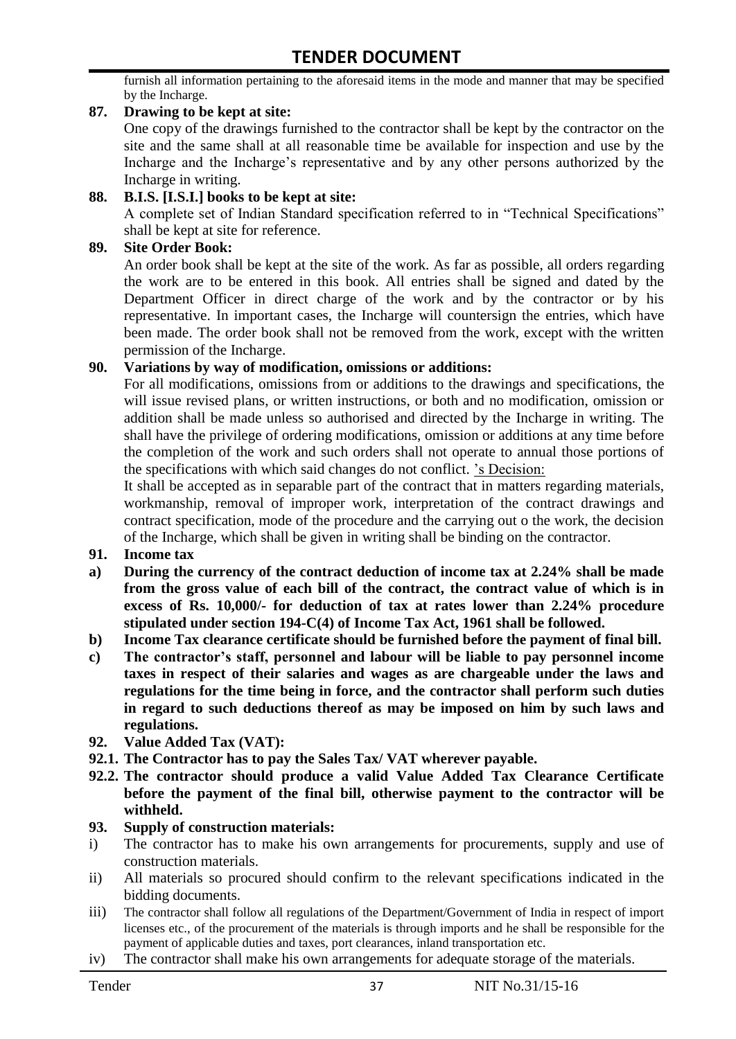furnish all information pertaining to the aforesaid items in the mode and manner that may be specified by the Incharge.

**87. Drawing to be kept at site:**

One copy of the drawings furnished to the contractor shall be kept by the contractor on the site and the same shall at all reasonable time be available for inspection and use by the Incharge and the Incharge's representative and by any other persons authorized by the Incharge in writing.

**88. B.I.S. [I.S.I.] books to be kept at site:**

A complete set of Indian Standard specification referred to in "Technical Specifications" shall be kept at site for reference.

**89. Site Order Book:**

An order book shall be kept at the site of the work. As far as possible, all orders regarding the work are to be entered in this book. All entries shall be signed and dated by the Department Officer in direct charge of the work and by the contractor or by his representative. In important cases, the Incharge will countersign the entries, which have been made. The order book shall not be removed from the work, except with the written permission of the Incharge.

**90. Variations by way of modification, omissions or additions:**

For all modifications, omissions from or additions to the drawings and specifications, the will issue revised plans, or written instructions, or both and no modification, omission or addition shall be made unless so authorised and directed by the Incharge in writing. The shall have the privilege of ordering modifications, omission or additions at any time before the completion of the work and such orders shall not operate to annual those portions of the specifications with which said changes do not conflict. 's Decision:

It shall be accepted as in separable part of the contract that in matters regarding materials, workmanship, removal of improper work, interpretation of the contract drawings and contract specification, mode of the procedure and the carrying out o the work, the decision of the Incharge, which shall be given in writing shall be binding on the contractor.

**91. Income tax**

**a) During the currency of the contract deduction of income tax at 2.24% shall be made from the gross value of each bill of the contract, the contract value of which is in excess of Rs. 10,000/- for deduction of tax at rates lower than 2.24% procedure stipulated under section 194-C(4) of Income Tax Act, 1961 shall be followed.**

**b) Income Tax clearance certificate should be furnished before the payment of final bill.**

**c) The contractor's staff, personnel and labour will be liable to pay personnel income taxes in respect of their salaries and wages as are chargeable under the laws and regulations for the time being in force, and the contractor shall perform such duties in regard to such deductions thereof as may be imposed on him by such laws and regulations.**

**92. Value Added Tax (VAT):**

**92.1. The Contractor has to pay the Sales Tax/ VAT wherever payable.**

**92.2. The contractor should produce a valid Value Added Tax Clearance Certificate before the payment of the final bill, otherwise payment to the contractor will be withheld.**

**93. Supply of construction materials:**

i) The contractor has to make his own arrangements for procurements, supply and use of construction materials.

ii) All materials so procured should confirm to the relevant specifications indicated in the bidding documents.

iii) The contractor shall follow all regulations of the Department/Government of India in respect of import licenses etc., of the procurement of the materials is through imports and he shall be responsible for the payment of applicable duties and taxes, port clearances, inland transportation etc.

iv) The contractor shall make his own arrangements for adequate storage of the materials.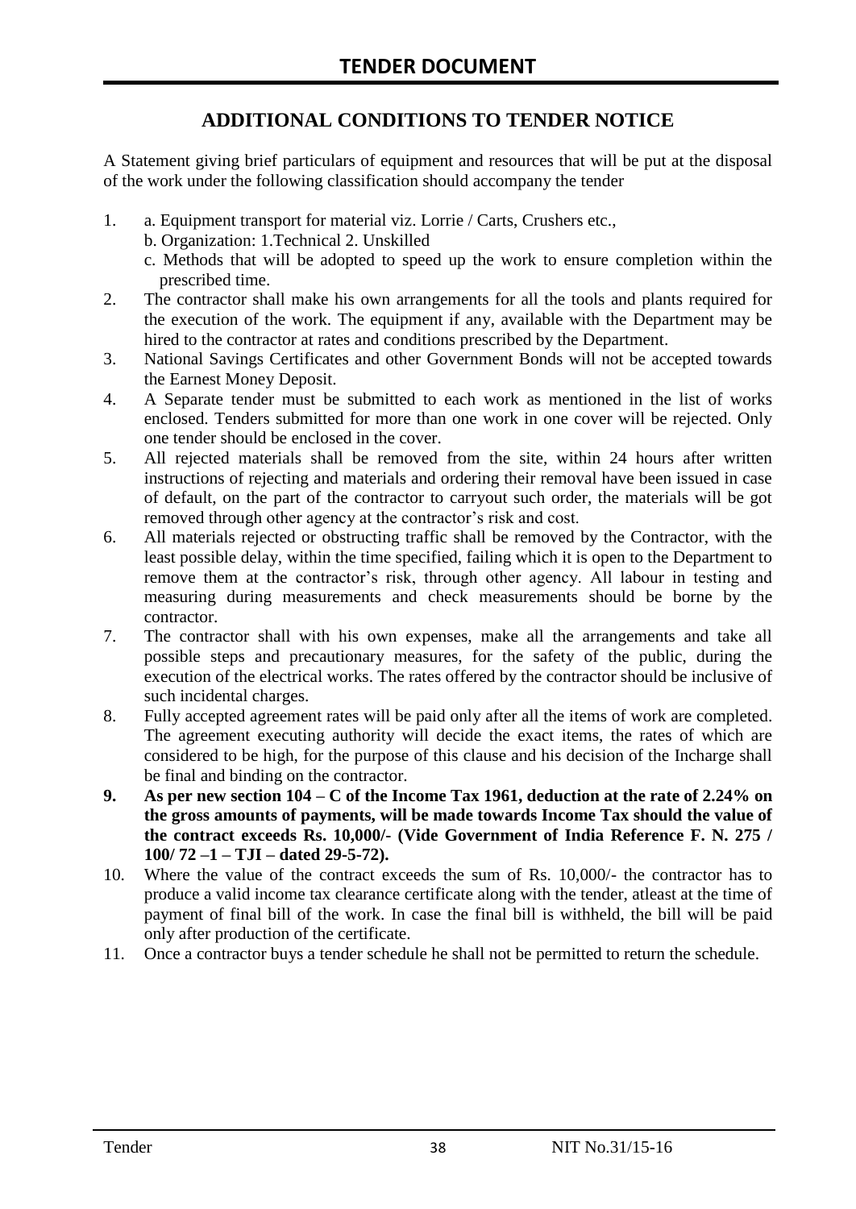# TENDER DOCUMENT

## ADDITIONAL CONDITIONS TO TENDER NOTICE

A Statement giving brief particulars of equipment and resources that will be put at the disposal of the work under the following classification should accompany the tender

1. a. Equipment transport for material viz. Lorrie / Carts, Crushers etc.,
   b. Organization: 1.Technical 2. Unskilled
   c. Methods that will be adopted to speed up the work to ensure completion within the prescribed time.
2. The contractor shall make his own arrangements for all the tools and plants required for the execution of the work. The equipment if any, available with the Department may be hired to the contractor at rates and conditions prescribed by the Department.
3. National Savings Certificates and other Government Bonds will not be accepted towards the Earnest Money Deposit.
4. A Separate tender must be submitted to each work as mentioned in the list of works enclosed. Tenders submitted for more than one work in one cover will be rejected. Only one tender should be enclosed in the cover.
5. All rejected materials shall be removed from the site, within 24 hours after written instructions of rejecting and materials and ordering their removal have been issued in case of default, on the part of the contractor to carryout such order, the materials will be got removed through other agency at the contractor's risk and cost.
6. All materials rejected or obstructing traffic shall be removed by the Contractor, with the least possible delay, within the time specified, failing which it is open to the Department to remove them at the contractor's risk, through other agency. All labour in testing and measuring during measurements and check measurements should be borne by the contractor.
7. The contractor shall with his own expenses, make all the arrangements and take all possible steps and precautionary measures, for the safety of the public, during the execution of the electrical works. The rates offered by the contractor should be inclusive of such incidental charges.
8. Fully accepted agreement rates will be paid only after all the items of work are completed. The agreement executing authority will decide the exact items, the rates of which are considered to be high, for the purpose of this clause and his decision of the Incharge shall be final and binding on the contractor.
9. **As per new section 104 – C of the Income Tax 1961, deduction at the rate of 2.24% on the gross amounts of payments, will be made towards Income Tax should the value of the contract exceeds Rs. 10,000/- (Vide Government of India Reference F. N. 275 / 100/ 72 –1 – TJI – dated 29-5-72).**
10. Where the value of the contract exceeds the sum of Rs. 10,000/- the contractor has to produce a valid income tax clearance certificate along with the tender, atleast at the time of payment of final bill of the work. In case the final bill is withheld, the bill will be paid only after production of the certificate.
11. Once a contractor buys a tender schedule he shall not be permitted to return the schedule.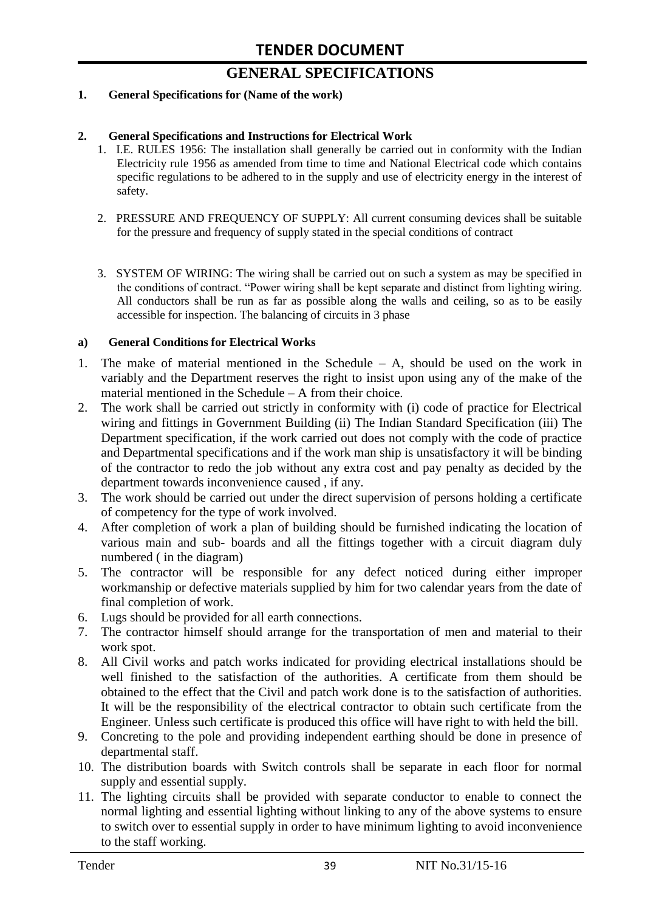# GENERAL SPECIFICATIONS

**1. General Specifications for (Name of the work)**

**2. General Specifications and Instructions for Electrical Work**

1. I.E. RULES 1956: The installation shall generally be carried out in conformity with the Indian Electricity rule 1956 as amended from time to time and National Electrical code which contains specific regulations to be adhered to in the supply and use of electricity energy in the interest of safety.

2. PRESSURE AND FREQUENCY OF SUPPLY: All current consuming devices shall be suitable for the pressure and frequency of supply stated in the special conditions of contract

3. SYSTEM OF WIRING: The wiring shall be carried out on such a system as may be specified in the conditions of contract. "Power wiring shall be kept separate and distinct from lighting wiring. All conductors shall be run as far as possible along the walls and ceiling, so as to be easily accessible for inspection. The balancing of circuits in 3 phase

**a) General Conditions for Electrical Works**

1. The make of material mentioned in the Schedule – A, should be used on the work in variably and the Department reserves the right to insist upon using any of the make of the material mentioned in the Schedule – A from their choice.
2. The work shall be carried out strictly in conformity with (i) code of practice for Electrical wiring and fittings in Government Building (ii) The Indian Standard Specification (iii) The Department specification, if the work carried out does not comply with the code of practice and Departmental specifications and if the work man ship is unsatisfactory it will be binding of the contractor to redo the job without any extra cost and pay penalty as decided by the department towards inconvenience caused , if any.
3. The work should be carried out under the direct supervision of persons holding a certificate of competency for the type of work involved.
4. After completion of work a plan of building should be furnished indicating the location of various main and sub- boards and all the fittings together with a circuit diagram duly numbered ( in the diagram)
5. The contractor will be responsible for any defect noticed during either improper workmanship or defective materials supplied by him for two calendar years from the date of final completion of work.
6. Lugs should be provided for all earth connections.
7. The contractor himself should arrange for the transportation of men and material to their work spot.
8. All Civil works and patch works indicated for providing electrical installations should be well finished to the satisfaction of the authorities. A certificate from them should be obtained to the effect that the Civil and patch work done is to the satisfaction of authorities. It will be the responsibility of the electrical contractor to obtain such certificate from the Engineer. Unless such certificate is produced this office will have right to with held the bill.
9. Concreting to the pole and providing independent earthing should be done in presence of departmental staff.
10. The distribution boards with Switch controls shall be separate in each floor for normal supply and essential supply.
11. The lighting circuits shall be provided with separate conductor to enable to connect the normal lighting and essential lighting without linking to any of the above systems to ensure to switch over to essential supply in order to have minimum lighting to avoid inconvenience to the staff working.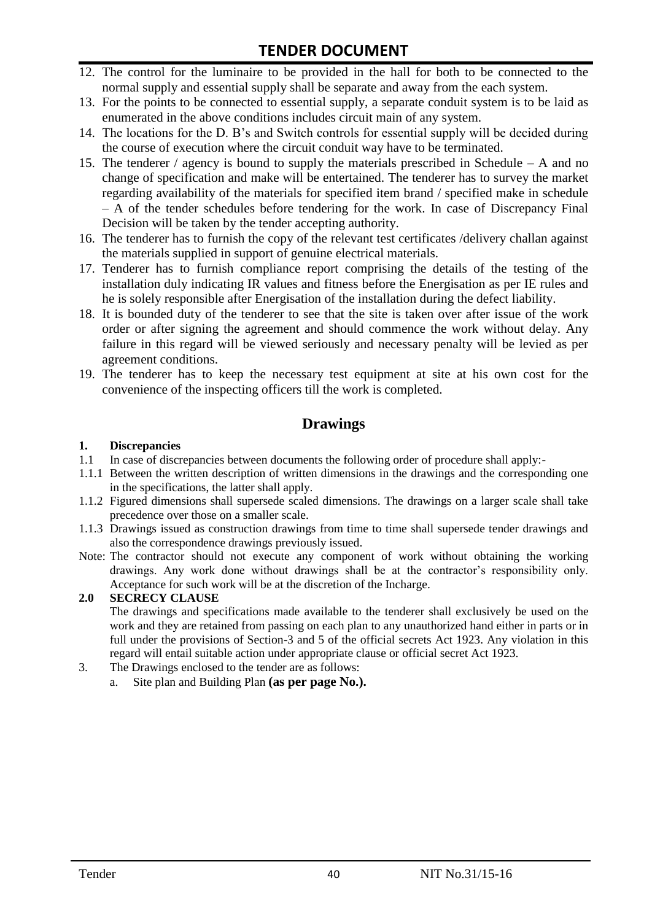12. The control for the luminaire to be provided in the hall for both to be connected to the normal supply and essential supply shall be separate and away from the each system.
13. For the points to be connected to essential supply, a separate conduit system is to be laid as enumerated in the above conditions includes circuit main of any system.
14. The locations for the D. B's and Switch controls for essential supply will be decided during the course of execution where the circuit conduit way have to be terminated.
15. The tenderer / agency is bound to supply the materials prescribed in Schedule – A and no change of specification and make will be entertained. The tenderer has to survey the market regarding availability of the materials for specified item brand / specified make in schedule – A of the tender schedules before tendering for the work. In case of Discrepancy Final Decision will be taken by the tender accepting authority.
16. The tenderer has to furnish the copy of the relevant test certificates /delivery challan against the materials supplied in support of genuine electrical materials.
17. Tenderer has to furnish compliance report comprising the details of the testing of the installation duly indicating IR values and fitness before the Energisation as per IE rules and he is solely responsible after Energisation of the installation during the defect liability.
18. It is bounded duty of the tenderer to see that the site is taken over after issue of the work order or after signing the agreement and should commence the work without delay. Any failure in this regard will be viewed seriously and necessary penalty will be levied as per agreement conditions.
19. The tenderer has to keep the necessary test equipment at site at his own cost for the convenience of the inspecting officers till the work is completed.

## Drawings

**1. Discrepancies**

1.1 In case of discrepancies between documents the following order of procedure shall apply:-

1.1.1 Between the written description of written dimensions in the drawings and the corresponding one in the specifications, the latter shall apply.

1.1.2 Figured dimensions shall supersede scaled dimensions. The drawings on a larger scale shall take precedence over those on a smaller scale.

1.1.3 Drawings issued as construction drawings from time to time shall supersede tender drawings and also the correspondence drawings previously issued.

Note: The contractor should not execute any component of work without obtaining the working drawings. Any work done without drawings shall be at the contractor's responsibility only. Acceptance for such work will be at the discretion of the Incharge.

**2.0 SECRECY CLAUSE**

The drawings and specifications made available to the tenderer shall exclusively be used on the work and they are retained from passing on each plan to any unauthorized hand either in parts or in full under the provisions of Section-3 and 5 of the official secrets Act 1923. Any violation in this regard will entail suitable action under appropriate clause or official secret Act 1923.

3. The Drawings enclosed to the tender are as follows:
   a. Site plan and Building Plan **(as per page No.).**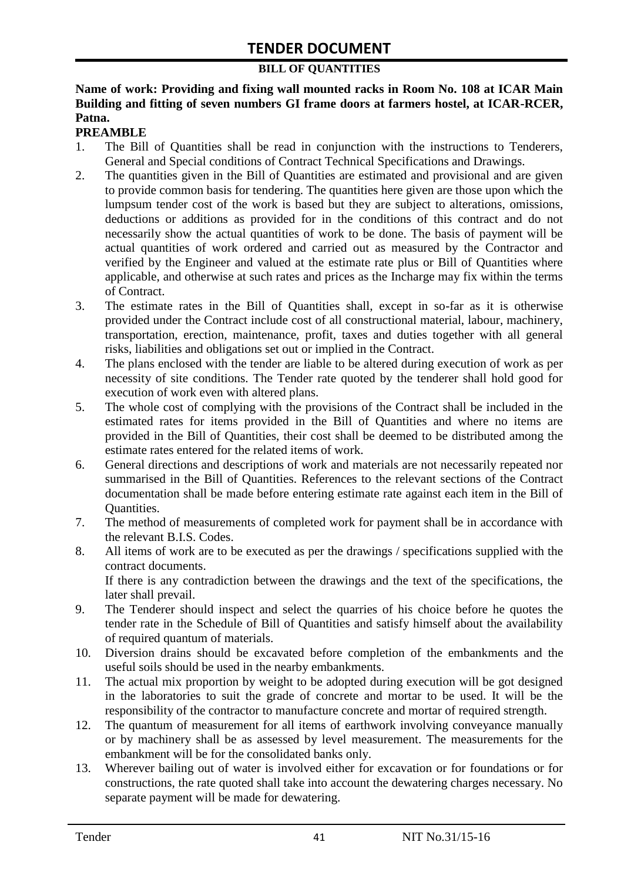# TENDER DOCUMENT

## BILL OF QUANTITIES

**Name of work: Providing and fixing wall mounted racks in Room No. 108 at ICAR Main Building and fitting of seven numbers GI frame doors at farmers hostel, at ICAR-RCER, Patna.**

**PREAMBLE**

1. The Bill of Quantities shall be read in conjunction with the instructions to Tenderers, General and Special conditions of Contract Technical Specifications and Drawings.
2. The quantities given in the Bill of Quantities are estimated and provisional and are given to provide common basis for tendering. The quantities here given are those upon which the lumpsum tender cost of the work is based but they are subject to alterations, omissions, deductions or additions as provided for in the conditions of this contract and do not necessarily show the actual quantities of work to be done. The basis of payment will be actual quantities of work ordered and carried out as measured by the Contractor and verified by the Engineer and valued at the estimate rate plus or Bill of Quantities where applicable, and otherwise at such rates and prices as the Incharge may fix within the terms of Contract.
3. The estimate rates in the Bill of Quantities shall, except in so-far as it is otherwise provided under the Contract include cost of all constructional material, labour, machinery, transportation, erection, maintenance, profit, taxes and duties together with all general risks, liabilities and obligations set out or implied in the Contract.
4. The plans enclosed with the tender are liable to be altered during execution of work as per necessity of site conditions. The Tender rate quoted by the tenderer shall hold good for execution of work even with altered plans.
5. The whole cost of complying with the provisions of the Contract shall be included in the estimated rates for items provided in the Bill of Quantities and where no items are provided in the Bill of Quantities, their cost shall be deemed to be distributed among the estimate rates entered for the related items of work.
6. General directions and descriptions of work and materials are not necessarily repeated nor summarised in the Bill of Quantities. References to the relevant sections of the Contract documentation shall be made before entering estimate rate against each item in the Bill of Quantities.
7. The method of measurements of completed work for payment shall be in accordance with the relevant B.I.S. Codes.
8. All items of work are to be executed as per the drawings / specifications supplied with the contract documents.

   If there is any contradiction between the drawings and the text of the specifications, the later shall prevail.
9. The Tenderer should inspect and select the quarries of his choice before he quotes the tender rate in the Schedule of Bill of Quantities and satisfy himself about the availability of required quantum of materials.
10. Diversion drains should be excavated before completion of the embankments and the useful soils should be used in the nearby embankments.
11. The actual mix proportion by weight to be adopted during execution will be got designed in the laboratories to suit the grade of concrete and mortar to be used. It will be the responsibility of the contractor to manufacture concrete and mortar of required strength.
12. The quantum of measurement for all items of earthwork involving conveyance manually or by machinery shall be as assessed by level measurement. The measurements for the embankment will be for the consolidated banks only.
13. Wherever bailing out of water is involved either for excavation or for foundations or for constructions, the rate quoted shall take into account the dewatering charges necessary. No separate payment will be made for dewatering.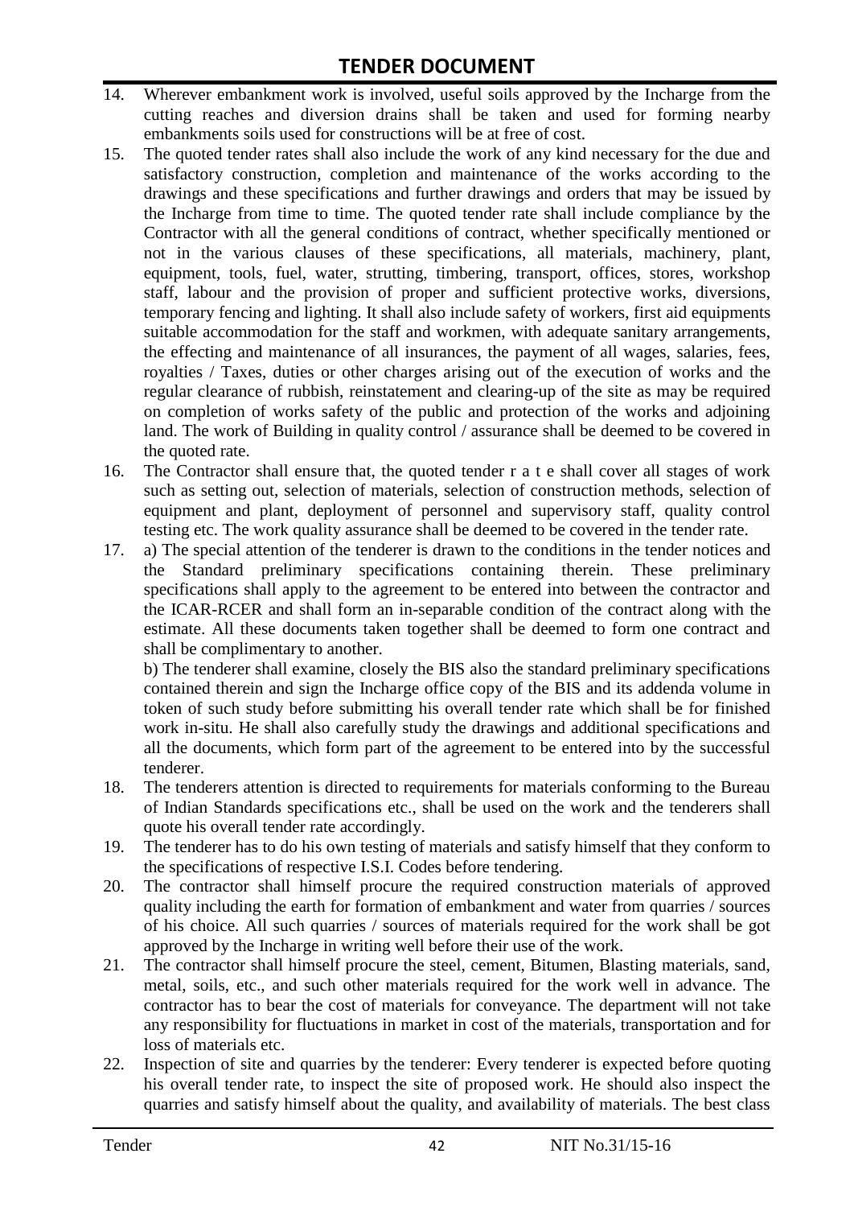14. Wherever embankment work is involved, useful soils approved by the Incharge from the cutting reaches and diversion drains shall be taken and used for forming nearby embankments soils used for constructions will be at free of cost.
15. The quoted tender rates shall also include the work of any kind necessary for the due and satisfactory construction, completion and maintenance of the works according to the drawings and these specifications and further drawings and orders that may be issued by the Incharge from time to time. The quoted tender rate shall include compliance by the Contractor with all the general conditions of contract, whether specifically mentioned or not in the various clauses of these specifications, all materials, machinery, plant, equipment, tools, fuel, water, strutting, timbering, transport, offices, stores, workshop staff, labour and the provision of proper and sufficient protective works, diversions, temporary fencing and lighting. It shall also include safety of workers, first aid equipments suitable accommodation for the staff and workmen, with adequate sanitary arrangements, the effecting and maintenance of all insurances, the payment of all wages, salaries, fees, royalties / Taxes, duties or other charges arising out of the execution of works and the regular clearance of rubbish, reinstatement and clearing-up of the site as may be required on completion of works safety of the public and protection of the works and adjoining land. The work of Building in quality control / assurance shall be deemed to be covered in the quoted rate.
16. The Contractor shall ensure that, the quoted tender r a t e shall cover all stages of work such as setting out, selection of materials, selection of construction methods, selection of equipment and plant, deployment of personnel and supervisory staff, quality control testing etc. The work quality assurance shall be deemed to be covered in the tender rate.
17. a) The special attention of the tenderer is drawn to the conditions in the tender notices and the Standard preliminary specifications containing therein. These preliminary specifications shall apply to the agreement to be entered into between the contractor and the ICAR-RCER and shall form an in-separable condition of the contract along with the estimate. All these documents taken together shall be deemed to form one contract and shall be complimentary to another.

    b) The tenderer shall examine, closely the BIS also the standard preliminary specifications contained therein and sign the Incharge office copy of the BIS and its addenda volume in token of such study before submitting his overall tender rate which shall be for finished work in-situ. He shall also carefully study the drawings and additional specifications and all the documents, which form part of the agreement to be entered into by the successful tenderer.
18. The tenderers attention is directed to requirements for materials conforming to the Bureau of Indian Standards specifications etc., shall be used on the work and the tenderers shall quote his overall tender rate accordingly.
19. The tenderer has to do his own testing of materials and satisfy himself that they conform to the specifications of respective I.S.I. Codes before tendering.
20. The contractor shall himself procure the required construction materials of approved quality including the earth for formation of embankment and water from quarries / sources of his choice. All such quarries / sources of materials required for the work shall be got approved by the Incharge in writing well before their use of the work.
21. The contractor shall himself procure the steel, cement, Bitumen, Blasting materials, sand, metal, soils, etc., and such other materials required for the work well in advance. The contractor has to bear the cost of materials for conveyance. The department will not take any responsibility for fluctuations in market in cost of the materials, transportation and for loss of materials etc.
22. Inspection of site and quarries by the tenderer: Every tenderer is expected before quoting his overall tender rate, to inspect the site of proposed work. He should also inspect the quarries and satisfy himself about the quality, and availability of materials. The best class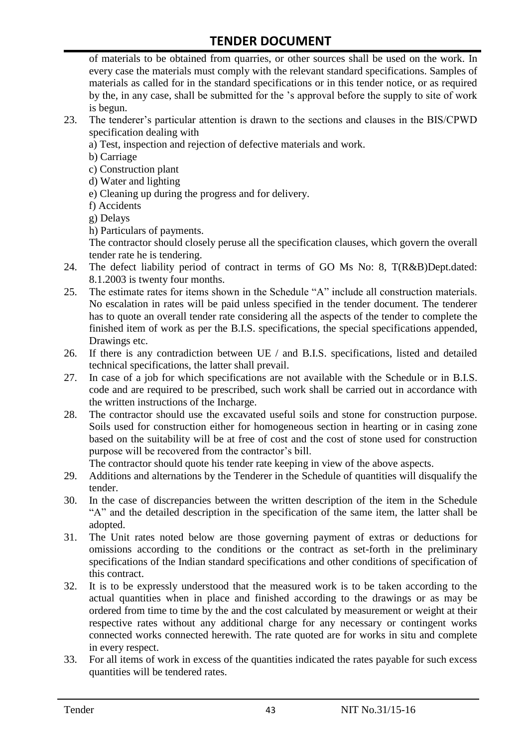of materials to be obtained from quarries, or other sources shall be used on the work. In every case the materials must comply with the relevant standard specifications. Samples of materials as called for in the standard specifications or in this tender notice, or as required by the, in any case, shall be submitted for the 's approval before the supply to site of work is begun.

23. The tenderer's particular attention is drawn to the sections and clauses in the BIS/CPWD specification dealing with
    a) Test, inspection and rejection of defective materials and work.
    b) Carriage
    c) Construction plant
    d) Water and lighting
    e) Cleaning up during the progress and for delivery.
    f) Accidents
    g) Delays
    h) Particulars of payments.
    
    The contractor should closely peruse all the specification clauses, which govern the overall tender rate he is tendering.
24. The defect liability period of contract in terms of GO Ms No: 8, T(R&B)Dept.dated: 8.1.2003 is twenty four months.
25. The estimate rates for items shown in the Schedule "A" include all construction materials. No escalation in rates will be paid unless specified in the tender document. The tenderer has to quote an overall tender rate considering all the aspects of the tender to complete the finished item of work as per the B.I.S. specifications, the special specifications appended, Drawings etc.
26. If there is any contradiction between UE / and B.I.S. specifications, listed and detailed technical specifications, the latter shall prevail.
27. In case of a job for which specifications are not available with the Schedule or in B.I.S. code and are required to be prescribed, such work shall be carried out in accordance with the written instructions of the Incharge.
28. The contractor should use the excavated useful soils and stone for construction purpose. Soils used for construction either for homogeneous section in hearting or in casing zone based on the suitability will be at free of cost and the cost of stone used for construction purpose will be recovered from the contractor's bill.
    
    The contractor should quote his tender rate keeping in view of the above aspects.
29. Additions and alternations by the Tenderer in the Schedule of quantities will disqualify the tender.
30. In the case of discrepancies between the written description of the item in the Schedule "A" and the detailed description in the specification of the same item, the latter shall be adopted.
31. The Unit rates noted below are those governing payment of extras or deductions for omissions according to the conditions or the contract as set-forth in the preliminary specifications of the Indian standard specifications and other conditions of specification of this contract.
32. It is to be expressly understood that the measured work is to be taken according to the actual quantities when in place and finished according to the drawings or as may be ordered from time to time by the and the cost calculated by measurement or weight at their respective rates without any additional charge for any necessary or contingent works connected works connected herewith. The rate quoted are for works in situ and complete in every respect.
33. For all items of work in excess of the quantities indicated the rates payable for such excess quantities will be tendered rates.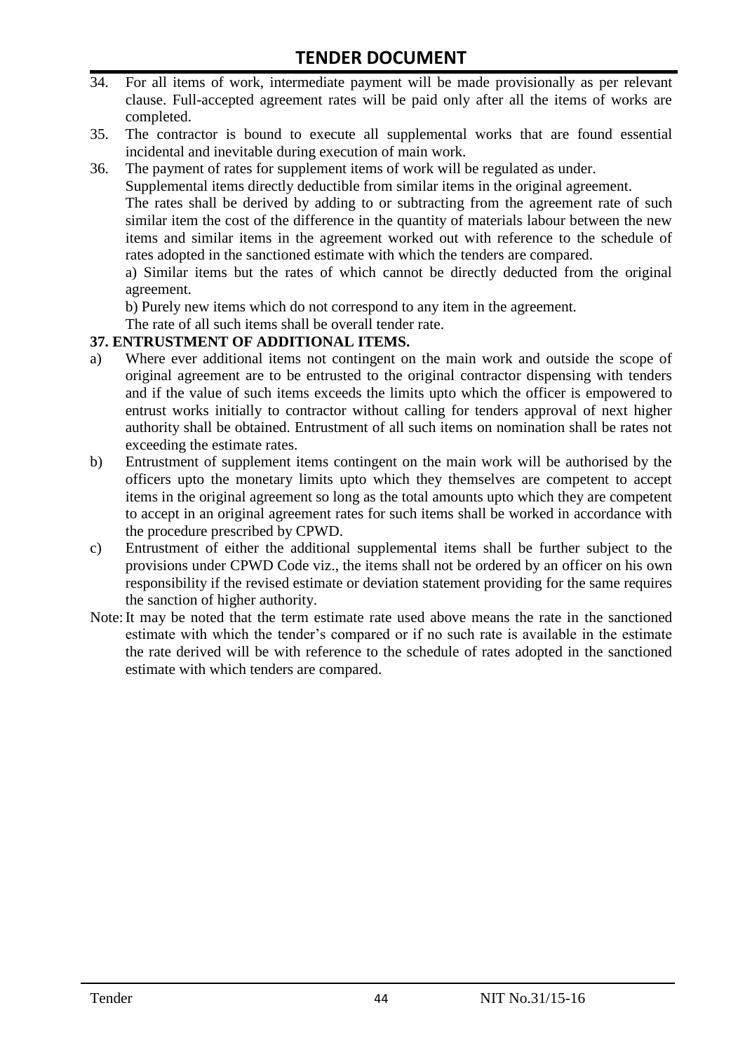34. For all items of work, intermediate payment will be made provisionally as per relevant clause. Full-accepted agreement rates will be paid only after all the items of works are completed.
35. The contractor is bound to execute all supplemental works that are found essential incidental and inevitable during execution of main work.
36. The payment of rates for supplement items of work will be regulated as under.

    Supplemental items directly deductible from similar items in the original agreement.

    The rates shall be derived by adding to or subtracting from the agreement rate of such similar item the cost of the difference in the quantity of materials labour between the new items and similar items in the agreement worked out with reference to the schedule of rates adopted in the sanctioned estimate with which the tenders are compared.

    a) Similar items but the rates of which cannot be directly deducted from the original agreement.

    b) Purely new items which do not correspond to any item in the agreement.

    The rate of all such items shall be overall tender rate.

**37. ENTRUSTMENT OF ADDITIONAL ITEMS.**

a) Where ever additional items not contingent on the main work and outside the scope of original agreement are to be entrusted to the original contractor dispensing with tenders and if the value of such items exceeds the limits upto which the officer is empowered to entrust works initially to contractor without calling for tenders approval of next higher authority shall be obtained. Entrustment of all such items on nomination shall be rates not exceeding the estimate rates.

b) Entrustment of supplement items contingent on the main work will be authorised by the officers upto the monetary limits upto which they themselves are competent to accept items in the original agreement so long as the total amounts upto which they are competent to accept in an original agreement rates for such items shall be worked in accordance with the procedure prescribed by CPWD.

c) Entrustment of either the additional supplemental items shall be further subject to the provisions under CPWD Code viz., the items shall not be ordered by an officer on his own responsibility if the revised estimate or deviation statement providing for the same requires the sanction of higher authority.

Note: It may be noted that the term estimate rate used above means the rate in the sanctioned estimate with which the tender's compared or if no such rate is available in the estimate the rate derived will be with reference to the schedule of rates adopted in the sanctioned estimate with which tenders are compared.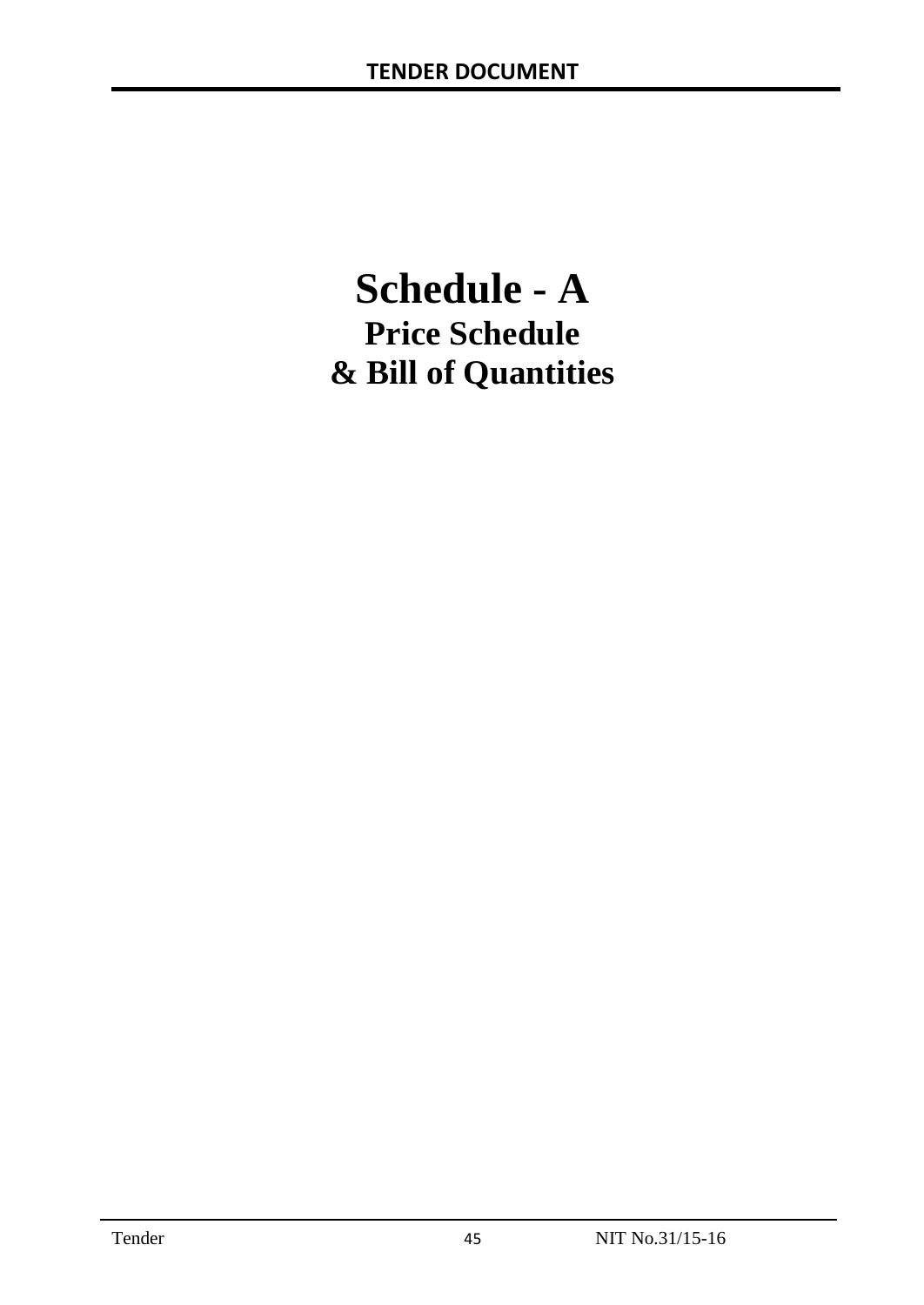# Schedule - A

## Price Schedule

## & Bill of Quantities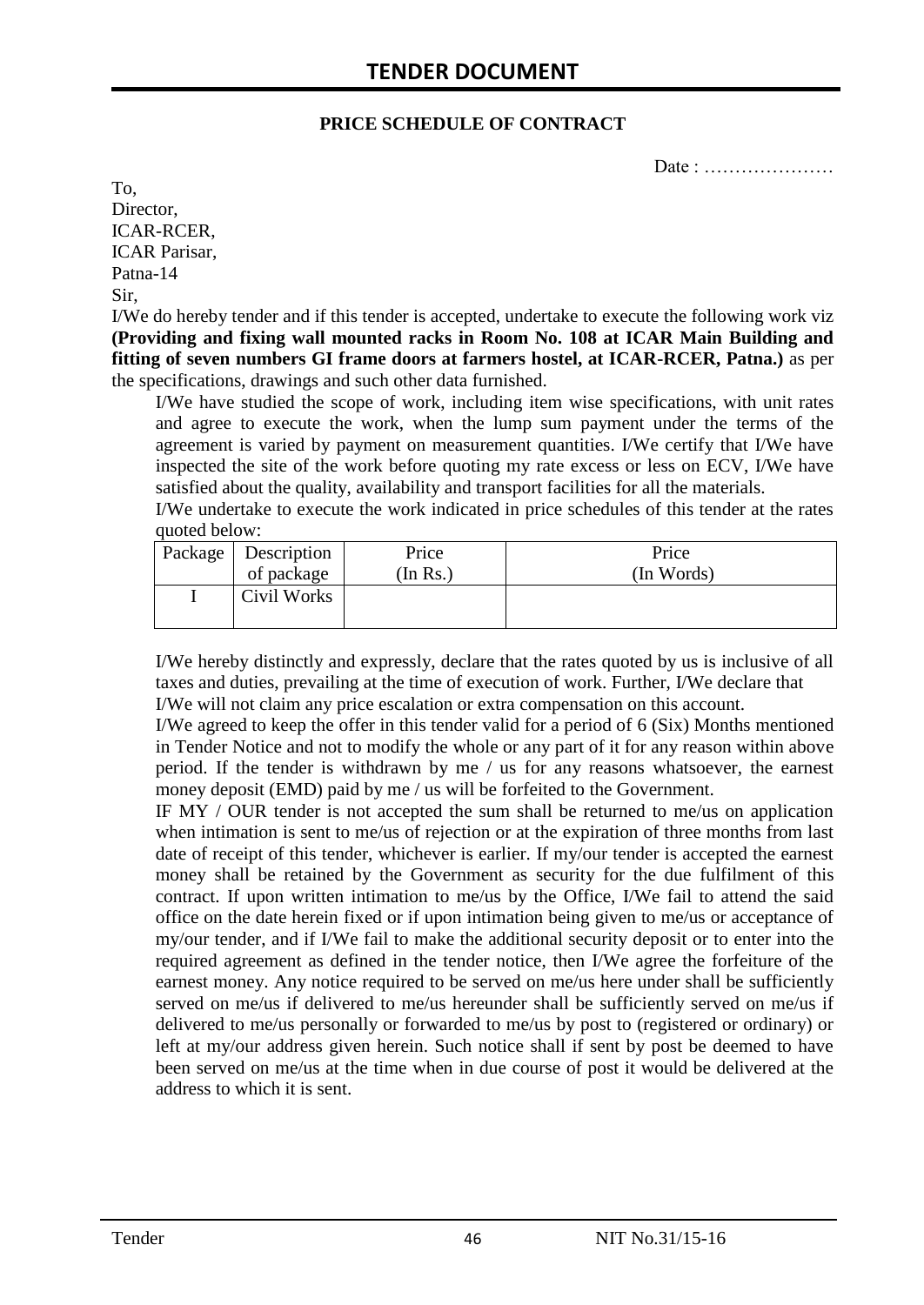# TENDER DOCUMENT

**PRICE SCHEDULE OF CONTRACT**

Date : …………………

To,
Director,
ICAR-RCER,
ICAR Parisar,
Patna-14
Sir,

I/We do hereby tender and if this tender is accepted, undertake to execute the following work viz **(Providing and fixing wall mounted racks in Room No. 108 at ICAR Main Building and fitting of seven numbers GI frame doors at farmers hostel, at ICAR-RCER, Patna.)** as per the specifications, drawings and such other data furnished.

I/We have studied the scope of work, including item wise specifications, with unit rates and agree to execute the work, when the lump sum payment under the terms of the agreement is varied by payment on measurement quantities. I/We certify that I/We have inspected the site of the work before quoting my rate excess or less on ECV, I/We have satisfied about the quality, availability and transport facilities for all the materials.

I/We undertake to execute the work indicated in price schedules of this tender at the rates quoted below:

| Package | Description of package | Price (In Rs.) | Price (In Words) |
|---|---|---|---|
| I | Civil Works | | |

I/We hereby distinctly and expressly, declare that the rates quoted by us is inclusive of all taxes and duties, prevailing at the time of execution of work. Further, I/We declare that I/We will not claim any price escalation or extra compensation on this account.

I/We agreed to keep the offer in this tender valid for a period of 6 (Six) Months mentioned in Tender Notice and not to modify the whole or any part of it for any reason within above period. If the tender is withdrawn by me / us for any reasons whatsoever, the earnest money deposit (EMD) paid by me / us will be forfeited to the Government.

IF MY / OUR tender is not accepted the sum shall be returned to me/us on application when intimation is sent to me/us of rejection or at the expiration of three months from last date of receipt of this tender, whichever is earlier. If my/our tender is accepted the earnest money shall be retained by the Government as security for the due fulfilment of this contract. If upon written intimation to me/us by the Office, I/We fail to attend the said office on the date herein fixed or if upon intimation being given to me/us or acceptance of my/our tender, and if I/We fail to make the additional security deposit or to enter into the required agreement as defined in the tender notice, then I/We agree the forfeiture of the earnest money. Any notice required to be served on me/us here under shall be sufficiently served on me/us if delivered to me/us hereunder shall be sufficiently served on me/us if delivered to me/us personally or forwarded to me/us by post to (registered or ordinary) or left at my/our address given herein. Such notice shall if sent by post be deemed to have been served on me/us at the time when in due course of post it would be delivered at the address to which it is sent.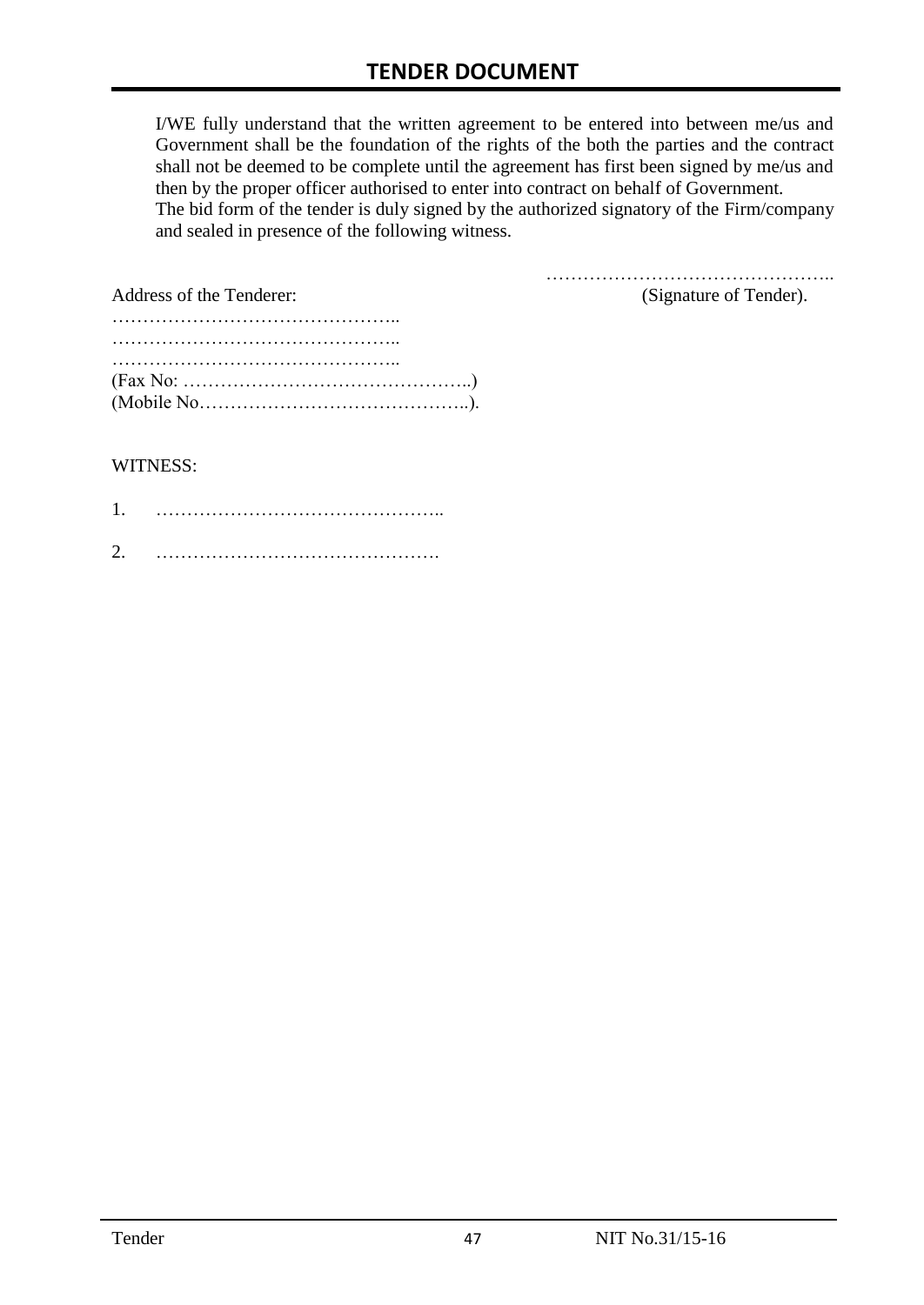I/WE fully understand that the written agreement to be entered into between me/us and Government shall be the foundation of the rights of the both the parties and the contract shall not be deemed to be complete until the agreement has first been signed by me/us and then by the proper officer authorised to enter into contract on behalf of Government.
The bid form of the tender is duly signed by the authorized signatory of the Firm/company and sealed in presence of the following witness.

………………………………………..
(Signature of Tender).

Address of the Tenderer:

………………………………………..
………………………………………..
………………………………………..
(Fax No: ………………………………………..)
(Mobile No……………………………………..).

WITNESS:

1. ………………………………………..

2. ……………………………………….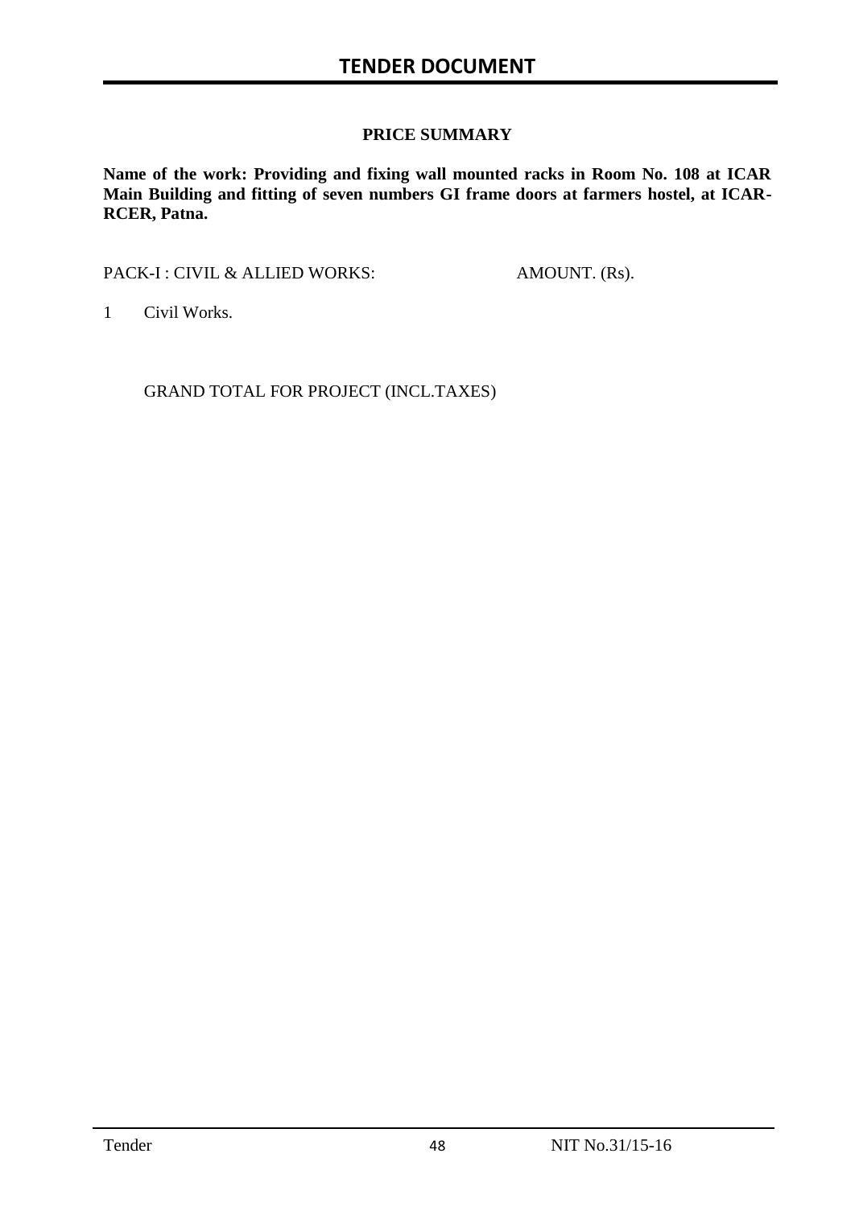## PRICE SUMMARY

**Name of the work: Providing and fixing wall mounted racks in Room No. 108 at ICAR Main Building and fitting of seven numbers GI frame doors at farmers hostel, at ICAR-RCER, Patna.**

| PACK-I : CIVIL & ALLIED WORKS: | AMOUNT. (Rs). |
|---|---|
| 1 Civil Works. | |
| GRAND TOTAL FOR PROJECT (INCL.TAXES) | |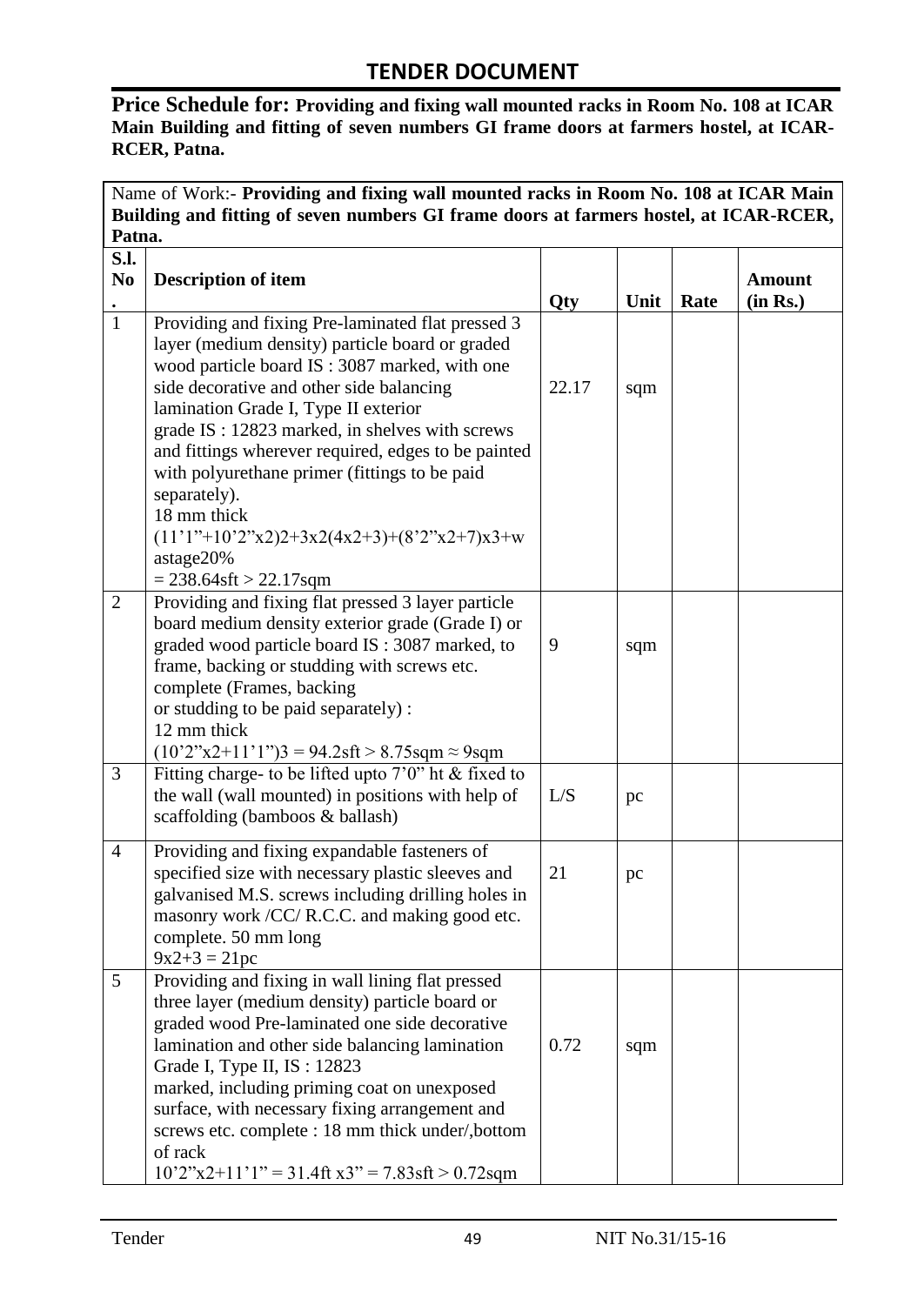## TENDER DOCUMENT

**Price Schedule for: Providing and fixing wall mounted racks in Room No. 108 at ICAR Main Building and fitting of seven numbers GI frame doors at farmers hostel, at ICAR-RCER, Patna.**

Name of Work:- **Providing and fixing wall mounted racks in Room No. 108 at ICAR Main Building and fitting of seven numbers GI frame doors at farmers hostel, at ICAR-RCER, Patna.**

| S.l. No. | Description of item | Qty | Unit | Rate | Amount (in Rs.) |
|---|---|---|---|---|---|
| 1 | Providing and fixing Pre-laminated flat pressed 3 layer (medium density) particle board or graded wood particle board IS : 3087 marked, with one side decorative and other side balancing lamination Grade I, Type II exterior grade IS : 12823 marked, in shelves with screws and fittings wherever required, edges to be painted with polyurethane primer (fittings to be paid separately).<br>18 mm thick<br>(11'1"+10'2"x2)2+3x2(4x2+3)+(8'2"x2+7)x3+wastage20%<br>= 238.64sft > 22.17sqm | 22.17 | sqm | | |
| 2 | Providing and fixing flat pressed 3 layer particle board medium density exterior grade (Grade I) or graded wood particle board IS : 3087 marked, to frame, backing or studding with screws etc. complete (Frames, backing or studding to be paid separately) :<br>12 mm thick<br>(10'2"x2+11'1")3 = 94.2sft > 8.75sqm ≈ 9sqm | 9 | sqm | | |
| 3 | Fitting charge- to be lifted upto 7'0" ht & fixed to the wall (wall mounted) in positions with help of scaffolding (bamboos & ballash) | L/S | pc | | |
| 4 | Providing and fixing expandable fasteners of specified size with necessary plastic sleeves and galvanised M.S. screws including drilling holes in masonry work /CC/ R.C.C. and making good etc. complete. 50 mm long<br>9x2+3 = 21pc | 21 | pc | | |
| 5 | Providing and fixing in wall lining flat pressed three layer (medium density) particle board or graded wood Pre-laminated one side decorative lamination and other side balancing lamination Grade I, Type II, IS : 12823 marked, including priming coat on unexposed surface, with necessary fixing arrangement and screws etc. complete : 18 mm thick under/,bottom of rack<br>10'2"x2+11'1" = 31.4ft x3" = 7.83sft > 0.72sqm | 0.72 | sqm | | |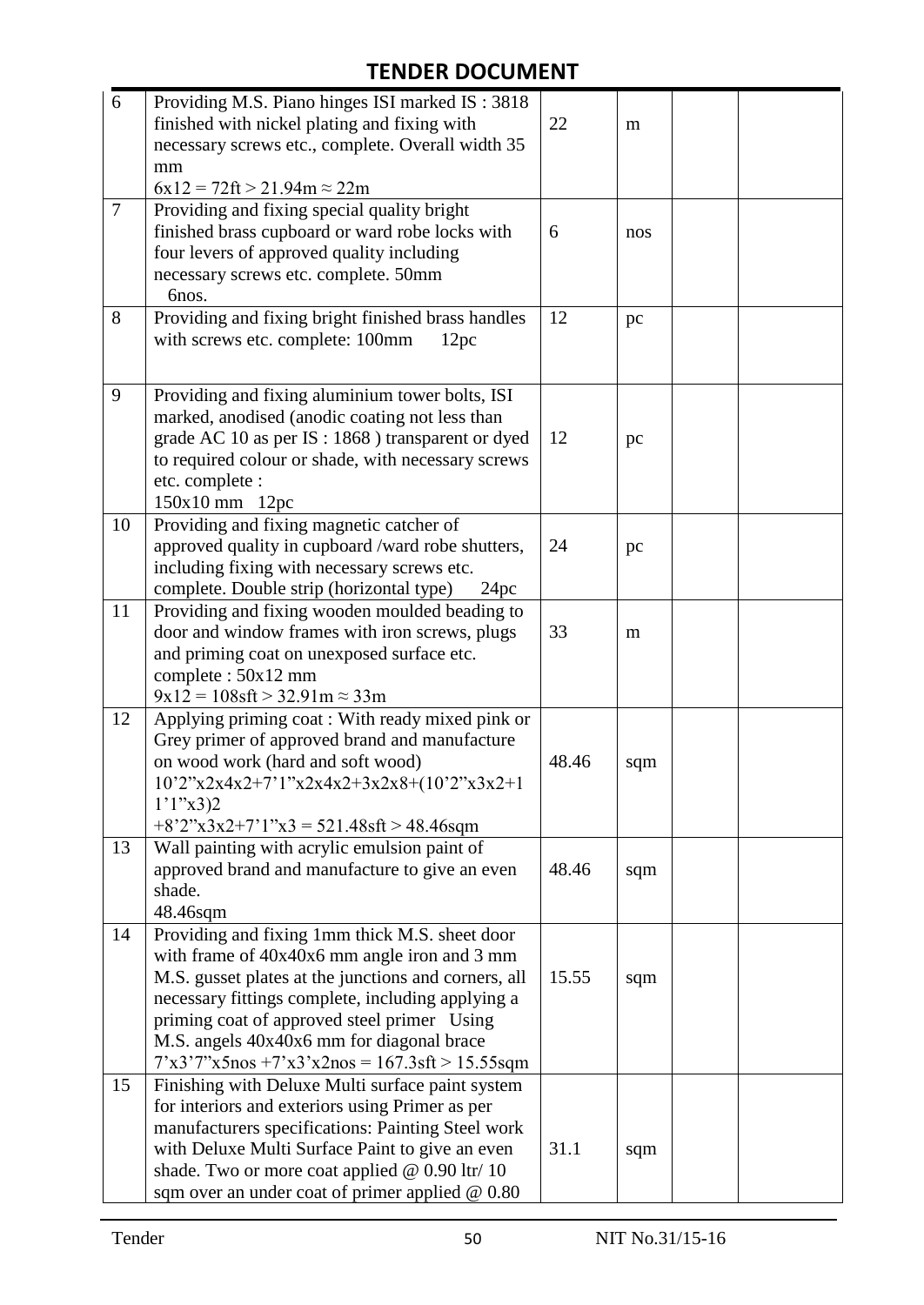## TENDER DOCUMENT

| | | | | | |
|---|---|---|---|---|---|
| 6 | Providing M.S. Piano hinges ISI marked IS : 3818 finished with nickel plating and fixing with necessary screws etc., complete. Overall width 35 mm<br>6x12 = 72ft > 21.94m ≈ 22m | 22 | m | | |
| 7 | Providing and fixing special quality bright finished brass cupboard or ward robe locks with four levers of approved quality including necessary screws etc. complete. 50mm<br>6nos. | 6 | nos | | |
| 8 | Providing and fixing bright finished brass handles with screws etc. complete: 100mm 12pc | 12 | pc | | |
| 9 | Providing and fixing aluminium tower bolts, ISI marked, anodised (anodic coating not less than grade AC 10 as per IS : 1868 ) transparent or dyed to required colour or shade, with necessary screws etc. complete :<br>150x10 mm 12pc | 12 | pc | | |
| 10 | Providing and fixing magnetic catcher of approved quality in cupboard /ward robe shutters, including fixing with necessary screws etc. complete. Double strip (horizontal type) 24pc | 24 | pc | | |
| 11 | Providing and fixing wooden moulded beading to door and window frames with iron screws, plugs and priming coat on unexposed surface etc. complete : 50x12 mm<br>9x12 = 108sft > 32.91m ≈ 33m | 33 | m | | |
| 12 | Applying priming coat : With ready mixed pink or Grey primer of approved brand and manufacture on wood work (hard and soft wood)<br>10'2"x2x4x2+7'1"x2x4x2+3x2x8+(10'2"x3x2+1 1'1"x3)2<br>+8'2"x3x2+7'1"x3 = 521.48sft > 48.46sqm | 48.46 | sqm | | |
| 13 | Wall painting with acrylic emulsion paint of approved brand and manufacture to give an even shade.<br>48.46sqm | 48.46 | sqm | | |
| 14 | Providing and fixing 1mm thick M.S. sheet door with frame of 40x40x6 mm angle iron and 3 mm M.S. gusset plates at the junctions and corners, all necessary fittings complete, including applying a priming coat of approved steel primer Using M.S. angels 40x40x6 mm for diagonal brace<br>7'x3'7"x5nos +7'x3'x2nos = 167.3sft > 15.55sqm | 15.55 | sqm | | |
| 15 | Finishing with Deluxe Multi surface paint system for interiors and exteriors using Primer as per manufacturers specifications: Painting Steel work with Deluxe Multi Surface Paint to give an even shade. Two or more coat applied @ 0.90 ltr/ 10 sqm over an under coat of primer applied @ 0.80 | 31.1 | sqm | | |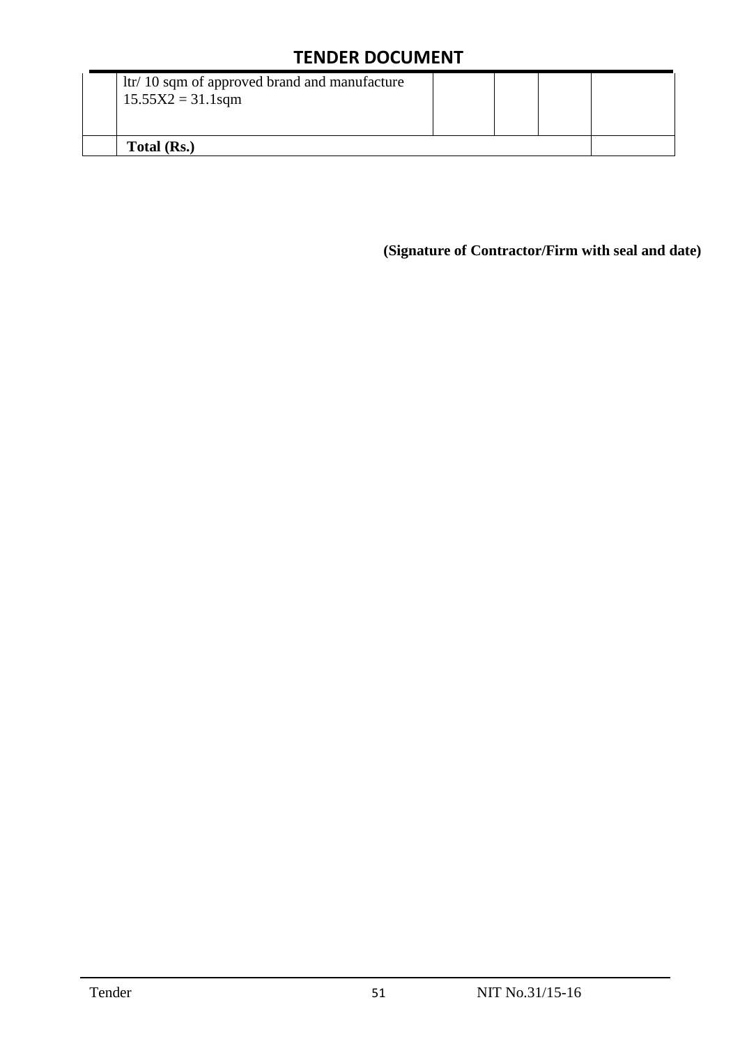| | | | | | |
|---|---|---|---|---|---|
| | ltr/ 10 sqm of approved brand and manufacture<br>15.55X2 = 31.1sqm | | | | |
| | **Total (Rs.)** | | | | |

**(Signature of Contractor/Firm with seal and date)**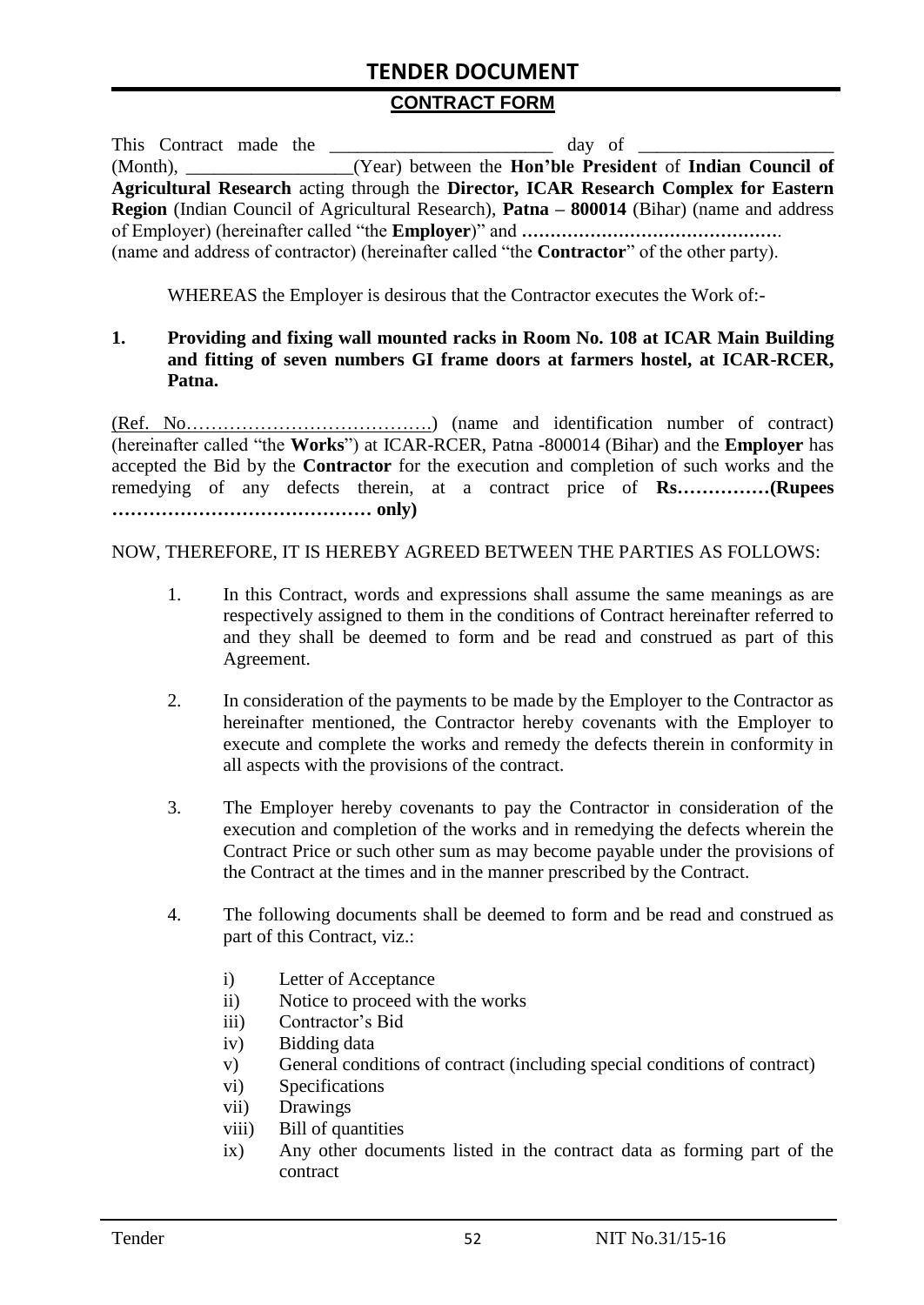## CONTRACT FORM

This Contract made the ________________________ day of _____________________ (Month), __________________(Year) between the **Hon'ble President** of **Indian Council of Agricultural Research** acting through the **Director, ICAR Research Complex for Eastern Region** (Indian Council of Agricultural Research), **Patna – 800014** (Bihar) (name and address of Employer) (hereinafter called "the **Employer**)" and **………………………………………**. (name and address of contractor) (hereinafter called "the **Contractor**" of the other party).

WHEREAS the Employer is desirous that the Contractor executes the Work of:-

**1. Providing and fixing wall mounted racks in Room No. 108 at ICAR Main Building and fitting of seven numbers GI frame doors at farmers hostel, at ICAR-RCER, Patna.**

(Ref. No………………………………….) (name and identification number of contract) (hereinafter called "the **Works**") at ICAR-RCER, Patna -800014 (Bihar) and the **Employer** has accepted the Bid by the **Contractor** for the execution and completion of such works and the remedying of any defects therein, at a contract price of **Rs……………(Rupees …………………………………… only)**

NOW, THEREFORE, IT IS HEREBY AGREED BETWEEN THE PARTIES AS FOLLOWS:

1. In this Contract, words and expressions shall assume the same meanings as are respectively assigned to them in the conditions of Contract hereinafter referred to and they shall be deemed to form and be read and construed as part of this Agreement.

2. In consideration of the payments to be made by the Employer to the Contractor as hereinafter mentioned, the Contractor hereby covenants with the Employer to execute and complete the works and remedy the defects therein in conformity in all aspects with the provisions of the contract.

3. The Employer hereby covenants to pay the Contractor in consideration of the execution and completion of the works and in remedying the defects wherein the Contract Price or such other sum as may become payable under the provisions of the Contract at the times and in the manner prescribed by the Contract.

4. The following documents shall be deemed to form and be read and construed as part of this Contract, viz.:

   i) Letter of Acceptance
   ii) Notice to proceed with the works
   iii) Contractor's Bid
   iv) Bidding data
   v) General conditions of contract (including special conditions of contract)
   vi) Specifications
   vii) Drawings
   viii) Bill of quantities
   ix) Any other documents listed in the contract data as forming part of the contract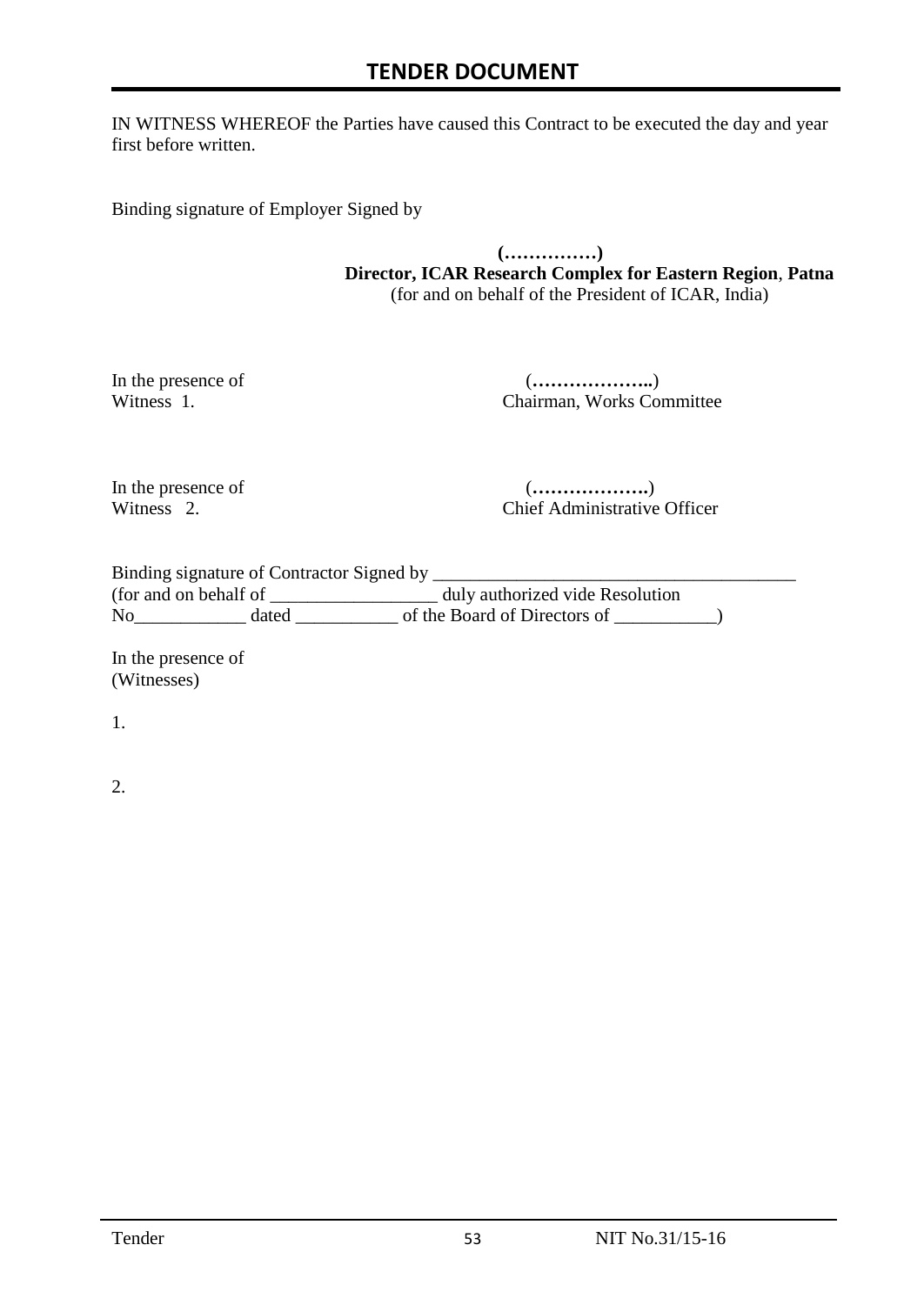IN WITNESS WHEREOF the Parties have caused this Contract to be executed the day and year first before written.

Binding signature of Employer Signed by

**(……………)**
**Director, ICAR Research Complex for Eastern Region**, **Patna**
(for and on behalf of the President of ICAR, India)

In the presence of
Witness 1.

(**………………..**)
Chairman, Works Committee

In the presence of
Witness 2.

(**……………….**)
Chief Administrative Officer

Binding signature of Contractor Signed by _______________________________________
(for and on behalf of _________________ duly authorized vide Resolution
No____________ dated ___________ of the Board of Directors of ___________)

In the presence of
(Witnesses)

1.

2.